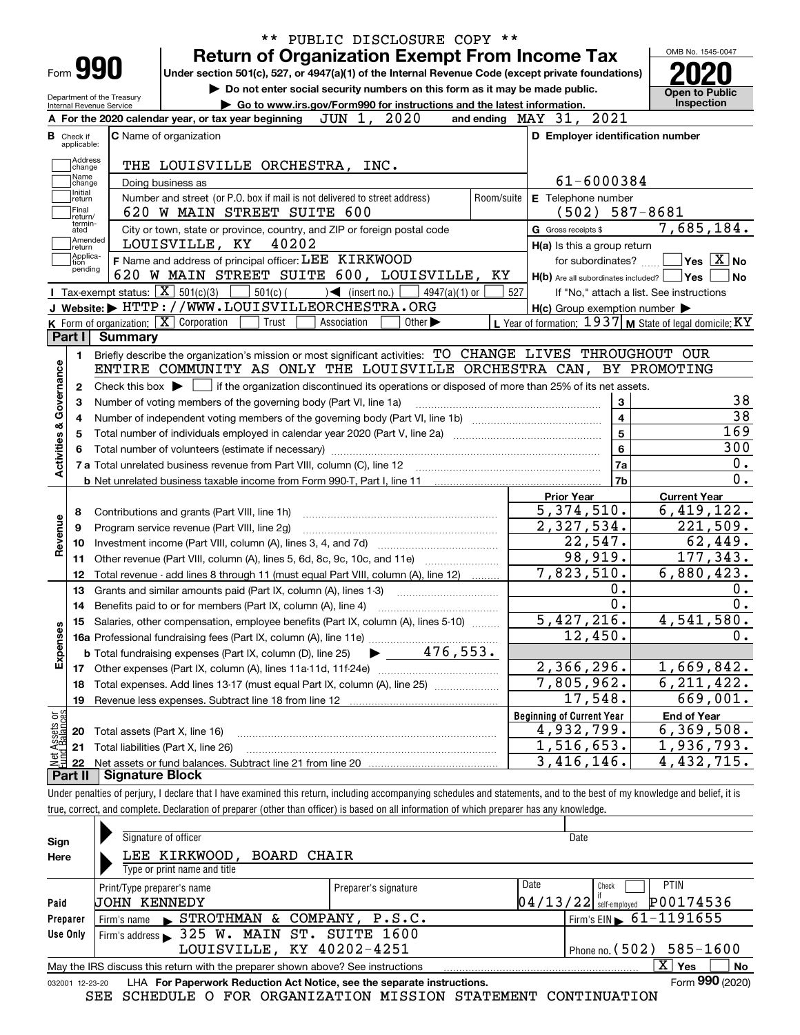** PUBLIC DISCLOSURE COPY **

# Form 990 — Return of Organization Exempt From Income Tax (2020)

Under section 501(c), 527, or 4947(a)(1) of the Internal Revenue Code (except private foundations)

▶ Do not enter social security numbers on this form as it may be made public.

▶ Go to www.irs.gov/Form990 for instructions and the latest information.

Department of the Treasury, Internal Revenue Service — OMB No. 1545-0047 — Open to Public Inspection

**A** For the 2020 calendar year, or tax year beginning JUN 1, 2020 and ending MAY 31, 2021

**B** Check if applicable: Address change, Name change, Initial return, Final return/terminated, Amended return, Application pending

**C** Name of organization: THE LOUISVILLE ORCHESTRA, INC.

Doing business as

Number and street (or P.O. box if mail is not delivered to street address): 620 W MAIN STREET SUITE 600 — Room/suite

City or town, state or province, country, and ZIP or foreign postal code: LOUISVILLE, KY 40202

**D** Employer identification number: 61-6000384

**E** Telephone number: (502) 587-8681

**G** Gross receipts $ 7,685,184.

**F** Name and address of principal officer: LEE KIRKWOOD, 620 W MAIN STREET SUITE 600, LOUISVILLE, KY

**H(a)** Is this a group return for subordinates? ☐ Yes ☒ No

**H(b)** Are all subordinates included? ☐ Yes ☐ No — If "No," attach a list. See instructions

**H(c)** Group exemption number ▶

**I** Tax-exempt status: ☒ 501(c)(3) ☐ 501(c) ( ) ◀ (insert no.) ☐ 4947(a)(1) or ☐ 527

**J** Website: ▶ HTTP://WWW.LOUISVILLEORCHESTRA.ORG

**K** Form of organization: ☒ Corporation ☐ Trust ☐ Association ☐ Other ▶

**L** Year of formation: 1937 **M** State of legal domicile: KY

## Part I Summary

### Activities & Governance

1. Briefly describe the organization's mission or most significant activities: TO CHANGE LIVES THROUGHOUT OUR ENTIRE COMMUNITY AS ONLY THE LOUISVILLE ORCHESTRA CAN, BY PROMOTING
2. Check this box ▶ ☐ if the organization discontinued its operations or disposed of more than 25% of its net assets.

| Line | Description | | Value |
|---|---|---|---|
| 3 | Number of voting members of the governing body (Part VI, line 1a) | 3 | 38 |
| 4 | Number of independent voting members of the governing body (Part VI, line 1b) | 4 | 38 |
| 5 | Total number of individuals employed in calendar year 2020 (Part V, line 2a) | 5 | 169 |
| 6 | Total number of volunteers (estimate if necessary) | 6 | 300 |
| 7a | Total unrelated business revenue from Part VIII, column (C), line 12 | 7a | 0. |
| 7b | Net unrelated business taxable income from Form 990-T, Part I, line 11 | 7b | 0. |

### Revenue / Expenses

| Line | Description | Prior Year | Current Year |
|---|---|---|---|
| 8 | Contributions and grants (Part VIII, line 1h) | 5,374,510. | 6,419,122. |
| 9 | Program service revenue (Part VIII, line 2g) | 2,327,534. | 221,509. |
| 10 | Investment income (Part VIII, column (A), lines 3, 4, and 7d) | 22,547. | 62,449. |
| 11 | Other revenue (Part VIII, column (A), lines 5, 6d, 8c, 9c, 10c, and 11e) | 98,919. | 177,343. |
| 12 | Total revenue - add lines 8 through 11 (must equal Part VIII, column (A), line 12) | 7,823,510. | 6,880,423. |
| 13 | Grants and similar amounts paid (Part IX, column (A), lines 1-3) | 0. | 0. |
| 14 | Benefits paid to or for members (Part IX, column (A), line 4) | 0. | 0. |
| 15 | Salaries, other compensation, employee benefits (Part IX, column (A), lines 5-10) | 5,427,216. | 4,541,580. |
| 16a | Professional fundraising fees (Part IX, column (A), line 11e) | 12,450. | 0. |
| b | Total fundraising expenses (Part IX, column (D), line 25) ▶ 476,553. | | |
| 17 | Other expenses (Part IX, column (A), lines 11a-11d, 11f-24e) | 2,366,296. | 1,669,842. |
| 18 | Total expenses. Add lines 13-17 (must equal Part IX, column (A), line 25) | 7,805,962. | 6,211,422. |
| 19 | Revenue less expenses. Subtract line 18 from line 12 | 17,548. | 669,001. |

### Net Assets or Fund Balances

| Line | Description | Beginning of Current Year | End of Year |
|---|---|---|---|
| 20 | Total assets (Part X, line 16) | 4,932,799. | 6,369,508. |
| 21 | Total liabilities (Part X, line 26) | 1,516,653. | 1,936,793. |
| 22 | Net assets or fund balances. Subtract line 21 from line 20 | 3,416,146. | 4,432,715. |

## Part II Signature Block

Under penalties of perjury, I declare that I have examined this return, including accompanying schedules and statements, and to the best of my knowledge and belief, it is true, correct, and complete. Declaration of preparer (other than officer) is based on all information of which preparer has any knowledge.

**Sign Here**

Signature of officer — Date

LEE KIRKWOOD, BOARD CHAIR

Type or print name and title

**Paid Preparer Use Only**

| Print/Type preparer's name | Preparer's signature | Date | Check if self-employed | PTIN |
|---|---|---|---|---|
| JOHN KENNEDY | | 04/13/22 | ☐ | P00174536 |

Firm's name ▶ STROTHMAN & COMPANY, P.S.C. — Firm's EIN ▶ 61-1191655

Firm's address ▶ 325 W. MAIN ST. SUITE 1600, LOUISVILLE, KY 40202-4251 — Phone no. (502) 585-1600

May the IRS discuss this return with the preparer shown above? See instructions ☒ Yes ☐ No

032001 12-23-20 LHA For Paperwork Reduction Act Notice, see the separate instructions. Form 990 (2020)

SEE SCHEDULE O FOR ORGANIZATION MISSION STATEMENT CONTINUATION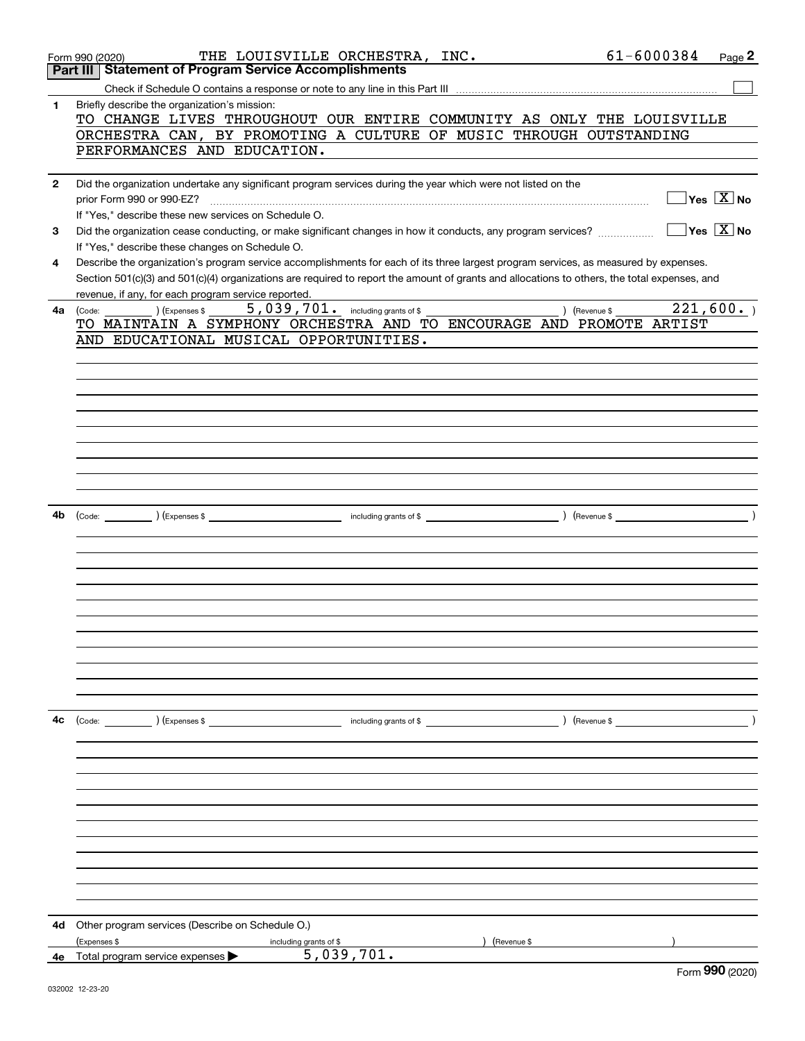Form 990 (2020) THE LOUISVILLE ORCHESTRA, INC. 61-6000384 Page 2

## Part III Statement of Program Service Accomplishments

Check if Schedule O contains a response or note to any line in this Part III ☐

**1** Briefly describe the organization's mission:

TO CHANGE LIVES THROUGHOUT OUR ENTIRE COMMUNITY AS ONLY THE LOUISVILLE ORCHESTRA CAN, BY PROMOTING A CULTURE OF MUSIC THROUGH OUTSTANDING PERFORMANCES AND EDUCATION.

**2** Did the organization undertake any significant program services during the year which were not listed on the prior Form 990 or 990-EZ? ☐ Yes ☒ No

If "Yes," describe these new services on Schedule O.

**3** Did the organization cease conducting, or make significant changes in how it conducts, any program services? ☐ Yes ☒ No

If "Yes," describe these changes on Schedule O.

**4** Describe the organization's program service accomplishments for each of its three largest program services, as measured by expenses. Section 501(c)(3) and 501(c)(4) organizations are required to report the amount of grants and allocations to others, the total expenses, and revenue, if any, for each program service reported.

**4a** (Code: ) (Expenses $ 5,039,701. including grants of $ ) (Revenue $ 221,600. )

TO MAINTAIN A SYMPHONY ORCHESTRA AND TO ENCOURAGE AND PROMOTE ARTIST AND EDUCATIONAL MUSICAL OPPORTUNITIES.

**4b** (Code: ) (Expenses $ including grants of $ ) (Revenue $ )

**4c** (Code: ) (Expenses $ including grants of $ ) (Revenue $ )

**4d** Other program services (Describe on Schedule O.)

(Expenses $ including grants of $ ) (Revenue $ )

**4e** Total program service expenses ▶ 5,039,701.

Form 990 (2020)

032002 12-23-20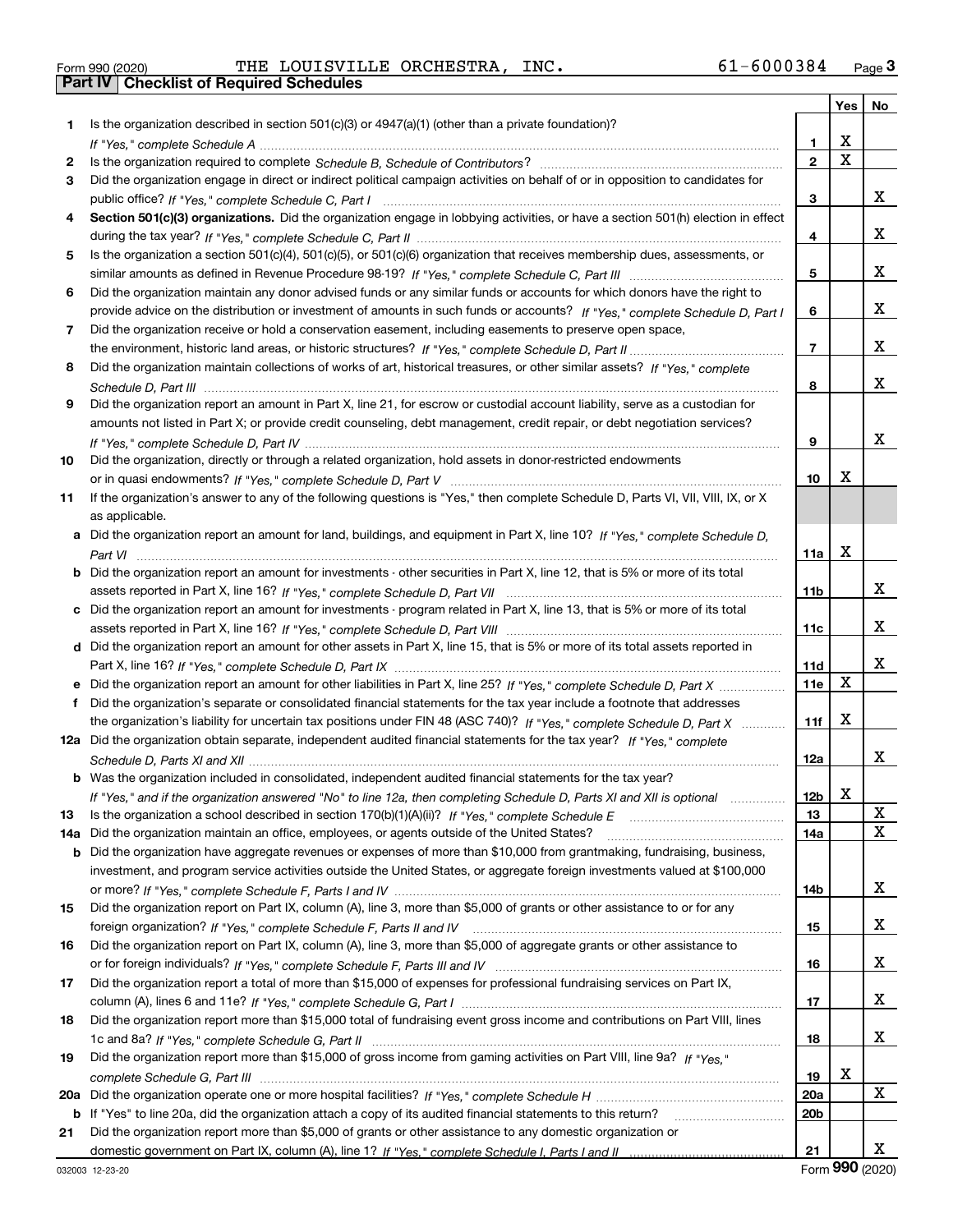Form 990 (2020) THE LOUISVILLE ORCHESTRA, INC. 61-6000384

## Part IV Checklist of Required Schedules

| | | | Yes | No |
|---|---|---|---|---|
| 1 | Is the organization described in section 501(c)(3) or 4947(a)(1) (other than a private foundation)? *If "Yes," complete Schedule A* | 1 | X | |
| 2 | Is the organization required to complete *Schedule B, Schedule of Contributors*? | 2 | X | |
| 3 | Did the organization engage in direct or indirect political campaign activities on behalf of or in opposition to candidates for public office? *If "Yes," complete Schedule C, Part I* | 3 | | X |
| 4 | **Section 501(c)(3) organizations.** Did the organization engage in lobbying activities, or have a section 501(h) election in effect during the tax year? *If "Yes," complete Schedule C, Part II* | 4 | | X |
| 5 | Is the organization a section 501(c)(4), 501(c)(5), or 501(c)(6) organization that receives membership dues, assessments, or similar amounts as defined in Revenue Procedure 98-19? *If "Yes," complete Schedule C, Part III* | 5 | | X |
| 6 | Did the organization maintain any donor advised funds or any similar funds or accounts for which donors have the right to provide advice on the distribution or investment of amounts in such funds or accounts? *If "Yes," complete Schedule D, Part I* | 6 | | X |
| 7 | Did the organization receive or hold a conservation easement, including easements to preserve open space, the environment, historic land areas, or historic structures? *If "Yes," complete Schedule D, Part II* | 7 | | X |
| 8 | Did the organization maintain collections of works of art, historical treasures, or other similar assets? *If "Yes," complete Schedule D, Part III* | 8 | | X |
| 9 | Did the organization report an amount in Part X, line 21, for escrow or custodial account liability, serve as a custodian for amounts not listed in Part X; or provide credit counseling, debt management, credit repair, or debt negotiation services? *If "Yes," complete Schedule D, Part IV* | 9 | | X |
| 10 | Did the organization, directly or through a related organization, hold assets in donor-restricted endowments or in quasi endowments? *If "Yes," complete Schedule D, Part V* | 10 | X | |
| 11 | If the organization's answer to any of the following questions is "Yes," then complete Schedule D, Parts VI, VII, VIII, IX, or X as applicable. | | | |
| a | Did the organization report an amount for land, buildings, and equipment in Part X, line 10? *If "Yes," complete Schedule D, Part VI* | 11a | X | |
| b | Did the organization report an amount for investments - other securities in Part X, line 12, that is 5% or more of its total assets reported in Part X, line 16? *If "Yes," complete Schedule D, Part VII* | 11b | | X |
| c | Did the organization report an amount for investments - program related in Part X, line 13, that is 5% or more of its total assets reported in Part X, line 16? *If "Yes," complete Schedule D, Part VIII* | 11c | | X |
| d | Did the organization report an amount for other assets in Part X, line 15, that is 5% or more of its total assets reported in Part X, line 16? *If "Yes," complete Schedule D, Part IX* | 11d | | X |
| e | Did the organization report an amount for other liabilities in Part X, line 25? *If "Yes," complete Schedule D, Part X* | 11e | X | |
| f | Did the organization's separate or consolidated financial statements for the tax year include a footnote that addresses the organization's liability for uncertain tax positions under FIN 48 (ASC 740)? *If "Yes," complete Schedule D, Part X* | 11f | X | |
| 12a | Did the organization obtain separate, independent audited financial statements for the tax year? *If "Yes," complete Schedule D, Parts XI and XII* | 12a | | X |
| b | Was the organization included in consolidated, independent audited financial statements for the tax year? *If "Yes," and if the organization answered "No" to line 12a, then completing Schedule D, Parts XI and XII is optional* | 12b | X | |
| 13 | Is the organization a school described in section 170(b)(1)(A)(ii)? *If "Yes," complete Schedule E* | 13 | | X |
| 14a | Did the organization maintain an office, employees, or agents outside of the United States? | 14a | | X |
| b | Did the organization have aggregate revenues or expenses of more than $10,000 from grantmaking, fundraising, business, investment, and program service activities outside the United States, or aggregate foreign investments valued at $100,000 or more? *If "Yes," complete Schedule F, Parts I and IV* | 14b | | X |
| 15 | Did the organization report on Part IX, column (A), line 3, more than $5,000 of grants or other assistance to or for any foreign organization? *If "Yes," complete Schedule F, Parts II and IV* | 15 | | X |
| 16 | Did the organization report on Part IX, column (A), line 3, more than $5,000 of aggregate grants or other assistance to or for foreign individuals? *If "Yes," complete Schedule F, Parts III and IV* | 16 | | X |
| 17 | Did the organization report a total of more than $15,000 of expenses for professional fundraising services on Part IX, column (A), lines 6 and 11e? *If "Yes," complete Schedule G, Part I* | 17 | | X |
| 18 | Did the organization report more than $15,000 total of fundraising event gross income and contributions on Part VIII, lines 1c and 8a? *If "Yes," complete Schedule G, Part II* | 18 | | X |
| 19 | Did the organization report more than $15,000 of gross income from gaming activities on Part VIII, line 9a? *If "Yes," complete Schedule G, Part III* | 19 | X | |
| 20a | Did the organization operate one or more hospital facilities? *If "Yes," complete Schedule H* | 20a | | X |
| b | If "Yes" to line 20a, did the organization attach a copy of its audited financial statements to this return? | 20b | | |
| 21 | Did the organization report more than $5,000 of grants or other assistance to any domestic organization or domestic government on Part IX, column (A), line 1? *If "Yes," complete Schedule I, Parts I and II* | 21 | | X |

032003 12-23-20 Form 990 (2020)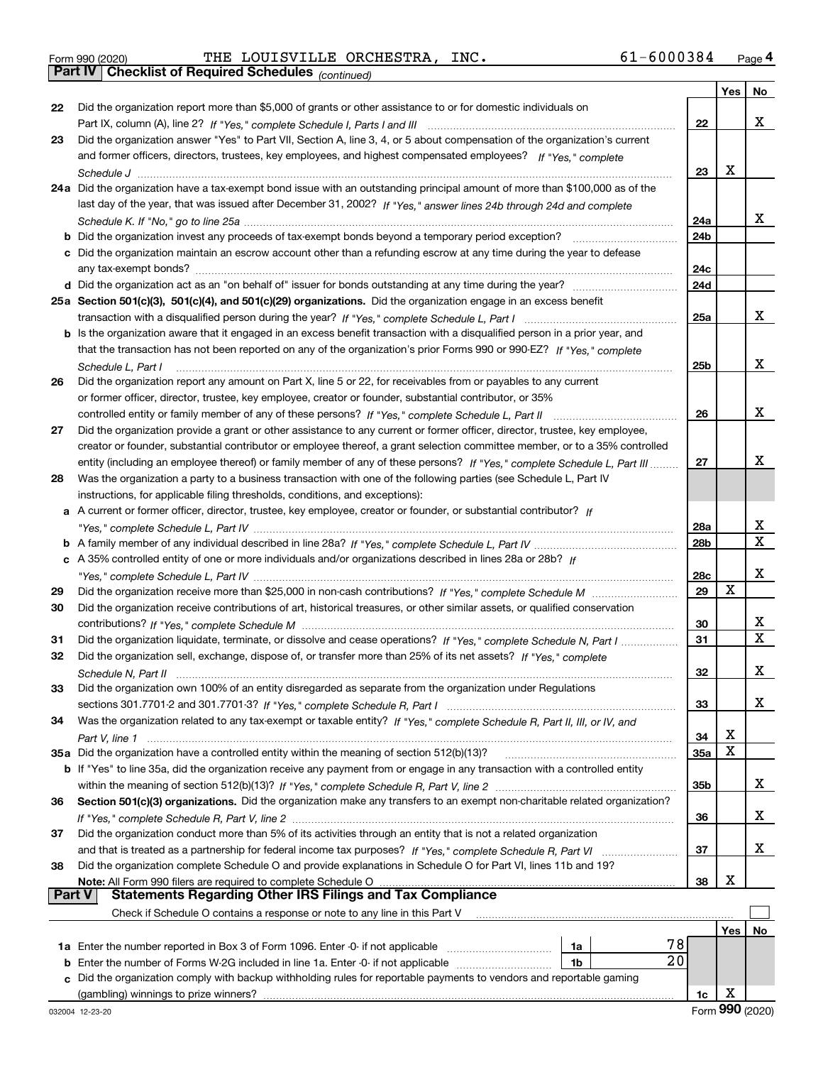Form 990 (2020) THE LOUISVILLE ORCHESTRA, INC. 61-6000384 Page 4

## Part IV Checklist of Required Schedules *(continued)*

| | | | Yes | No |
|---|---|---|---|---|
| 22 | Did the organization report more than $5,000 of grants or other assistance to or for domestic individuals on Part IX, column (A), line 2? *If "Yes," complete Schedule I, Parts I and III* | 22 | | X |
| 23 | Did the organization answer "Yes" to Part VII, Section A, line 3, 4, or 5 about compensation of the organization's current and former officers, directors, trustees, key employees, and highest compensated employees? *If "Yes," complete Schedule J* | 23 | X | |
| 24a | Did the organization have a tax-exempt bond issue with an outstanding principal amount of more than $100,000 as of the last day of the year, that was issued after December 31, 2002? *If "Yes," answer lines 24b through 24d and complete Schedule K. If "No," go to line 25a* | 24a | | X |
| b | Did the organization invest any proceeds of tax-exempt bonds beyond a temporary period exception? | 24b | | |
| c | Did the organization maintain an escrow account other than a refunding escrow at any time during the year to defease any tax-exempt bonds? | 24c | | |
| d | Did the organization act as an "on behalf of" issuer for bonds outstanding at any time during the year? | 24d | | |
| 25a | **Section 501(c)(3), 501(c)(4), and 501(c)(29) organizations.** Did the organization engage in an excess benefit transaction with a disqualified person during the year? *If "Yes," complete Schedule L, Part I* | 25a | | X |
| b | Is the organization aware that it engaged in an excess benefit transaction with a disqualified person in a prior year, and that the transaction has not been reported on any of the organization's prior Forms 990 or 990-EZ? *If "Yes," complete Schedule L, Part I* | 25b | | X |
| 26 | Did the organization report any amount on Part X, line 5 or 22, for receivables from or payables to any current or former officer, director, trustee, key employee, creator or founder, substantial contributor, or 35% controlled entity or family member of any of these persons? *If "Yes," complete Schedule L, Part II* | 26 | | X |
| 27 | Did the organization provide a grant or other assistance to any current or former officer, director, trustee, key employee, creator or founder, substantial contributor or employee thereof, a grant selection committee member, or to a 35% controlled entity (including an employee thereof) or family member of any of these persons? *If "Yes," complete Schedule L, Part III* | 27 | | X |
| 28 | Was the organization a party to a business transaction with one of the following parties (see Schedule L, Part IV instructions, for applicable filing thresholds, conditions, and exceptions): | | | |
| a | A current or former officer, director, trustee, key employee, creator or founder, or substantial contributor? *If "Yes," complete Schedule L, Part IV* | 28a | | X |
| b | A family member of any individual described in line 28a? *If "Yes," complete Schedule L, Part IV* | 28b | | X |
| c | A 35% controlled entity of one or more individuals and/or organizations described in lines 28a or 28b? *If "Yes," complete Schedule L, Part IV* | 28c | | X |
| 29 | Did the organization receive more than $25,000 in non-cash contributions? *If "Yes," complete Schedule M* | 29 | X | |
| 30 | Did the organization receive contributions of art, historical treasures, or other similar assets, or qualified conservation contributions? *If "Yes," complete Schedule M* | 30 | | X |
| 31 | Did the organization liquidate, terminate, or dissolve and cease operations? *If "Yes," complete Schedule N, Part I* | 31 | | X |
| 32 | Did the organization sell, exchange, dispose of, or transfer more than 25% of its net assets? *If "Yes," complete Schedule N, Part II* | 32 | | X |
| 33 | Did the organization own 100% of an entity disregarded as separate from the organization under Regulations sections 301.7701-2 and 301.7701-3? *If "Yes," complete Schedule R, Part I* | 33 | | X |
| 34 | Was the organization related to any tax-exempt or taxable entity? *If "Yes," complete Schedule R, Part II, III, or IV, and Part V, line 1* | 34 | X | |
| 35a | Did the organization have a controlled entity within the meaning of section 512(b)(13)? | 35a | X | |
| b | If "Yes" to line 35a, did the organization receive any payment from or engage in any transaction with a controlled entity within the meaning of section 512(b)(13)? *If "Yes," complete Schedule R, Part V, line 2* | 35b | | X |
| 36 | **Section 501(c)(3) organizations.** Did the organization make any transfers to an exempt non-charitable related organization? *If "Yes," complete Schedule R, Part V, line 2* | 36 | | X |
| 37 | Did the organization conduct more than 5% of its activities through an entity that is not a related organization and that is treated as a partnership for federal income tax purposes? *If "Yes," complete Schedule R, Part VI* | 37 | | X |
| 38 | Did the organization complete Schedule O and provide explanations in Schedule O for Part VI, lines 11b and 19? **Note:** All Form 990 filers are required to complete Schedule O | 38 | X | |

## Part V Statements Regarding Other IRS Filings and Tax Compliance

Check if Schedule O contains a response or note to any line in this Part V ☐

| | | | | | Yes | No |
|---|---|---|---|---|---|---|
| 1a | Enter the number reported in Box 3 of Form 1096. Enter -0- if not applicable | 1a | 78 | | | |
| b | Enter the number of Forms W-2G included in line 1a. Enter -0- if not applicable | 1b | 20 | | | |
| c | Did the organization comply with backup withholding rules for reportable payments to vendors and reportable gaming (gambling) winnings to prize winners? | | | 1c | X | |

032004 12-23-20 Form **990** (2020)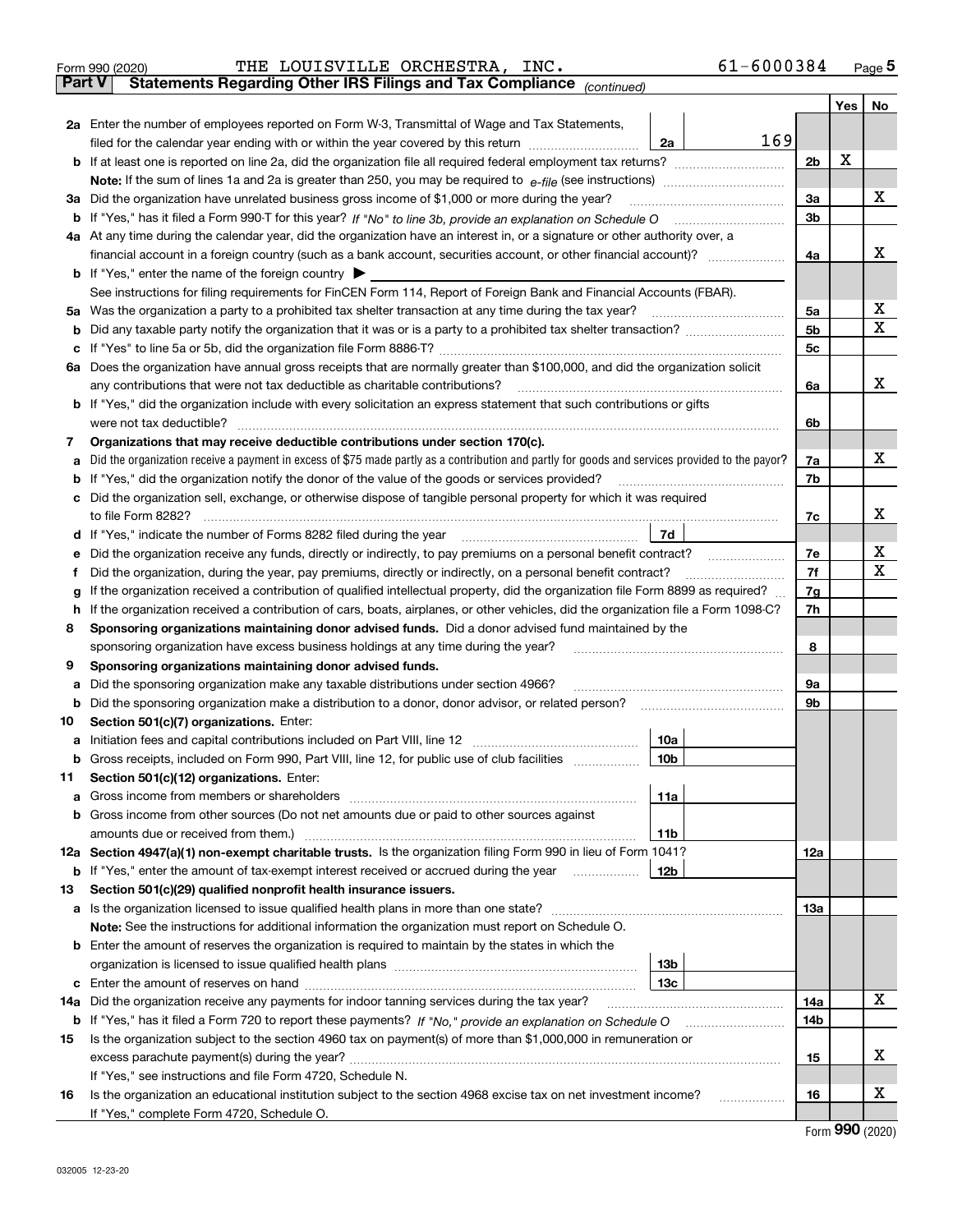Form 990 (2020) THE LOUISVILLE ORCHESTRA, INC. 61-6000384 Page 5

**Part V Statements Regarding Other IRS Filings and Tax Compliance** *(continued)*

| | | | | | Yes | No |
|---|---|---|---|---|---|---|
| **2a** | Enter the number of employees reported on Form W-3, Transmittal of Wage and Tax Statements, filed for the calendar year ending with or within the year covered by this return | 2a | 169 | | | |
| **b** | If at least one is reported on line 2a, did the organization file all required federal employment tax returns? | | | 2b | X | |
| | **Note:** If the sum of lines 1a and 2a is greater than 250, you may be required to *e-file* (see instructions) | | | | | |
| **3a** | Did the organization have unrelated business gross income of $1,000 or more during the year? | | | 3a | | X |
| **b** | If "Yes," has it filed a Form 990-T for this year? *If "No" to line 3b, provide an explanation on Schedule O* | | | 3b | | |
| **4a** | At any time during the calendar year, did the organization have an interest in, or a signature or other authority over, a financial account in a foreign country (such as a bank account, securities account, or other financial account)? | | | 4a | | X |
| **b** | If "Yes," enter the name of the foreign country ▶ | | | | | |
| | See instructions for filing requirements for FinCEN Form 114, Report of Foreign Bank and Financial Accounts (FBAR). | | | | | |
| **5a** | Was the organization a party to a prohibited tax shelter transaction at any time during the tax year? | | | 5a | | X |
| **b** | Did any taxable party notify the organization that it was or is a party to a prohibited tax shelter transaction? | | | 5b | | X |
| **c** | If "Yes" to line 5a or 5b, did the organization file Form 8886-T? | | | 5c | | |
| **6a** | Does the organization have annual gross receipts that are normally greater than $100,000, and did the organization solicit any contributions that were not tax deductible as charitable contributions? | | | 6a | | X |
| **b** | If "Yes," did the organization include with every solicitation an express statement that such contributions or gifts were not tax deductible? | | | 6b | | |
| **7** | **Organizations that may receive deductible contributions under section 170(c).** | | | | | |
| **a** | Did the organization receive a payment in excess of $75 made partly as a contribution and partly for goods and services provided to the payor? | | | 7a | | X |
| **b** | If "Yes," did the organization notify the donor of the value of the goods or services provided? | | | 7b | | |
| **c** | Did the organization sell, exchange, or otherwise dispose of tangible personal property for which it was required to file Form 8282? | | | 7c | | X |
| **d** | If "Yes," indicate the number of Forms 8282 filed during the year | 7d | | | | |
| **e** | Did the organization receive any funds, directly or indirectly, to pay premiums on a personal benefit contract? | | | 7e | | X |
| **f** | Did the organization, during the year, pay premiums, directly or indirectly, on a personal benefit contract? | | | 7f | | X |
| **g** | If the organization received a contribution of qualified intellectual property, did the organization file Form 8899 as required? | | | 7g | | |
| **h** | If the organization received a contribution of cars, boats, airplanes, or other vehicles, did the organization file a Form 1098-C? | | | 7h | | |
| **8** | **Sponsoring organizations maintaining donor advised funds.** Did a donor advised fund maintained by the sponsoring organization have excess business holdings at any time during the year? | | | 8 | | |
| **9** | **Sponsoring organizations maintaining donor advised funds.** | | | | | |
| **a** | Did the sponsoring organization make any taxable distributions under section 4966? | | | 9a | | |
| **b** | Did the sponsoring organization make a distribution to a donor, donor advisor, or related person? | | | 9b | | |
| **10** | **Section 501(c)(7) organizations.** Enter: | | | | | |
| **a** | Initiation fees and capital contributions included on Part VIII, line 12 | 10a | | | | |
| **b** | Gross receipts, included on Form 990, Part VIII, line 12, for public use of club facilities | 10b | | | | |
| **11** | **Section 501(c)(12) organizations.** Enter: | | | | | |
| **a** | Gross income from members or shareholders | 11a | | | | |
| **b** | Gross income from other sources (Do not net amounts due or paid to other sources against amounts due or received from them.) | 11b | | | | |
| **12a** | **Section 4947(a)(1) non-exempt charitable trusts.** Is the organization filing Form 990 in lieu of Form 1041? | | | 12a | | |
| **b** | If "Yes," enter the amount of tax-exempt interest received or accrued during the year | 12b | | | | |
| **13** | **Section 501(c)(29) qualified nonprofit health insurance issuers.** | | | | | |
| **a** | Is the organization licensed to issue qualified health plans in more than one state? | | | 13a | | |
| | **Note:** See the instructions for additional information the organization must report on Schedule O. | | | | | |
| **b** | Enter the amount of reserves the organization is required to maintain by the states in which the organization is licensed to issue qualified health plans | 13b | | | | |
| **c** | Enter the amount of reserves on hand | 13c | | | | |
| **14a** | Did the organization receive any payments for indoor tanning services during the tax year? | | | 14a | | X |
| **b** | If "Yes," has it filed a Form 720 to report these payments? *If "No," provide an explanation on Schedule O* | | | 14b | | |
| **15** | Is the organization subject to the section 4960 tax on payment(s) of more than $1,000,000 in remuneration or excess parachute payment(s) during the year? | | | 15 | | X |
| | If "Yes," see instructions and file Form 4720, Schedule N. | | | | | |
| **16** | Is the organization an educational institution subject to the section 4968 excise tax on net investment income? | | | 16 | | X |
| | If "Yes," complete Form 4720, Schedule O. | | | | | |

Form **990** (2020)

032005 12-23-20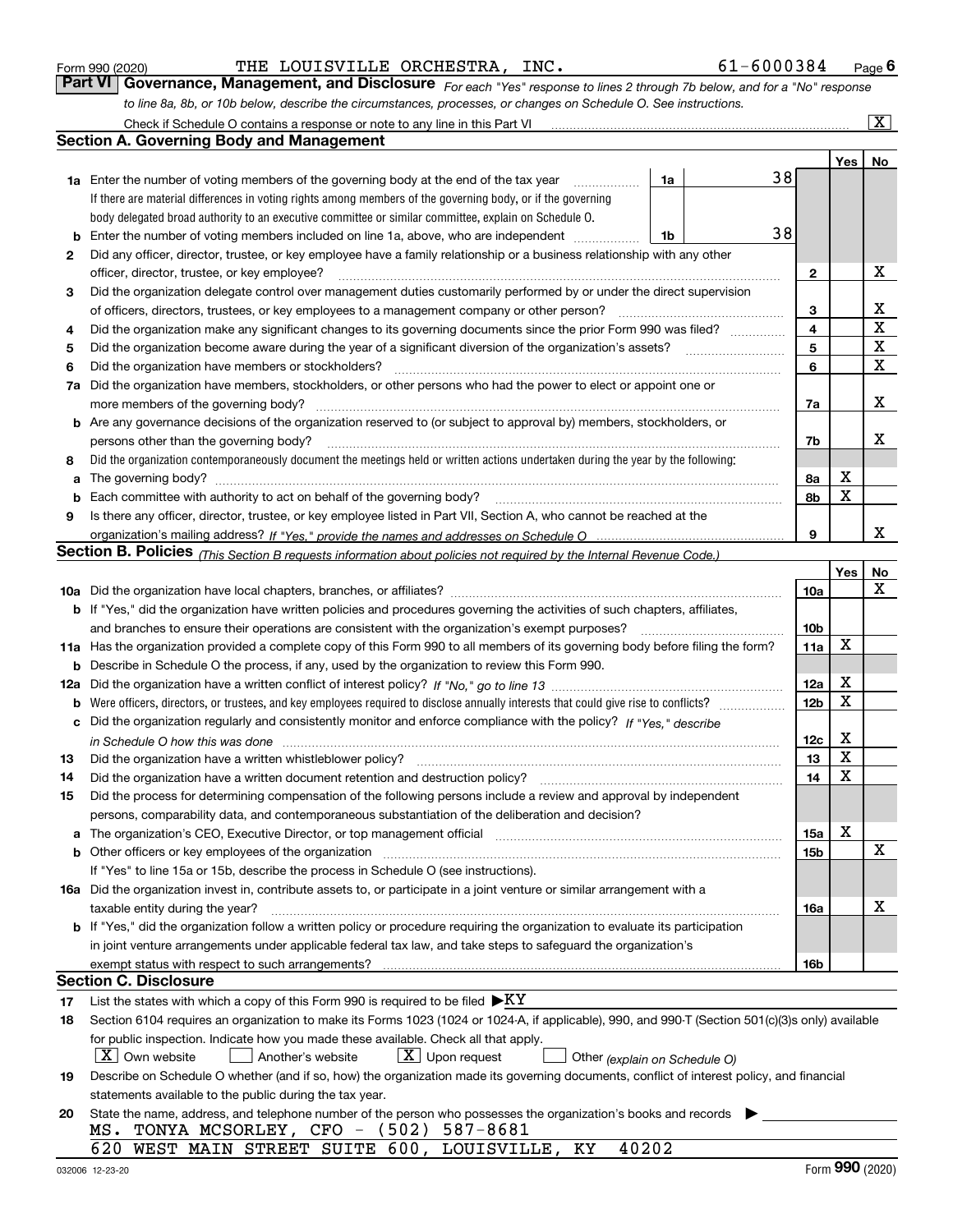Form 990 (2020) THE LOUISVILLE ORCHESTRA, INC. 61-6000384

## Part VI Governance, Management, and Disclosure

*For each "Yes" response to lines 2 through 7b below, and for a "No" response to line 8a, 8b, or 10b below, describe the circumstances, processes, or changes on Schedule O. See instructions.*

Check if Schedule O contains a response or note to any line in this Part VI [X]

### Section A. Governing Body and Management

| | | | | | Yes | No |
|---|---|---|---|---|---|---|
| 1a | Enter the number of voting members of the governing body at the end of the tax year. If there are material differences in voting rights among members of the governing body, or if the governing body delegated broad authority to an executive committee or similar committee, explain on Schedule O. | 1a | 38 | | | |
| b | Enter the number of voting members included on line 1a, above, who are independent | 1b | 38 | | | |
| 2 | Did any officer, director, trustee, or key employee have a family relationship or a business relationship with any other officer, director, trustee, or key employee? | | | 2 | | X |
| 3 | Did the organization delegate control over management duties customarily performed by or under the direct supervision of officers, directors, trustees, or key employees to a management company or other person? | | | 3 | | X |
| 4 | Did the organization make any significant changes to its governing documents since the prior Form 990 was filed? | | | 4 | | X |
| 5 | Did the organization become aware during the year of a significant diversion of the organization's assets? | | | 5 | | X |
| 6 | Did the organization have members or stockholders? | | | 6 | | X |
| 7a | Did the organization have members, stockholders, or other persons who had the power to elect or appoint one or more members of the governing body? | | | 7a | | X |
| b | Are any governance decisions of the organization reserved to (or subject to approval by) members, stockholders, or persons other than the governing body? | | | 7b | | X |
| 8 | Did the organization contemporaneously document the meetings held or written actions undertaken during the year by the following: | | | | | |
| a | The governing body? | | | 8a | X | |
| b | Each committee with authority to act on behalf of the governing body? | | | 8b | X | |
| 9 | Is there any officer, director, trustee, or key employee listed in Part VII, Section A, who cannot be reached at the organization's mailing address? *If "Yes," provide the names and addresses on Schedule O* | | | 9 | | X |

### Section B. Policies *(This Section B requests information about policies not required by the Internal Revenue Code.)*

| | | | Yes | No |
|---|---|---|---|---|
| 10a | Did the organization have local chapters, branches, or affiliates? | 10a | | X |
| b | If "Yes," did the organization have written policies and procedures governing the activities of such chapters, affiliates, and branches to ensure their operations are consistent with the organization's exempt purposes? | 10b | | |
| 11a | Has the organization provided a complete copy of this Form 990 to all members of its governing body before filing the form? | 11a | X | |
| b | Describe in Schedule O the process, if any, used by the organization to review this Form 990. | | | |
| 12a | Did the organization have a written conflict of interest policy? *If "No," go to line 13* | 12a | X | |
| b | Were officers, directors, or trustees, and key employees required to disclose annually interests that could give rise to conflicts? | 12b | X | |
| c | Did the organization regularly and consistently monitor and enforce compliance with the policy? *If "Yes," describe in Schedule O how this was done* | 12c | X | |
| 13 | Did the organization have a written whistleblower policy? | 13 | X | |
| 14 | Did the organization have a written document retention and destruction policy? | 14 | X | |
| 15 | Did the process for determining compensation of the following persons include a review and approval by independent persons, comparability data, and contemporaneous substantiation of the deliberation and decision? | | | |
| a | The organization's CEO, Executive Director, or top management official | 15a | X | |
| b | Other officers or key employees of the organization | 15b | | X |
| | If "Yes" to line 15a or 15b, describe the process in Schedule O (see instructions). | | | |
| 16a | Did the organization invest in, contribute assets to, or participate in a joint venture or similar arrangement with a taxable entity during the year? | 16a | | X |
| b | If "Yes," did the organization follow a written policy or procedure requiring the organization to evaluate its participation in joint venture arrangements under applicable federal tax law, and take steps to safeguard the organization's exempt status with respect to such arrangements? | 16b | | |

### Section C. Disclosure

17 List the states with which a copy of this Form 990 is required to be filed ▶KY

18 Section 6104 requires an organization to make its Forms 1023 (1024 or 1024-A, if applicable), 990, and 990-T (Section 501(c)(3)s only) available for public inspection. Indicate how you made these available. Check all that apply.

[X] Own website [ ] Another's website [X] Upon request [ ] Other *(explain on Schedule O)*

19 Describe on Schedule O whether (and if so, how) the organization made its governing documents, conflict of interest policy, and financial statements available to the public during the tax year.

20 State the name, address, and telephone number of the person who possesses the organization's books and records ▶

MS. TONYA MCSORLEY, CFO - (502) 587-8681
620 WEST MAIN STREET SUITE 600, LOUISVILLE, KY 40202

032006 12-23-20 Form 990 (2020)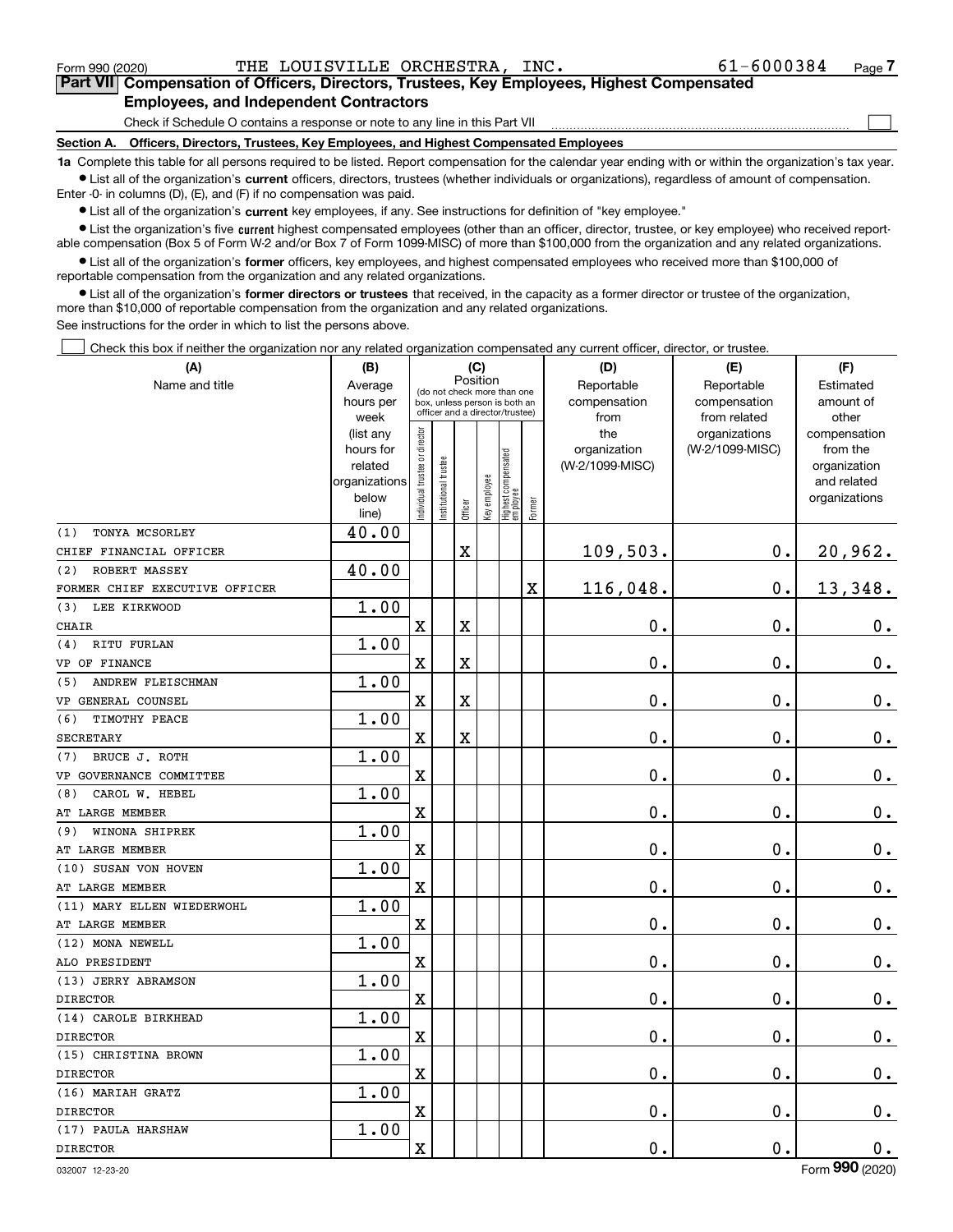Form 990 (2020) THE LOUISVILLE ORCHESTRA, INC. 61-6000384

## Part VII Compensation of Officers, Directors, Trustees, Key Employees, Highest Compensated Employees, and Independent Contractors

Check if Schedule O contains a response or note to any line in this Part VII

### Section A. Officers, Directors, Trustees, Key Employees, and Highest Compensated Employees

**1a** Complete this table for all persons required to be listed. Report compensation for the calendar year ending with or within the organization's tax year.

- List all of the organization's **current** officers, directors, trustees (whether individuals or organizations), regardless of amount of compensation. Enter -0- in columns (D), (E), and (F) if no compensation was paid.
- List all of the organization's **current** key employees, if any. See instructions for definition of "key employee."
- List the organization's five **current** highest compensated employees (other than an officer, director, trustee, or key employee) who received reportable compensation (Box 5 of Form W-2 and/or Box 7 of Form 1099-MISC) of more than $100,000 from the organization and any related organizations.
- List all of the organization's **former** officers, key employees, and highest compensated employees who received more than $100,000 of reportable compensation from the organization and any related organizations.
- List all of the organization's **former directors or trustees** that received, in the capacity as a former director or trustee of the organization, more than $10,000 of reportable compensation from the organization and any related organizations.

See instructions for the order in which to list the persons above.

Check this box if neither the organization nor any related organization compensated any current officer, director, or trustee.

| (A) Name and title | (B) Average hours per week (list any hours for related organizations below line) | (C) Individual trustee or director | Institutional trustee | Officer | Key employee | Highest compensated employee | Former | (D) Reportable compensation from the organization (W-2/1099-MISC) | (E) Reportable compensation from related organizations (W-2/1099-MISC) | (F) Estimated amount of other compensation from the organization and related organizations |
|---|---|---|---|---|---|---|---|---|---|---|
| (1) TONYA MCSORLEY<br>CHIEF FINANCIAL OFFICER | 40.00 | | | X | | | | 109,503. | 0. | 20,962. |
| (2) ROBERT MASSEY<br>FORMER CHIEF EXECUTIVE OFFICER | 40.00 | | | | | | X | 116,048. | 0. | 13,348. |
| (3) LEE KIRKWOOD<br>CHAIR | 1.00 | X | | X | | | | 0. | 0. | 0. |
| (4) RITU FURLAN<br>VP OF FINANCE | 1.00 | X | | X | | | | 0. | 0. | 0. |
| (5) ANDREW FLEISCHMAN<br>VP GENERAL COUNSEL | 1.00 | X | | X | | | | 0. | 0. | 0. |
| (6) TIMOTHY PEACE<br>SECRETARY | 1.00 | X | | X | | | | 0. | 0. | 0. |
| (7) BRUCE J. ROTH<br>VP GOVERNANCE COMMITTEE | 1.00 | X | | | | | | 0. | 0. | 0. |
| (8) CAROL W. HEBEL<br>AT LARGE MEMBER | 1.00 | X | | | | | | 0. | 0. | 0. |
| (9) WINONA SHIPREK<br>AT LARGE MEMBER | 1.00 | X | | | | | | 0. | 0. | 0. |
| (10) SUSAN VON HOVEN<br>AT LARGE MEMBER | 1.00 | X | | | | | | 0. | 0. | 0. |
| (11) MARY ELLEN WIEDERWOHL<br>AT LARGE MEMBER | 1.00 | X | | | | | | 0. | 0. | 0. |
| (12) MONA NEWELL<br>ALO PRESIDENT | 1.00 | X | | | | | | 0. | 0. | 0. |
| (13) JERRY ABRAMSON<br>DIRECTOR | 1.00 | X | | | | | | 0. | 0. | 0. |
| (14) CAROLE BIRKHEAD<br>DIRECTOR | 1.00 | X | | | | | | 0. | 0. | 0. |
| (15) CHRISTINA BROWN<br>DIRECTOR | 1.00 | X | | | | | | 0. | 0. | 0. |
| (16) MARIAH GRATZ<br>DIRECTOR | 1.00 | X | | | | | | 0. | 0. | 0. |
| (17) PAULA HARSHAW<br>DIRECTOR | 1.00 | X | | | | | | 0. | 0. | 0. |

032007 12-23-20 Form 990 (2020)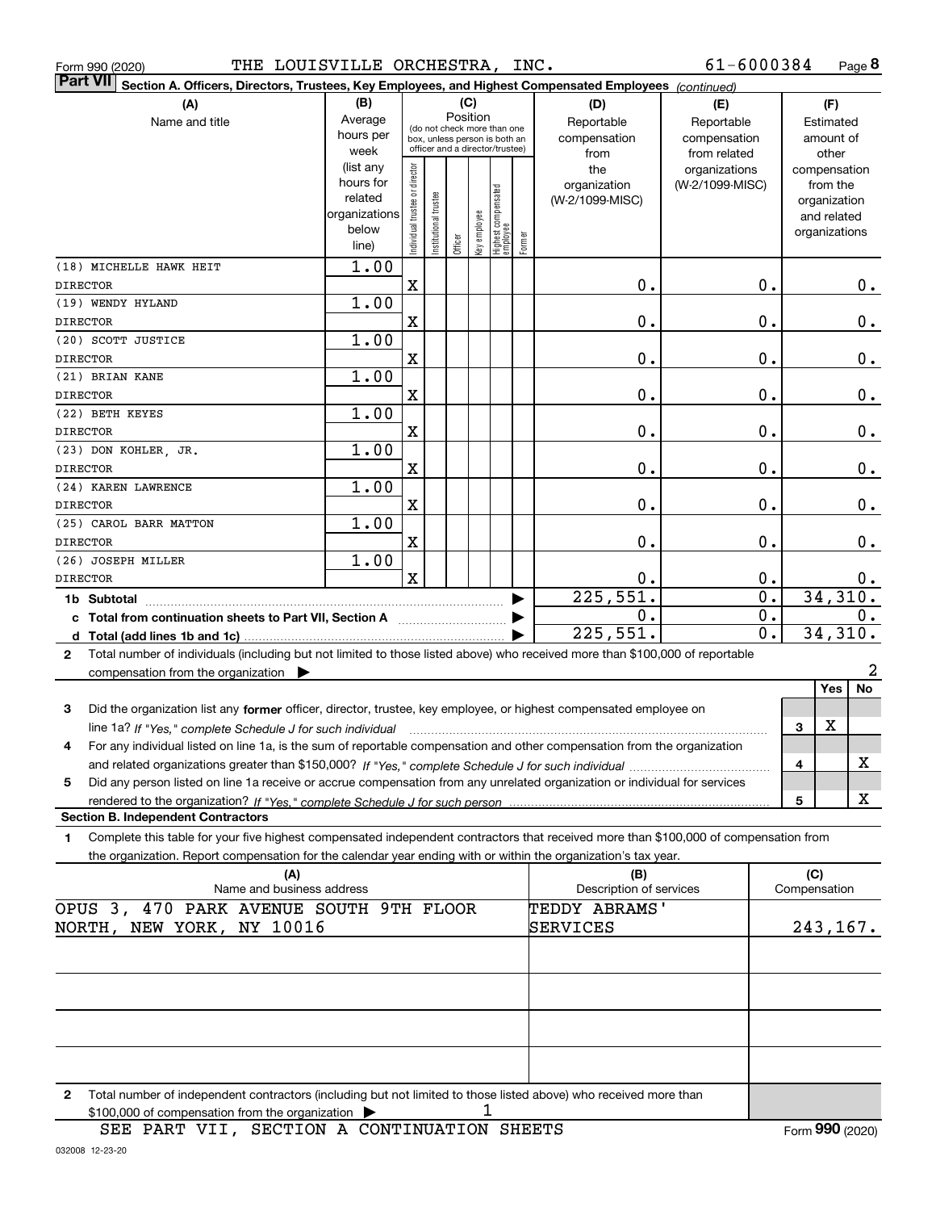Form 990 (2020) THE LOUISVILLE ORCHESTRA, INC. 61-6000384 Page **8**

**Part VII** Section A. Officers, Directors, Trustees, Key Employees, and Highest Compensated Employees *(continued)*

| (A) Name and title | (B) Average hours per week (list any hours for related organizations below line) | (C) Position: Individual trustee or director | Institutional trustee | Officer | Key employee | Highest compensated employee | Former | (D) Reportable compensation from the organization (W-2/1099-MISC) | (E) Reportable compensation from related organizations (W-2/1099-MISC) | (F) Estimated amount of other compensation from the organization and related organizations |
|---|---|---|---|---|---|---|---|---|---|---|
| (18) MICHELLE HAWK HEIT<br>DIRECTOR | 1.00 | X | | | | | | 0. | 0. | 0. |
| (19) WENDY HYLAND<br>DIRECTOR | 1.00 | X | | | | | | 0. | 0. | 0. |
| (20) SCOTT JUSTICE<br>DIRECTOR | 1.00 | X | | | | | | 0. | 0. | 0. |
| (21) BRIAN KANE<br>DIRECTOR | 1.00 | X | | | | | | 0. | 0. | 0. |
| (22) BETH KEYES<br>DIRECTOR | 1.00 | X | | | | | | 0. | 0. | 0. |
| (23) DON KOHLER, JR.<br>DIRECTOR | 1.00 | X | | | | | | 0. | 0. | 0. |
| (24) KAREN LAWRENCE<br>DIRECTOR | 1.00 | X | | | | | | 0. | 0. | 0. |
| (25) CAROL BARR MATTON<br>DIRECTOR | 1.00 | X | | | | | | 0. | 0. | 0. |
| (26) JOSEPH MILLER<br>DIRECTOR | 1.00 | X | | | | | | 0. | 0. | 0. |
| **1b Subtotal** | | | | | | | | 225,551. | 0. | 34,310. |
| **c Total from continuation sheets to Part VII, Section A** | | | | | | | | 0. | 0. | 0. |
| **d Total (add lines 1b and 1c)** | | | | | | | | 225,551. | 0. | 34,310. |

**2** Total number of individuals (including but not limited to those listed above) who received more than $100,000 of reportable compensation from the organization ▶ 2

| | | Yes | No |
|---|---|---|---|
| **3** Did the organization list any **former** officer, director, trustee, key employee, or highest compensated employee on line 1a? *If "Yes," complete Schedule J for such individual* | 3 | X | |
| **4** For any individual listed on line 1a, is the sum of reportable compensation and other compensation from the organization and related organizations greater than $150,000? *If "Yes," complete Schedule J for such individual* | 4 | | X |
| **5** Did any person listed on line 1a receive or accrue compensation from any unrelated organization or individual for services rendered to the organization? *If "Yes," complete Schedule J for such person* | 5 | | X |

**Section B. Independent Contractors**

**1** Complete this table for your five highest compensated independent contractors that received more than $100,000 of compensation from the organization. Report compensation for the calendar year ending with or within the organization's tax year.

| (A) Name and business address | (B) Description of services | (C) Compensation |
|---|---|---|
| OPUS 3, 470 PARK AVENUE SOUTH 9TH FLOOR NORTH, NEW YORK, NY 10016 | TEDDY ABRAMS' SERVICES | 243,167. |
| | | |
| | | |
| | | |
| | | |

**2** Total number of independent contractors (including but not limited to those listed above) who received more than $100,000 of compensation from the organization ▶ 1

SEE PART VII, SECTION A CONTINUATION SHEETS

Form **990** (2020)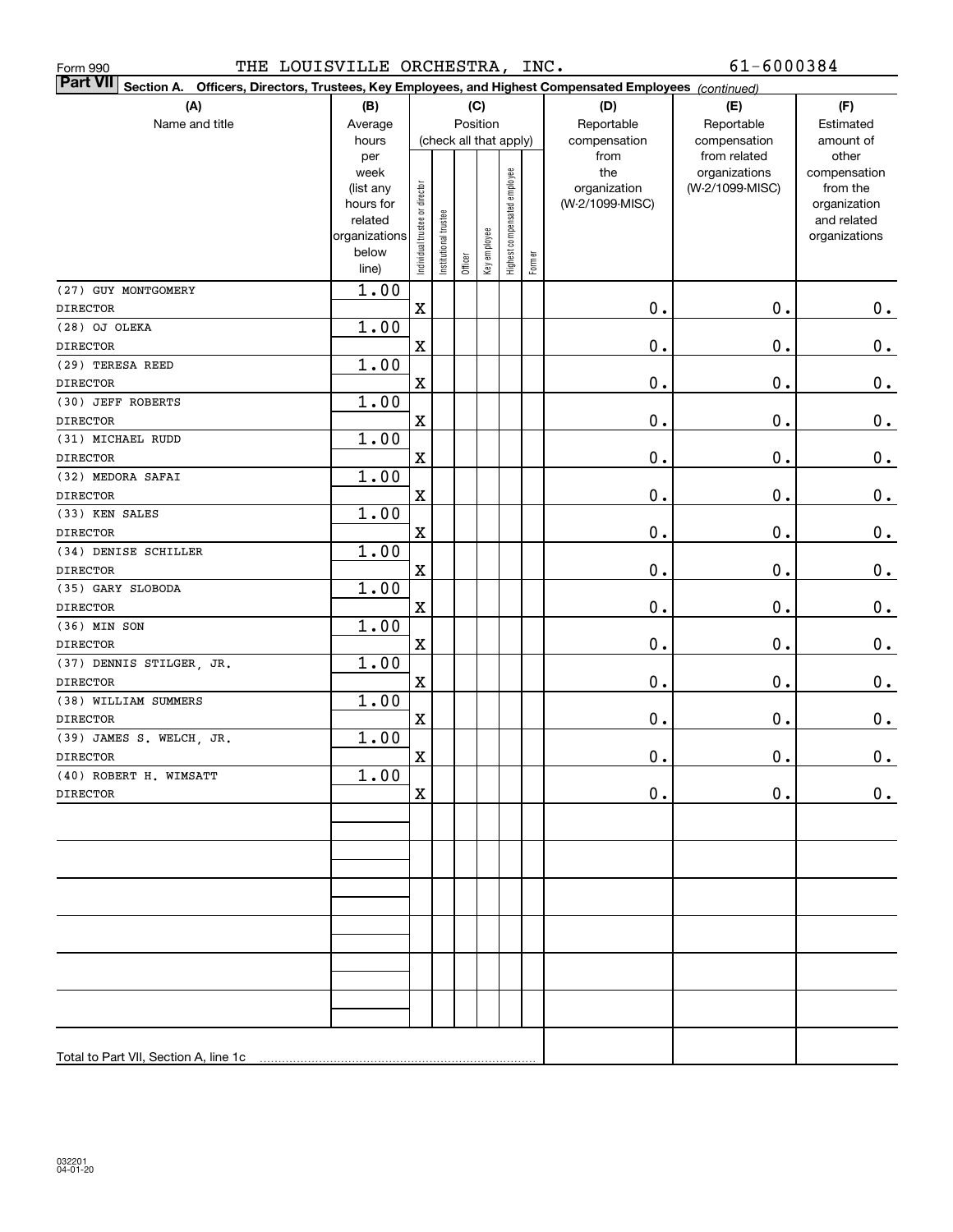Form 990 THE LOUISVILLE ORCHESTRA, INC. 61-6000384

**Part VII** Section A. Officers, Directors, Trustees, Key Employees, and Highest Compensated Employees *(continued)*

| (A) Name and title | (B) Average hours per week (list any hours for related organizations below line) | (C) Position (check all that apply): Individual trustee or director | Institutional trustee | Officer | Key employee | Highest compensated employee | Former | (D) Reportable compensation from the organization (W-2/1099-MISC) | (E) Reportable compensation from related organizations (W-2/1099-MISC) | (F) Estimated amount of other compensation from the organization and related organizations |
|---|---|---|---|---|---|---|---|---|---|---|
| (27) GUY MONTGOMERY<br>DIRECTOR | 1.00 | X | | | | | | 0. | 0. | 0. |
| (28) OJ OLEKA<br>DIRECTOR | 1.00 | X | | | | | | 0. | 0. | 0. |
| (29) TERESA REED<br>DIRECTOR | 1.00 | X | | | | | | 0. | 0. | 0. |
| (30) JEFF ROBERTS<br>DIRECTOR | 1.00 | X | | | | | | 0. | 0. | 0. |
| (31) MICHAEL RUDD<br>DIRECTOR | 1.00 | X | | | | | | 0. | 0. | 0. |
| (32) MEDORA SAFAI<br>DIRECTOR | 1.00 | X | | | | | | 0. | 0. | 0. |
| (33) KEN SALES<br>DIRECTOR | 1.00 | X | | | | | | 0. | 0. | 0. |
| (34) DENISE SCHILLER<br>DIRECTOR | 1.00 | X | | | | | | 0. | 0. | 0. |
| (35) GARY SLOBODA<br>DIRECTOR | 1.00 | X | | | | | | 0. | 0. | 0. |
| (36) MIN SON<br>DIRECTOR | 1.00 | X | | | | | | 0. | 0. | 0. |
| (37) DENNIS STILGER, JR.<br>DIRECTOR | 1.00 | X | | | | | | 0. | 0. | 0. |
| (38) WILLIAM SUMMERS<br>DIRECTOR | 1.00 | X | | | | | | 0. | 0. | 0. |
| (39) JAMES S. WELCH, JR.<br>DIRECTOR | 1.00 | X | | | | | | 0. | 0. | 0. |
| (40) ROBERT H. WIMSATT<br>DIRECTOR | 1.00 | X | | | | | | 0. | 0. | 0. |
| Total to Part VII, Section A, line 1c | | | | | | | | | | |

032201 04-01-20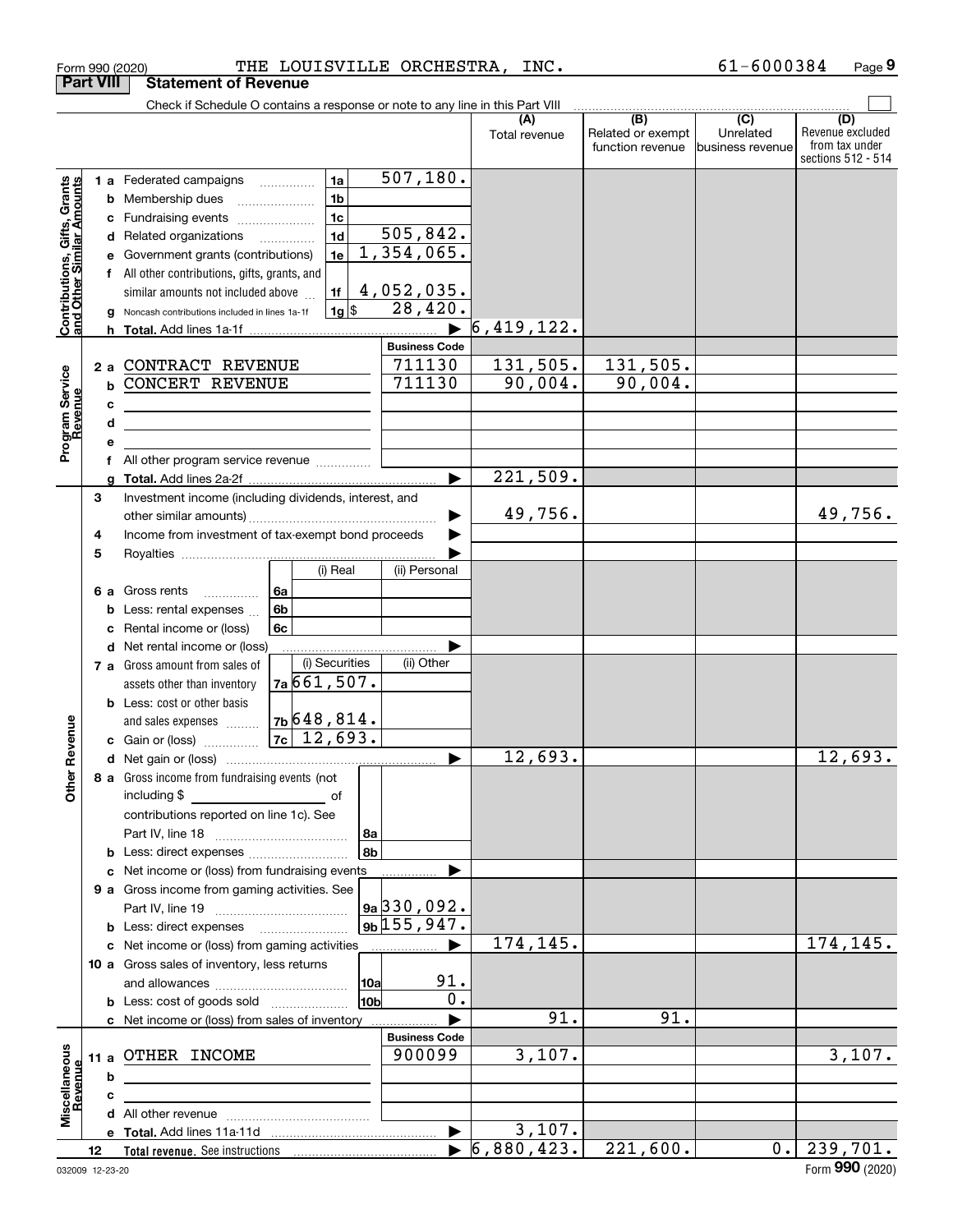Form 990 (2020) THE LOUISVILLE ORCHESTRA, INC. 61-6000384 Page 9

## Part VIII Statement of Revenue

Check if Schedule O contains a response or note to any line in this Part VIII

| | | | (A) Total revenue | (B) Related or exempt function revenue | (C) Unrelated business revenue | (D) Revenue excluded from tax under sections 512 - 514 |
|---|---|---|---|---|---|---|
| **Contributions, Gifts, Grants and Other Similar Amounts** | 1 a Federated campaigns | 1a 507,180. | | | | |
| | b Membership dues | 1b | | | | |
| | c Fundraising events | 1c | | | | |
| | d Related organizations | 1d 505,842. | | | | |
| | e Government grants (contributions) | 1e 1,354,065. | | | | |
| | f All other contributions, gifts, grants, and similar amounts not included above | 1f 4,052,035. | | | | |
| | g Noncash contributions included in lines 1a-1f | 1g $ 28,420. | | | | |
| | h Total. Add lines 1a-1f | | 6,419,122. | | | |
| **Program Service Revenue** | | Business Code | | | | |
| | 2 a CONTRACT REVENUE | 711130 | 131,505. | 131,505. | | |
| | b CONCERT REVENUE | 711130 | 90,004. | 90,004. | | |
| | c | | | | | |
| | d | | | | | |
| | e | | | | | |
| | f All other program service revenue | | | | | |
| | g Total. Add lines 2a-2f | | 221,509. | | | |
| **Other Revenue** | 3 Investment income (including dividends, interest, and other similar amounts) | | 49,756. | | | 49,756. |
| | 4 Income from investment of tax-exempt bond proceeds | | | | | |
| | 5 Royalties | | | | | |
| | 6 a Gross rents — (i) Real / (ii) Personal | 6a | | | | |
| | b Less: rental expenses | 6b | | | | |
| | c Rental income or (loss) | 6c | | | | |
| | d Net rental income or (loss) | | | | | |
| | 7 a Gross amount from sales of assets other than inventory — (i) Securities / (ii) Other | 7a 661,507. | | | | |
| | b Less: cost or other basis and sales expenses | 7b 648,814. | | | | |
| | c Gain or (loss) | 7c 12,693. | | | | |
| | d Net gain or (loss) | | 12,693. | | | 12,693. |
| | 8 a Gross income from fundraising events (not including $ ____ of contributions reported on line 1c). See Part IV, line 18 | 8a | | | | |
| | b Less: direct expenses | 8b | | | | |
| | c Net income or (loss) from fundraising events | | | | | |
| | 9 a Gross income from gaming activities. See Part IV, line 19 | 9a 330,092. | | | | |
| | b Less: direct expenses | 9b 155,947. | | | | |
| | c Net income or (loss) from gaming activities | | 174,145. | | | 174,145. |
| | 10 a Gross sales of inventory, less returns and allowances | 10a 91. | | | | |
| | b Less: cost of goods sold | 10b 0. | | | | |
| | c Net income or (loss) from sales of inventory | | 91. | 91. | | |
| **Miscellaneous Revenue** | | Business Code | | | | |
| | 11 a OTHER INCOME | 900099 | 3,107. | | | 3,107. |
| | b | | | | | |
| | c | | | | | |
| | d All other revenue | | | | | |
| | e Total. Add lines 11a-11d | | 3,107. | | | |
| | 12 Total revenue. See instructions | | 6,880,423. | 221,600. | 0. | 239,701. |

032009 12-23-20 Form **990** (2020)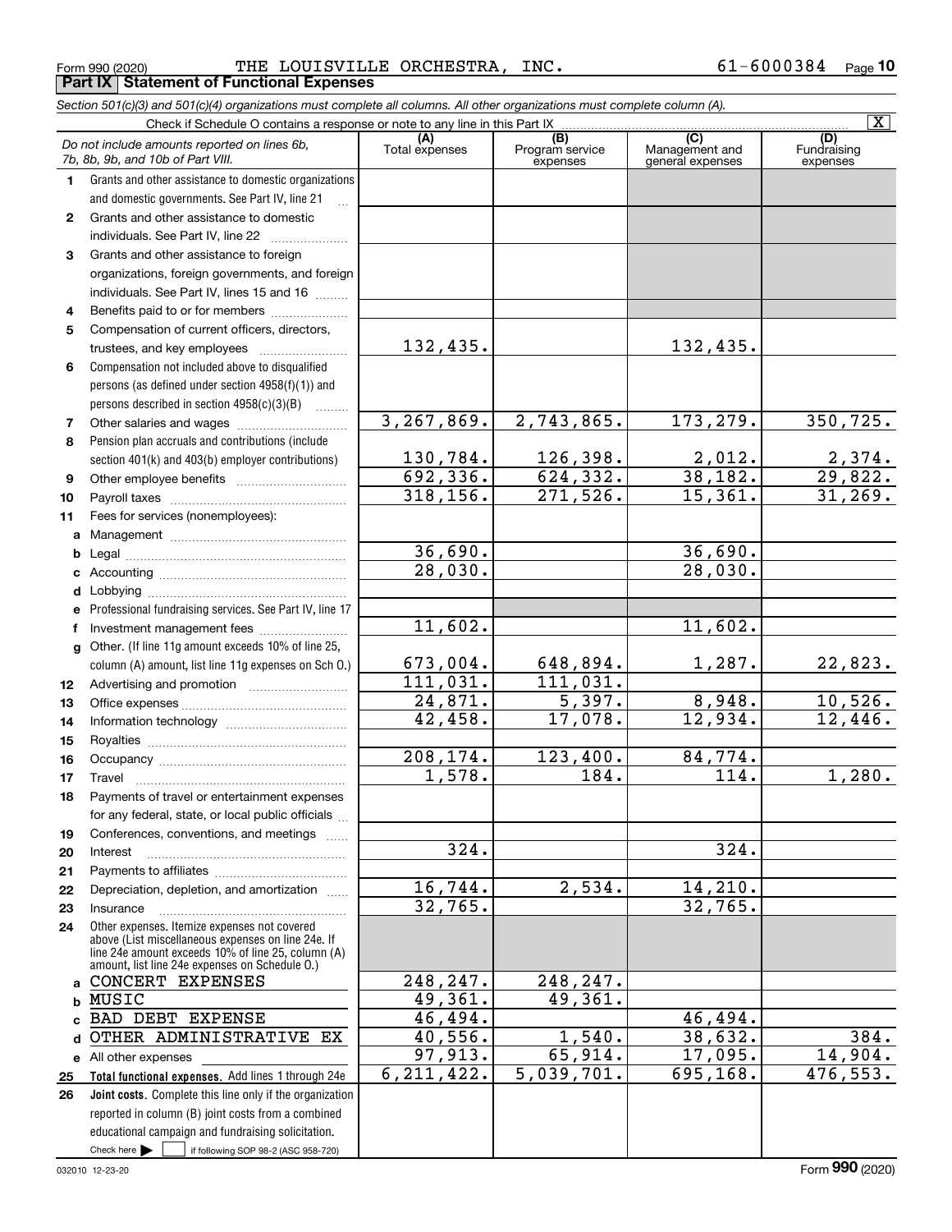Form 990 (2020) THE LOUISVILLE ORCHESTRA, INC. 61-6000384 Page 10

## Part IX Statement of Functional Expenses

*Section 501(c)(3) and 501(c)(4) organizations must complete all columns. All other organizations must complete column (A).*

Check if Schedule O contains a response or note to any line in this Part IX [X]

| | *Do not include amounts reported on lines 6b, 7b, 8b, 9b, and 10b of Part VIII.* | (A) Total expenses | (B) Program service expenses | (C) Management and general expenses | (D) Fundraising expenses |
|---|---|---|---|---|---|
| 1 | Grants and other assistance to domestic organizations and domestic governments. See Part IV, line 21 | | | | |
| 2 | Grants and other assistance to domestic individuals. See Part IV, line 22 | | | | |
| 3 | Grants and other assistance to foreign organizations, foreign governments, and foreign individuals. See Part IV, lines 15 and 16 | | | | |
| 4 | Benefits paid to or for members | | | | |
| 5 | Compensation of current officers, directors, trustees, and key employees | 132,435. | | 132,435. | |
| 6 | Compensation not included above to disqualified persons (as defined under section 4958(f)(1)) and persons described in section 4958(c)(3)(B) | | | | |
| 7 | Other salaries and wages | 3,267,869. | 2,743,865. | 173,279. | 350,725. |
| 8 | Pension plan accruals and contributions (include section 401(k) and 403(b) employer contributions) | 130,784. | 126,398. | 2,012. | 2,374. |
| 9 | Other employee benefits | 692,336. | 624,332. | 38,182. | 29,822. |
| 10 | Payroll taxes | 318,156. | 271,526. | 15,361. | 31,269. |
| 11 | Fees for services (nonemployees): | | | | |
| a | Management | | | | |
| b | Legal | 36,690. | | 36,690. | |
| c | Accounting | 28,030. | | 28,030. | |
| d | Lobbying | | | | |
| e | Professional fundraising services. See Part IV, line 17 | | | | |
| f | Investment management fees | 11,602. | | 11,602. | |
| g | Other. (If line 11g amount exceeds 10% of line 25, column (A) amount, list line 11g expenses on Sch O.) | 673,004. | 648,894. | 1,287. | 22,823. |
| 12 | Advertising and promotion | 111,031. | 111,031. | | |
| 13 | Office expenses | 24,871. | 5,397. | 8,948. | 10,526. |
| 14 | Information technology | 42,458. | 17,078. | 12,934. | 12,446. |
| 15 | Royalties | | | | |
| 16 | Occupancy | 208,174. | 123,400. | 84,774. | |
| 17 | Travel | 1,578. | 184. | 114. | 1,280. |
| 18 | Payments of travel or entertainment expenses for any federal, state, or local public officials | | | | |
| 19 | Conferences, conventions, and meetings | | | | |
| 20 | Interest | 324. | | 324. | |
| 21 | Payments to affiliates | | | | |
| 22 | Depreciation, depletion, and amortization | 16,744. | 2,534. | 14,210. | |
| 23 | Insurance | 32,765. | | 32,765. | |
| 24 | Other expenses. Itemize expenses not covered above (List miscellaneous expenses on line 24e. If line 24e amount exceeds 10% of line 25, column (A) amount, list line 24e expenses on Schedule O.) | | | | |
| a | CONCERT EXPENSES | 248,247. | 248,247. | | |
| b | MUSIC | 49,361. | 49,361. | | |
| c | BAD DEBT EXPENSE | 46,494. | | 46,494. | |
| d | OTHER ADMINISTRATIVE EX | 40,556. | 1,540. | 38,632. | 384. |
| e | All other expenses | 97,913. | 65,914. | 17,095. | 14,904. |
| 25 | **Total functional expenses.** Add lines 1 through 24e | 6,211,422. | 5,039,701. | 695,168. | 476,553. |
| 26 | **Joint costs.** Complete this line only if the organization reported in column (B) joint costs from a combined educational campaign and fundraising solicitation. Check here [ ] if following SOP 98-2 (ASC 958-720) | | | | |

032010 12-23-20 Form **990** (2020)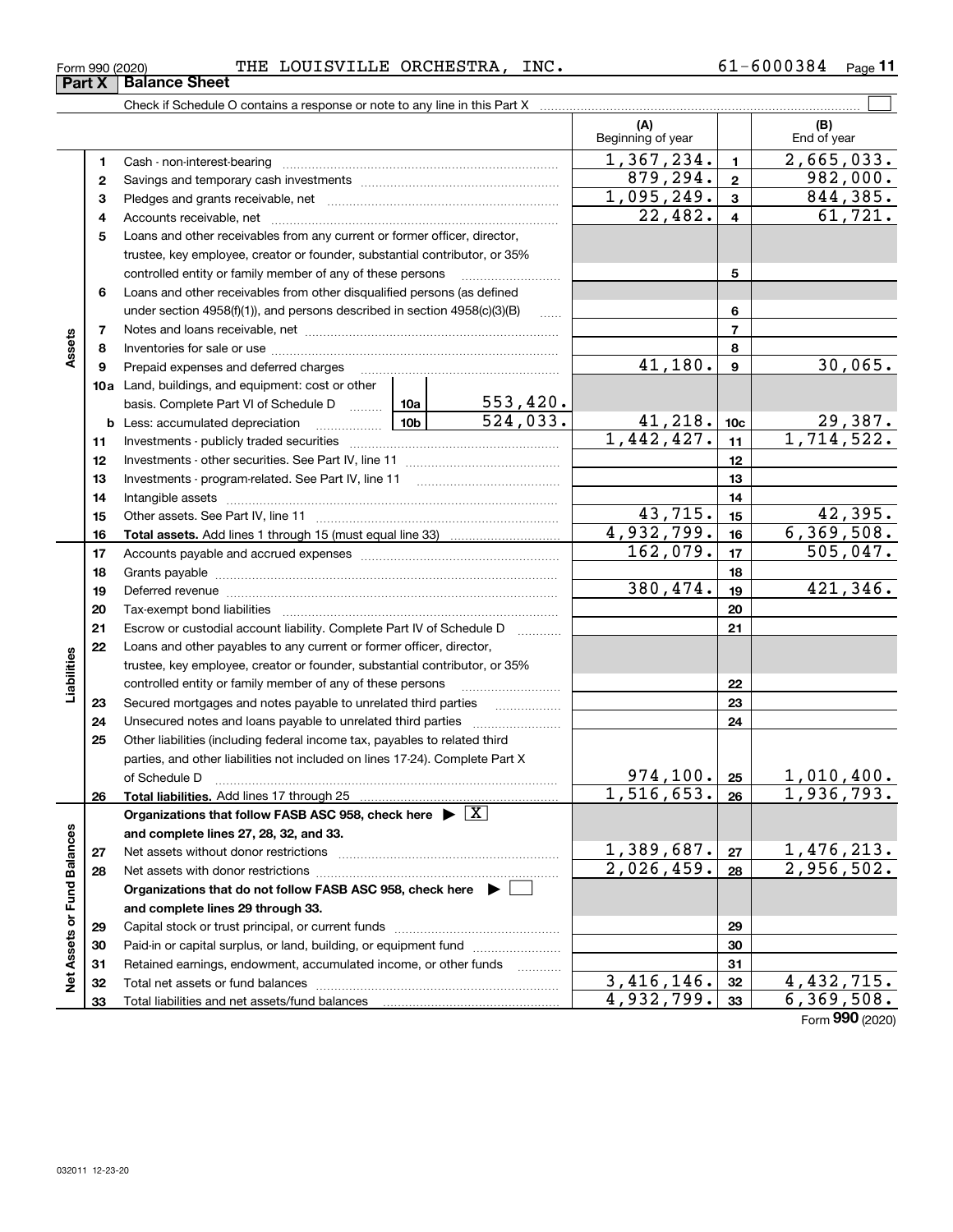Form 990 (2020) THE LOUISVILLE ORCHESTRA, INC. 61-6000384 Page 11

## Part X Balance Sheet

Check if Schedule O contains a response or note to any line in this Part X

| | | | | | (A) Beginning of year | | (B) End of year |
|---|---|---|---|---|---|---|---|
| Assets | 1 | Cash - non-interest-bearing | | | 1,367,234. | 1 | 2,665,033. |
| | 2 | Savings and temporary cash investments | | | 879,294. | 2 | 982,000. |
| | 3 | Pledges and grants receivable, net | | | 1,095,249. | 3 | 844,385. |
| | 4 | Accounts receivable, net | | | 22,482. | 4 | 61,721. |
| | 5 | Loans and other receivables from any current or former officer, director, trustee, key employee, creator or founder, substantial contributor, or 35% controlled entity or family member of any of these persons | | | | 5 | |
| | 6 | Loans and other receivables from other disqualified persons (as defined under section 4958(f)(1)), and persons described in section 4958(c)(3)(B) | | | | 6 | |
| | 7 | Notes and loans receivable, net | | | | 7 | |
| | 8 | Inventories for sale or use | | | | 8 | |
| | 9 | Prepaid expenses and deferred charges | | | 41,180. | 9 | 30,065. |
| | 10a | Land, buildings, and equipment: cost or other basis. Complete Part VI of Schedule D | 10a | 553,420. | | | |
| | b | Less: accumulated depreciation | 10b | 524,033. | 41,218. | 10c | 29,387. |
| | 11 | Investments - publicly traded securities | | | 1,442,427. | 11 | 1,714,522. |
| | 12 | Investments - other securities. See Part IV, line 11 | | | | 12 | |
| | 13 | Investments - program-related. See Part IV, line 11 | | | | 13 | |
| | 14 | Intangible assets | | | | 14 | |
| | 15 | Other assets. See Part IV, line 11 | | | 43,715. | 15 | 42,395. |
| | 16 | **Total assets.** Add lines 1 through 15 (must equal line 33) | | | 4,932,799. | 16 | 6,369,508. |
| Liabilities | 17 | Accounts payable and accrued expenses | | | 162,079. | 17 | 505,047. |
| | 18 | Grants payable | | | | 18 | |
| | 19 | Deferred revenue | | | 380,474. | 19 | 421,346. |
| | 20 | Tax-exempt bond liabilities | | | | 20 | |
| | 21 | Escrow or custodial account liability. Complete Part IV of Schedule D | | | | 21 | |
| | 22 | Loans and other payables to any current or former officer, director, trustee, key employee, creator or founder, substantial contributor, or 35% controlled entity or family member of any of these persons | | | | 22 | |
| | 23 | Secured mortgages and notes payable to unrelated third parties | | | | 23 | |
| | 24 | Unsecured notes and loans payable to unrelated third parties | | | | 24 | |
| | 25 | Other liabilities (including federal income tax, payables to related third parties, and other liabilities not included on lines 17-24). Complete Part X of Schedule D | | | 974,100. | 25 | 1,010,400. |
| | 26 | **Total liabilities.** Add lines 17 through 25 | | | 1,516,653. | 26 | 1,936,793. |
| Net Assets or Fund Balances | | **Organizations that follow FASB ASC 958, check here** ▶ [X] **and complete lines 27, 28, 32, and 33.** | | | | | |
| | 27 | Net assets without donor restrictions | | | 1,389,687. | 27 | 1,476,213. |
| | 28 | Net assets with donor restrictions | | | 2,026,459. | 28 | 2,956,502. |
| | | **Organizations that do not follow FASB ASC 958, check here** ▶ [ ] **and complete lines 29 through 33.** | | | | | |
| | 29 | Capital stock or trust principal, or current funds | | | | 29 | |
| | 30 | Paid-in or capital surplus, or land, building, or equipment fund | | | | 30 | |
| | 31 | Retained earnings, endowment, accumulated income, or other funds | | | | 31 | |
| | 32 | Total net assets or fund balances | | | 3,416,146. | 32 | 4,432,715. |
| | 33 | Total liabilities and net assets/fund balances | | | 4,932,799. | 33 | 6,369,508. |

Form 990 (2020)

032011 12-23-20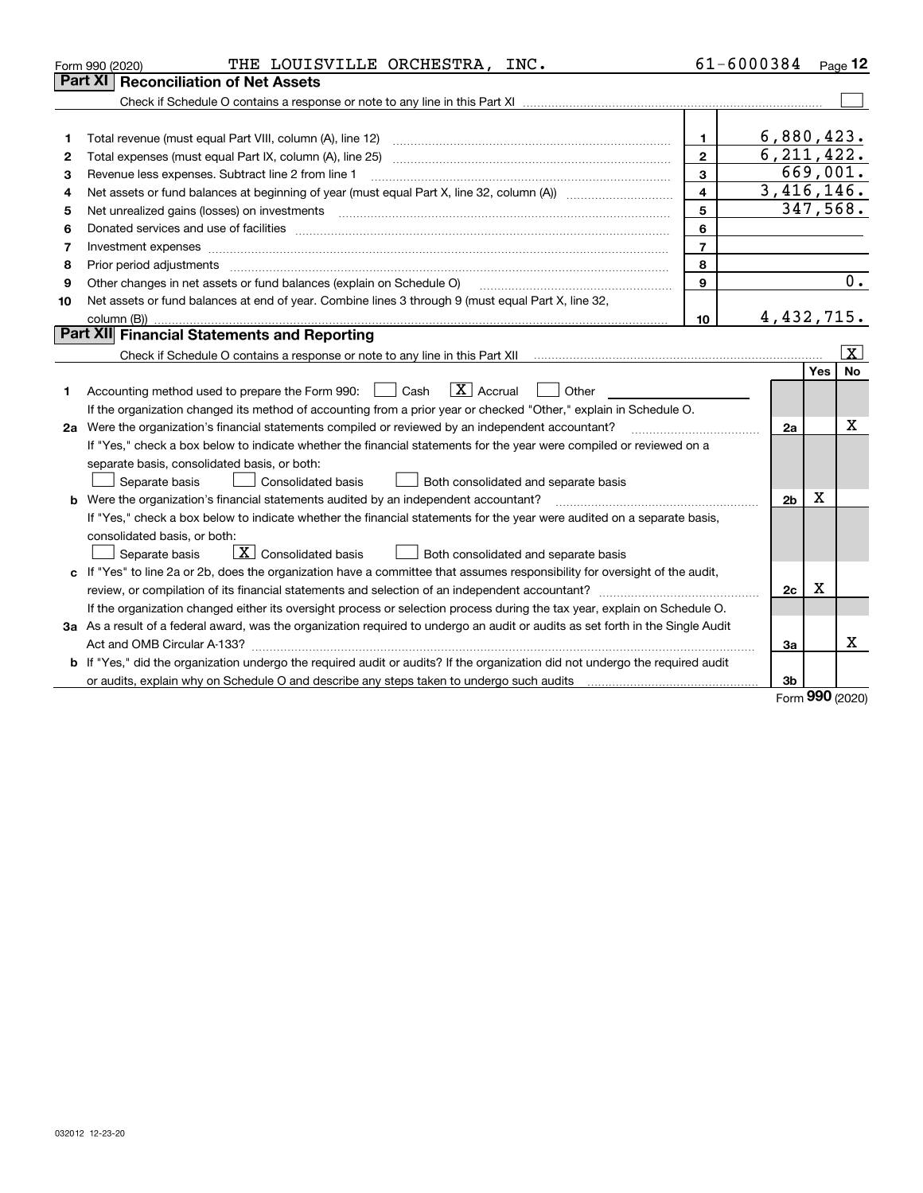Form 990 (2020) THE LOUISVILLE ORCHESTRA, INC. 61-6000384 Page 12

## Part XI Reconciliation of Net Assets

Check if Schedule O contains a response or note to any line in this Part XI ☐

| | | | |
|---|---|---|---|
| 1 | Total revenue (must equal Part VIII, column (A), line 12) | 1 | 6,880,423. |
| 2 | Total expenses (must equal Part IX, column (A), line 25) | 2 | 6,211,422. |
| 3 | Revenue less expenses. Subtract line 2 from line 1 | 3 | 669,001. |
| 4 | Net assets or fund balances at beginning of year (must equal Part X, line 32, column (A)) | 4 | 3,416,146. |
| 5 | Net unrealized gains (losses) on investments | 5 | 347,568. |
| 6 | Donated services and use of facilities | 6 | |
| 7 | Investment expenses | 7 | |
| 8 | Prior period adjustments | 8 | |
| 9 | Other changes in net assets or fund balances (explain on Schedule O) | 9 | 0. |
| 10 | Net assets or fund balances at end of year. Combine lines 3 through 9 (must equal Part X, line 32, column (B)) | 10 | 4,432,715. |

## Part XII Financial Statements and Reporting

Check if Schedule O contains a response or note to any line in this Part XII ☒

| | | | Yes | No |
|---|---|---|---|---|
| 1 | Accounting method used to prepare the Form 990: ☐ Cash ☒ Accrual ☐ Other<br>If the organization changed its method of accounting from a prior year or checked "Other," explain in Schedule O. | | | |
| 2a | Were the organization's financial statements compiled or reviewed by an independent accountant?<br>If "Yes," check a box below to indicate whether the financial statements for the year were compiled or reviewed on a separate basis, consolidated basis, or both:<br>☐ Separate basis ☐ Consolidated basis ☐ Both consolidated and separate basis | 2a | | X |
| b | Were the organization's financial statements audited by an independent accountant?<br>If "Yes," check a box below to indicate whether the financial statements for the year were audited on a separate basis, consolidated basis, or both:<br>☐ Separate basis ☒ Consolidated basis ☐ Both consolidated and separate basis | 2b | X | |
| c | If "Yes" to line 2a or 2b, does the organization have a committee that assumes responsibility for oversight of the audit, review, or compilation of its financial statements and selection of an independent accountant?<br>If the organization changed either its oversight process or selection process during the tax year, explain on Schedule O. | 2c | X | |
| 3a | As a result of a federal award, was the organization required to undergo an audit or audits as set forth in the Single Audit Act and OMB Circular A-133? | 3a | | X |
| b | If "Yes," did the organization undergo the required audit or audits? If the organization did not undergo the required audit or audits, explain why on Schedule O and describe any steps taken to undergo such audits | 3b | | |

Form 990 (2020)

032012 12-23-20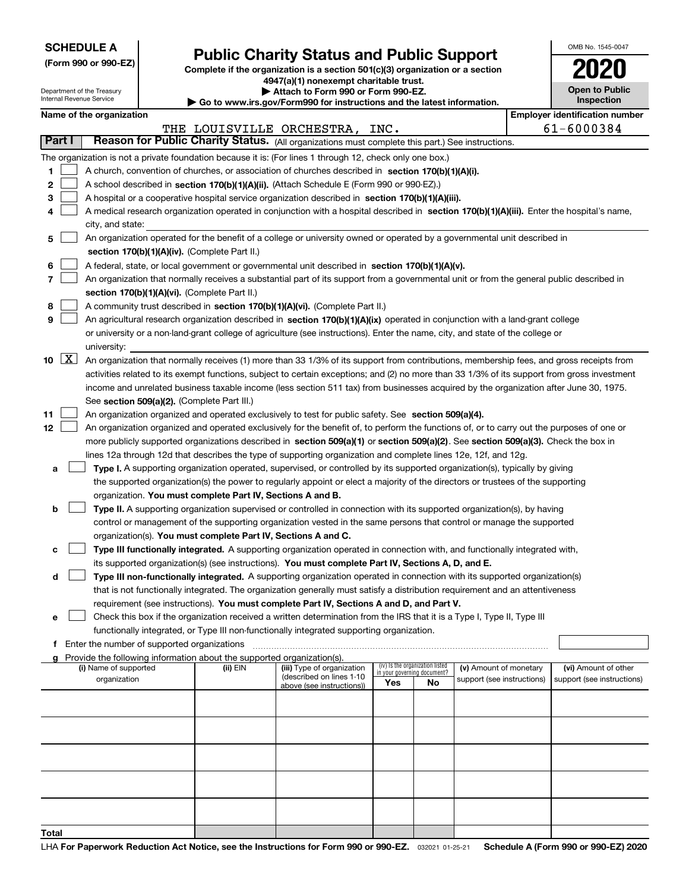**SCHEDULE A**
**(Form 990 or 990-EZ)**

Department of the Treasury
Internal Revenue Service

# Public Charity Status and Public Support

**Complete if the organization is a section 501(c)(3) organization or a section 4947(a)(1) nonexempt charitable trust.**
**▶ Attach to Form 990 or Form 990-EZ.**
**▶ Go to www.irs.gov/Form990 for instructions and the latest information.**

OMB No. 1545-0047

**2020**

**Open to Public Inspection**

**Name of the organization:** THE LOUISVILLE ORCHESTRA, INC.

**Employer identification number:** 61-6000384

**Part I — Reason for Public Charity Status.** (All organizations must complete this part.) See instructions.

The organization is not a private foundation because it is: (For lines 1 through 12, check only one box.)

1. ☐ A church, convention of churches, or association of churches described in **section 170(b)(1)(A)(i).**
2. ☐ A school described in **section 170(b)(1)(A)(ii).** (Attach Schedule E (Form 990 or 990-EZ).)
3. ☐ A hospital or a cooperative hospital service organization described in **section 170(b)(1)(A)(iii).**
4. ☐ A medical research organization operated in conjunction with a hospital described in **section 170(b)(1)(A)(iii).** Enter the hospital's name, city, and state:
5. ☐ An organization operated for the benefit of a college or university owned or operated by a governmental unit described in **section 170(b)(1)(A)(iv).** (Complete Part II.)
6. ☐ A federal, state, or local government or governmental unit described in **section 170(b)(1)(A)(v).**
7. ☐ An organization that normally receives a substantial part of its support from a governmental unit or from the general public described in **section 170(b)(1)(A)(vi).** (Complete Part II.)
8. ☐ A community trust described in **section 170(b)(1)(A)(vi).** (Complete Part II.)
9. ☐ An agricultural research organization described in **section 170(b)(1)(A)(ix)** operated in conjunction with a land-grant college or university or a non-land-grant college of agriculture (see instructions). Enter the name, city, and state of the college or university:
10. ☒ An organization that normally receives (1) more than 33 1/3% of its support from contributions, membership fees, and gross receipts from activities related to its exempt functions, subject to certain exceptions; and (2) no more than 33 1/3% of its support from gross investment income and unrelated business taxable income (less section 511 tax) from businesses acquired by the organization after June 30, 1975. See **section 509(a)(2).** (Complete Part III.)
11. ☐ An organization organized and operated exclusively to test for public safety. See **section 509(a)(4).**
12. ☐ An organization organized and operated exclusively for the benefit of, to perform the functions of, or to carry out the purposes of one or more publicly supported organizations described in **section 509(a)(1)** or **section 509(a)(2).** See **section 509(a)(3).** Check the box in lines 12a through 12d that describes the type of supporting organization and complete lines 12e, 12f, and 12g.
   - **a** ☐ **Type I.** A supporting organization operated, supervised, or controlled by its supported organization(s), typically by giving the supported organization(s) the power to regularly appoint or elect a majority of the directors or trustees of the supporting organization. **You must complete Part IV, Sections A and B.**
   - **b** ☐ **Type II.** A supporting organization supervised or controlled in connection with its supported organization(s), by having control or management of the supporting organization vested in the same persons that control or manage the supported organization(s). **You must complete Part IV, Sections A and C.**
   - **c** ☐ **Type III functionally integrated.** A supporting organization operated in connection with, and functionally integrated with, its supported organization(s) (see instructions). **You must complete Part IV, Sections A, D, and E.**
   - **d** ☐ **Type III non-functionally integrated.** A supporting organization operated in connection with its supported organization(s) that is not functionally integrated. The organization generally must satisfy a distribution requirement and an attentiveness requirement (see instructions). **You must complete Part IV, Sections A and D, and Part V.**
   - **e** ☐ Check this box if the organization received a written determination from the IRS that it is a Type I, Type II, Type III functionally integrated, or Type III non-functionally integrated supporting organization.
   - **f** Enter the number of supported organizations
   - **g** Provide the following information about the supported organization(s).

| (i) Name of supported organization | (ii) EIN | (iii) Type of organization (described on lines 1-10 above (see instructions)) | (iv) Is the organization listed in your governing document? Yes | No | (v) Amount of monetary support (see instructions) | (vi) Amount of other support (see instructions) |
|---|---|---|---|---|---|---|
| | | | | | | |
| | | | | | | |
| | | | | | | |
| | | | | | | |
| | | | | | | |
| **Total** | | | | | | |

LHA **For Paperwork Reduction Act Notice, see the Instructions for Form 990 or 990-EZ.** 032021 01-25-21 **Schedule A (Form 990 or 990-EZ) 2020**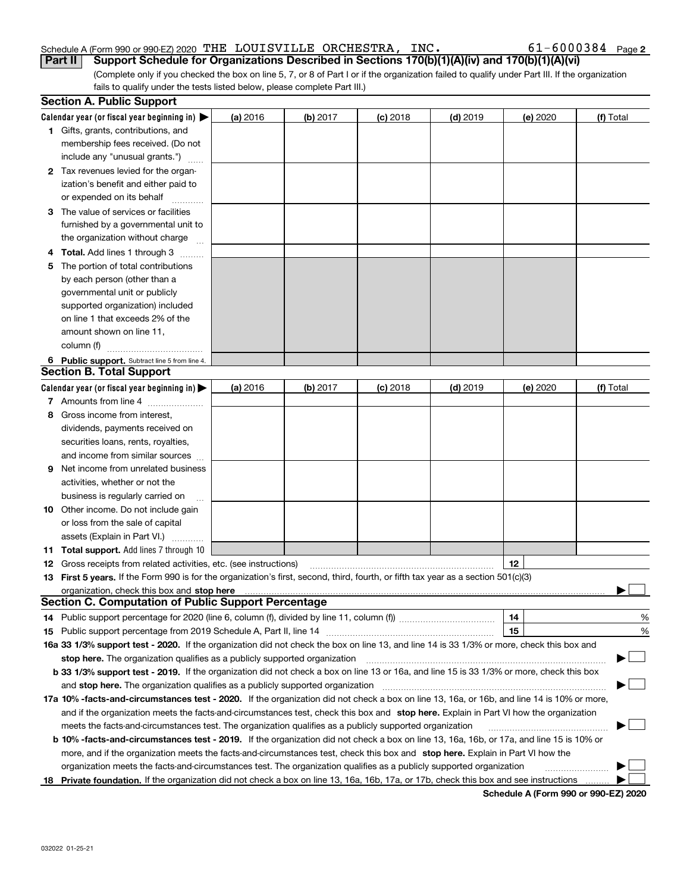Schedule A (Form 990 or 990-EZ) 2020 THE LOUISVILLE ORCHESTRA, INC. 61-6000384 Page 2

**Part II** **Support Schedule for Organizations Described in Sections 170(b)(1)(A)(iv) and 170(b)(1)(A)(vi)**

(Complete only if you checked the box on line 5, 7, or 8 of Part I or if the organization failed to qualify under Part III. If the organization fails to qualify under the tests listed below, please complete Part III.)

## Section A. Public Support

| Calendar year (or fiscal year beginning in) ▶ | (a) 2016 | (b) 2017 | (c) 2018 | (d) 2019 | (e) 2020 | (f) Total |
|---|---|---|---|---|---|---|
| 1 Gifts, grants, contributions, and membership fees received. (Do not include any "unusual grants.") | | | | | | |
| 2 Tax revenues levied for the organization's benefit and either paid to or expended on its behalf | | | | | | |
| 3 The value of services or facilities furnished by a governmental unit to the organization without charge | | | | | | |
| 4 **Total.** Add lines 1 through 3 | | | | | | |
| 5 The portion of total contributions by each person (other than a governmental unit or publicly supported organization) included on line 1 that exceeds 2% of the amount shown on line 11, column (f) | | | | | | |
| 6 **Public support.** Subtract line 5 from line 4. | | | | | | |

## Section B. Total Support

| Calendar year (or fiscal year beginning in) ▶ | (a) 2016 | (b) 2017 | (c) 2018 | (d) 2019 | (e) 2020 | (f) Total |
|---|---|---|---|---|---|---|
| 7 Amounts from line 4 | | | | | | |
| 8 Gross income from interest, dividends, payments received on securities loans, rents, royalties, and income from similar sources | | | | | | |
| 9 Net income from unrelated business activities, whether or not the business is regularly carried on | | | | | | |
| 10 Other income. Do not include gain or loss from the sale of capital assets (Explain in Part VI.) | | | | | | |
| 11 **Total support.** Add lines 7 through 10 | | | | | | |

12 Gross receipts from related activities, etc. (see instructions) | 12 |

13 **First 5 years.** If the Form 990 is for the organization's first, second, third, fourth, or fifth tax year as a section 501(c)(3) organization, check this box and **stop here** ▶ ☐

## Section C. Computation of Public Support Percentage

14 Public support percentage for 2020 (line 6, column (f), divided by line 11, column (f)) | 14 | %

15 Public support percentage from 2019 Schedule A, Part II, line 14 | 15 | %

**16a 33 1/3% support test - 2020.** If the organization did not check the box on line 13, and line 14 is 33 1/3% or more, check this box and **stop here.** The organization qualifies as a publicly supported organization ▶ ☐

**b 33 1/3% support test - 2019.** If the organization did not check a box on line 13 or 16a, and line 15 is 33 1/3% or more, check this box and **stop here.** The organization qualifies as a publicly supported organization ▶ ☐

**17a 10% -facts-and-circumstances test - 2020.** If the organization did not check a box on line 13, 16a, or 16b, and line 14 is 10% or more, and if the organization meets the facts-and-circumstances test, check this box and **stop here.** Explain in Part VI how the organization meets the facts-and-circumstances test. The organization qualifies as a publicly supported organization ▶ ☐

**b 10% -facts-and-circumstances test - 2019.** If the organization did not check a box on line 13, 16a, 16b, or 17a, and line 15 is 10% or more, and if the organization meets the facts-and-circumstances test, check this box and **stop here.** Explain in Part VI how the organization meets the facts-and-circumstances test. The organization qualifies as a publicly supported organization ▶ ☐

**18 Private foundation.** If the organization did not check a box on line 13, 16a, 16b, 17a, or 17b, check this box and see instructions ▶ ☐

**Schedule A (Form 990 or 990-EZ) 2020**

032022 01-25-21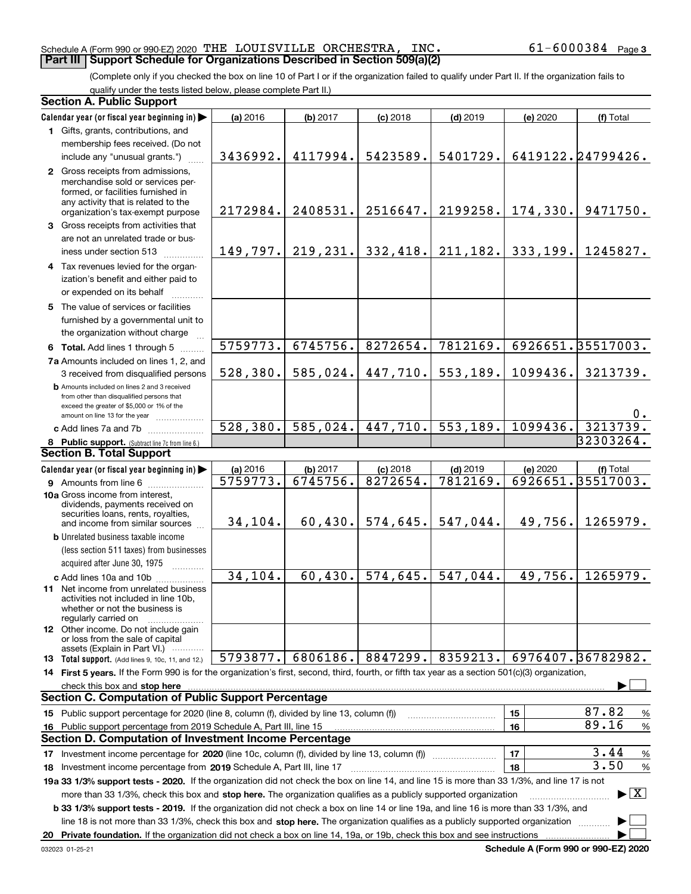Schedule A (Form 990 or 990-EZ) 2020 THE LOUISVILLE ORCHESTRA, INC. 61-6000384 Page 3

## Part III Support Schedule for Organizations Described in Section 509(a)(2)

(Complete only if you checked the box on line 10 of Part I or if the organization failed to qualify under Part II. If the organization fails to qualify under the tests listed below, please complete Part II.)

### Section A. Public Support

| Calendar year (or fiscal year beginning in) | (a) 2016 | (b) 2017 | (c) 2018 | (d) 2019 | (e) 2020 | (f) Total |
|---|---|---|---|---|---|---|
| 1 Gifts, grants, contributions, and membership fees received. (Do not include any "unusual grants.") | 3436992. | 4117994. | 5423589. | 5401729. | 6419122. | 24799426. |
| 2 Gross receipts from admissions, merchandise sold or services performed, or facilities furnished in any activity that is related to the organization's tax-exempt purpose | 2172984. | 2408531. | 2516647. | 2199258. | 174,330. | 9471750. |
| 3 Gross receipts from activities that are not an unrelated trade or business under section 513 | 149,797. | 219,231. | 332,418. | 211,182. | 333,199. | 1245827. |
| 4 Tax revenues levied for the organization's benefit and either paid to or expended on its behalf | | | | | | |
| 5 The value of services or facilities furnished by a governmental unit to the organization without charge | | | | | | |
| 6 Total. Add lines 1 through 5 | 5759773. | 6745756. | 8272654. | 7812169. | 6926651. | 35517003. |
| 7a Amounts included on lines 1, 2, and 3 received from disqualified persons | 528,380. | 585,024. | 447,710. | 553,189. | 1099436. | 3213739. |
| b Amounts included on lines 2 and 3 received from other than disqualified persons that exceed the greater of $5,000 or 1% of the amount on line 13 for the year | | | | | | 0. |
| c Add lines 7a and 7b | 528,380. | 585,024. | 447,710. | 553,189. | 1099436. | 3213739. |
| 8 Public support. (Subtract line 7c from line 6.) | | | | | | 32303264. |

### Section B. Total Support

| Calendar year (or fiscal year beginning in) | (a) 2016 | (b) 2017 | (c) 2018 | (d) 2019 | (e) 2020 | (f) Total |
|---|---|---|---|---|---|---|
| 9 Amounts from line 6 | 5759773. | 6745756. | 8272654. | 7812169. | 6926651. | 35517003. |
| 10a Gross income from interest, dividends, payments received on securities loans, rents, royalties, and income from similar sources | 34,104. | 60,430. | 574,645. | 547,044. | 49,756. | 1265979. |
| b Unrelated business taxable income (less section 511 taxes) from businesses acquired after June 30, 1975 | | | | | | |
| c Add lines 10a and 10b | 34,104. | 60,430. | 574,645. | 547,044. | 49,756. | 1265979. |
| 11 Net income from unrelated business activities not included in line 10b, whether or not the business is regularly carried on | | | | | | |
| 12 Other income. Do not include gain or loss from the sale of capital assets (Explain in Part VI.) | | | | | | |
| 13 Total support. (Add lines 9, 10c, 11, and 12.) | 5793877. | 6806186. | 8847299. | 8359213. | 6976407. | 36782982. |

14 First 5 years. If the Form 990 is for the organization's first, second, third, fourth, or fifth tax year as a section 501(c)(3) organization, check this box and stop here ☐

### Section C. Computation of Public Support Percentage

| | | | |
|---|---|---|---|
| 15 Public support percentage for 2020 (line 8, column (f), divided by line 13, column (f)) | 15 | 87.82 | % |
| 16 Public support percentage from 2019 Schedule A, Part III, line 15 | 16 | 89.16 | % |

### Section D. Computation of Investment Income Percentage

| | | | |
|---|---|---|---|
| 17 Investment income percentage for 2020 (line 10c, column (f), divided by line 13, column (f)) | 17 | 3.44 | % |
| 18 Investment income percentage from 2019 Schedule A, Part III, line 17 | 18 | 3.50 | % |

19a 33 1/3% support tests - 2020. If the organization did not check the box on line 14, and line 15 is more than 33 1/3%, and line 17 is not more than 33 1/3%, check this box and stop here. The organization qualifies as a publicly supported organization ☒

b 33 1/3% support tests - 2019. If the organization did not check a box on line 14 or line 19a, and line 16 is more than 33 1/3%, and line 18 is not more than 33 1/3%, check this box and stop here. The organization qualifies as a publicly supported organization ☐

20 Private foundation. If the organization did not check a box on line 14, 19a, or 19b, check this box and see instructions ☐

032023 01-25-21 Schedule A (Form 990 or 990-EZ) 2020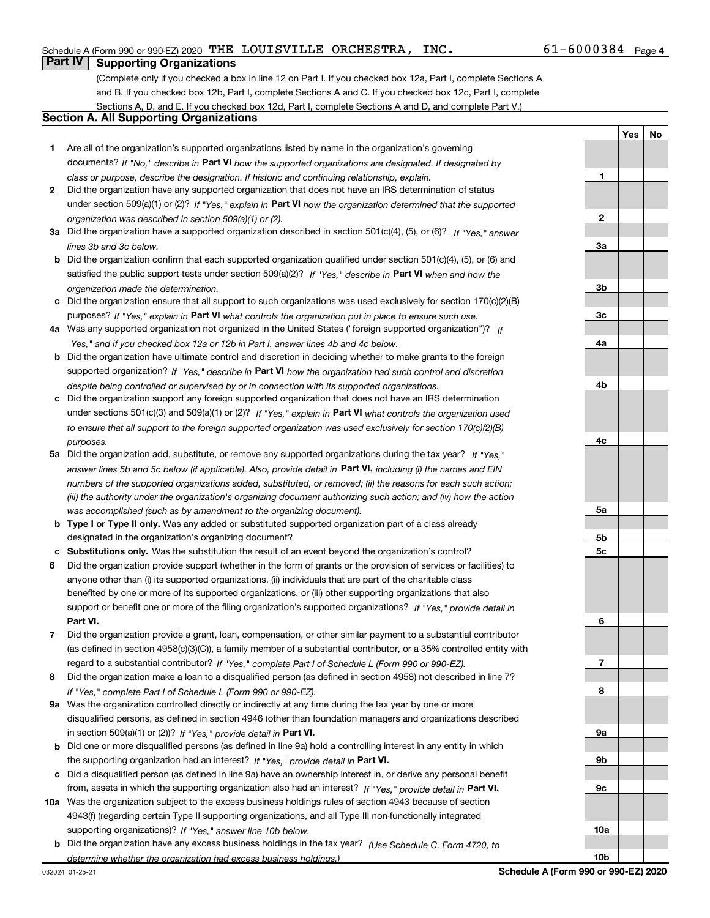Schedule A (Form 990 or 990-EZ) 2020 THE LOUISVILLE ORCHESTRA, INC. 61-6000384 Page 4

## Part IV Supporting Organizations

(Complete only if you checked a box in line 12 on Part I. If you checked box 12a, Part I, complete Sections A and B. If you checked box 12b, Part I, complete Sections A and C. If you checked box 12c, Part I, complete Sections A, D, and E. If you checked box 12d, Part I, complete Sections A and D, and complete Part V.)

### Section A. All Supporting Organizations

| | | Line | Yes | No |
|---|---|---|---|---|
| **1** | Are all of the organization's supported organizations listed by name in the organization's governing documents? *If "No," describe in* **Part VI** *how the supported organizations are designated. If designated by class or purpose, describe the designation. If historic and continuing relationship, explain.* | **1** | | |
| **2** | Did the organization have any supported organization that does not have an IRS determination of status under section 509(a)(1) or (2)? *If "Yes," explain in* **Part VI** *how the organization determined that the supported organization was described in section 509(a)(1) or (2).* | **2** | | |
| **3a** | Did the organization have a supported organization described in section 501(c)(4), (5), or (6)? *If "Yes," answer lines 3b and 3c below.* | **3a** | | |
| **b** | Did the organization confirm that each supported organization qualified under section 501(c)(4), (5), or (6) and satisfied the public support tests under section 509(a)(2)? *If "Yes," describe in* **Part VI** *when and how the organization made the determination.* | **3b** | | |
| **c** | Did the organization ensure that all support to such organizations was used exclusively for section 170(c)(2)(B) purposes? *If "Yes," explain in* **Part VI** *what controls the organization put in place to ensure such use.* | **3c** | | |
| **4a** | Was any supported organization not organized in the United States ("foreign supported organization")? *If "Yes," and if you checked box 12a or 12b in Part I, answer lines 4b and 4c below.* | **4a** | | |
| **b** | Did the organization have ultimate control and discretion in deciding whether to make grants to the foreign supported organization? *If "Yes," describe in* **Part VI** *how the organization had such control and discretion despite being controlled or supervised by or in connection with its supported organizations.* | **4b** | | |
| **c** | Did the organization support any foreign supported organization that does not have an IRS determination under sections 501(c)(3) and 509(a)(1) or (2)? *If "Yes," explain in* **Part VI** *what controls the organization used to ensure that all support to the foreign supported organization was used exclusively for section 170(c)(2)(B) purposes.* | **4c** | | |
| **5a** | Did the organization add, substitute, or remove any supported organizations during the tax year? *If "Yes," answer lines 5b and 5c below (if applicable). Also, provide detail in* **Part VI,** *including (i) the names and EIN numbers of the supported organizations added, substituted, or removed; (ii) the reasons for each such action; (iii) the authority under the organization's organizing document authorizing such action; and (iv) how the action was accomplished (such as by amendment to the organizing document).* | **5a** | | |
| **b** | **Type I or Type II only.** Was any added or substituted supported organization part of a class already designated in the organization's organizing document? | **5b** | | |
| **c** | **Substitutions only.** Was the substitution the result of an event beyond the organization's control? | **5c** | | |
| **6** | Did the organization provide support (whether in the form of grants or the provision of services or facilities) to anyone other than (i) its supported organizations, (ii) individuals that are part of the charitable class benefited by one or more of its supported organizations, or (iii) other supporting organizations that also support or benefit one or more of the filing organization's supported organizations? *If "Yes," provide detail in* **Part VI.** | **6** | | |
| **7** | Did the organization provide a grant, loan, compensation, or other similar payment to a substantial contributor (as defined in section 4958(c)(3)(C)), a family member of a substantial contributor, or a 35% controlled entity with regard to a substantial contributor? *If "Yes," complete Part I of Schedule L (Form 990 or 990-EZ).* | **7** | | |
| **8** | Did the organization make a loan to a disqualified person (as defined in section 4958) not described in line 7? *If "Yes," complete Part I of Schedule L (Form 990 or 990-EZ).* | **8** | | |
| **9a** | Was the organization controlled directly or indirectly at any time during the tax year by one or more disqualified persons, as defined in section 4946 (other than foundation managers and organizations described in section 509(a)(1) or (2))? *If "Yes," provide detail in* **Part VI.** | **9a** | | |
| **b** | Did one or more disqualified persons (as defined in line 9a) hold a controlling interest in any entity in which the supporting organization had an interest? *If "Yes," provide detail in* **Part VI.** | **9b** | | |
| **c** | Did a disqualified person (as defined in line 9a) have an ownership interest in, or derive any personal benefit from, assets in which the supporting organization also had an interest? *If "Yes," provide detail in* **Part VI.** | **9c** | | |
| **10a** | Was the organization subject to the excess business holdings rules of section 4943 because of section 4943(f) (regarding certain Type II supporting organizations, and all Type III non-functionally integrated supporting organizations)? *If "Yes," answer line 10b below.* | **10a** | | |
| **b** | Did the organization have any excess business holdings in the tax year? *(Use Schedule C, Form 4720, to determine whether the organization had excess business holdings.)* | **10b** | | |

032024 01-25-21 **Schedule A (Form 990 or 990-EZ) 2020**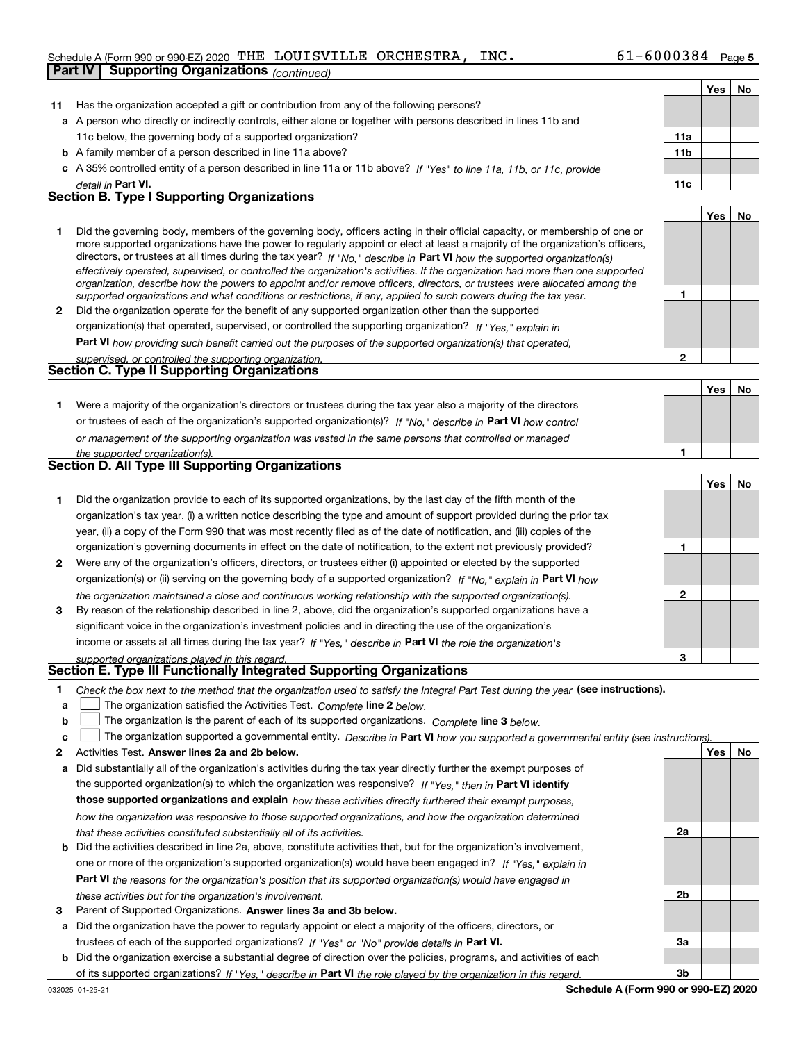Schedule A (Form 990 or 990-EZ) 2020 THE LOUISVILLE ORCHESTRA, INC. 61-6000384 Page 5

**Part IV | Supporting Organizations** *(continued)*

| | | | Yes | No |
|---|---|---|---|---|
| **11** | Has the organization accepted a gift or contribution from any of the following persons? | | | |
| **a** | A person who directly or indirectly controls, either alone or together with persons described in lines 11b and 11c below, the governing body of a supported organization? | **11a** | | |
| **b** | A family member of a person described in line 11a above? | **11b** | | |
| **c** | A 35% controlled entity of a person described in line 11a or 11b above? *If "Yes" to line 11a, 11b, or 11c, provide detail in* **Part VI.** | **11c** | | |

## Section B. Type I Supporting Organizations

| | | | Yes | No |
|---|---|---|---|---|
| **1** | Did the governing body, members of the governing body, officers acting in their official capacity, or membership of one or more supported organizations have the power to regularly appoint or elect at least a majority of the organization's officers, directors, or trustees at all times during the tax year? *If "No," describe in* **Part VI** *how the supported organization(s) effectively operated, supervised, or controlled the organization's activities. If the organization had more than one supported organization, describe how the powers to appoint and/or remove officers, directors, or trustees were allocated among the supported organizations and what conditions or restrictions, if any, applied to such powers during the tax year.* | **1** | | |
| **2** | Did the organization operate for the benefit of any supported organization other than the supported organization(s) that operated, supervised, or controlled the supporting organization? *If "Yes," explain in* **Part VI** *how providing such benefit carried out the purposes of the supported organization(s) that operated, supervised, or controlled the supporting organization.* | **2** | | |

## Section C. Type II Supporting Organizations

| | | | Yes | No |
|---|---|---|---|---|
| **1** | Were a majority of the organization's directors or trustees during the tax year also a majority of the directors or trustees of each of the organization's supported organization(s)? *If "No," describe in* **Part VI** *how control or management of the supporting organization was vested in the same persons that controlled or managed the supported organization(s).* | **1** | | |

## Section D. All Type III Supporting Organizations

| | | | Yes | No |
|---|---|---|---|---|
| **1** | Did the organization provide to each of its supported organizations, by the last day of the fifth month of the organization's tax year, (i) a written notice describing the type and amount of support provided during the prior tax year, (ii) a copy of the Form 990 that was most recently filed as of the date of notification, and (iii) copies of the organization's governing documents in effect on the date of notification, to the extent not previously provided? | **1** | | |
| **2** | Were any of the organization's officers, directors, or trustees either (i) appointed or elected by the supported organization(s) or (ii) serving on the governing body of a supported organization? *If "No," explain in* **Part VI** *how the organization maintained a close and continuous working relationship with the supported organization(s).* | **2** | | |
| **3** | By reason of the relationship described in line 2, above, did the organization's supported organizations have a significant voice in the organization's investment policies and in directing the use of the organization's income or assets at all times during the tax year? *If "Yes," describe in* **Part VI** *the role the organization's supported organizations played in this regard.* | **3** | | |

## Section E. Type III Functionally Integrated Supporting Organizations

**1** *Check the box next to the method that the organization used to satisfy the Integral Part Test during the year* **(see instructions).**

**a** ☐ The organization satisfied the Activities Test. *Complete* **line 2** *below.*

**b** ☐ The organization is the parent of each of its supported organizations. *Complete* **line 3** *below.*

**c** ☐ The organization supported a governmental entity. *Describe in* **Part VI** *how you supported a governmental entity (see instructions).*

| | | | Yes | No |
|---|---|---|---|---|
| **2** | Activities Test. **Answer lines 2a and 2b below.** | | | |
| **a** | Did substantially all of the organization's activities during the tax year directly further the exempt purposes of the supported organization(s) to which the organization was responsive? *If "Yes," then in* **Part VI identify those supported organizations and explain** *how these activities directly furthered their exempt purposes, how the organization was responsive to those supported organizations, and how the organization determined that these activities constituted substantially all of its activities.* | **2a** | | |
| **b** | Did the activities described in line 2a, above, constitute activities that, but for the organization's involvement, one or more of the organization's supported organization(s) would have been engaged in? *If "Yes," explain in* **Part VI** *the reasons for the organization's position that its supported organization(s) would have engaged in these activities but for the organization's involvement.* | **2b** | | |
| **3** | Parent of Supported Organizations. **Answer lines 3a and 3b below.** | | | |
| **a** | Did the organization have the power to regularly appoint or elect a majority of the officers, directors, or trustees of each of the supported organizations? *If "Yes" or "No" provide details in* **Part VI.** | **3a** | | |
| **b** | Did the organization exercise a substantial degree of direction over the policies, programs, and activities of each of its supported organizations? *If "Yes," describe in* **Part VI** *the role played by the organization in this regard.* | **3b** | | |

032025 01-25-21 **Schedule A (Form 990 or 990-EZ) 2020**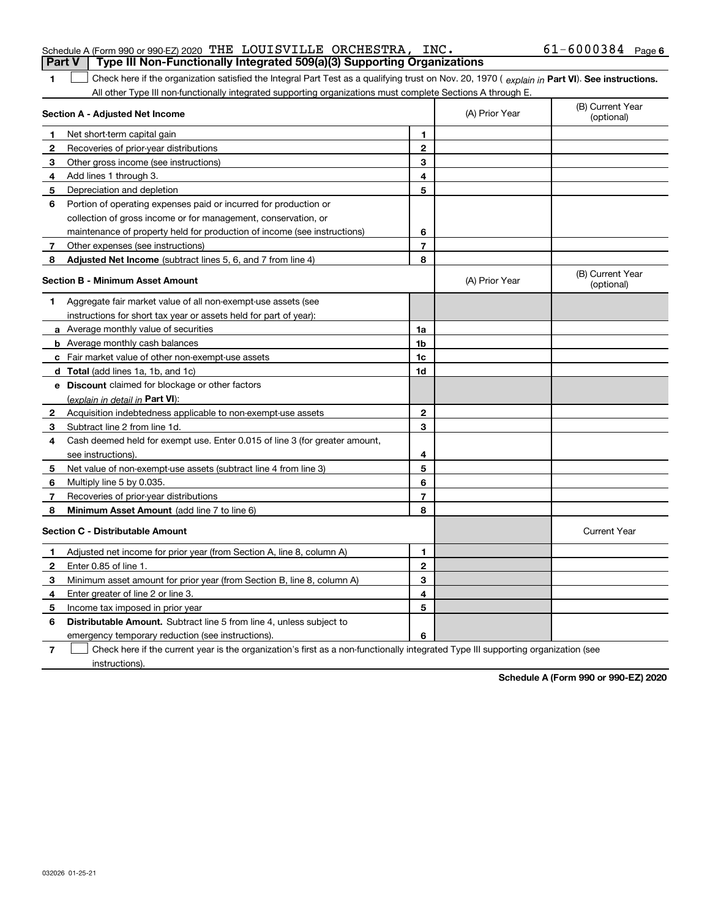Schedule A (Form 990 or 990-EZ) 2020 THE LOUISVILLE ORCHESTRA, INC. 61-6000384 Page 6

## Part V Type III Non-Functionally Integrated 509(a)(3) Supporting Organizations

1 ☐ Check here if the organization satisfied the Integral Part Test as a qualifying trust on Nov. 20, 1970 ( *explain in* **Part VI**). **See instructions.** All other Type III non-functionally integrated supporting organizations must complete Sections A through E.

| **Section A - Adjusted Net Income** | | | (A) Prior Year | (B) Current Year (optional) |
|---|---|---|---|---|
| 1 | Net short-term capital gain | 1 | | |
| 2 | Recoveries of prior-year distributions | 2 | | |
| 3 | Other gross income (see instructions) | 3 | | |
| 4 | Add lines 1 through 3. | 4 | | |
| 5 | Depreciation and depletion | 5 | | |
| 6 | Portion of operating expenses paid or incurred for production or collection of gross income or for management, conservation, or maintenance of property held for production of income (see instructions) | 6 | | |
| 7 | Other expenses (see instructions) | 7 | | |
| 8 | **Adjusted Net Income** (subtract lines 5, 6, and 7 from line 4) | 8 | | |

| **Section B - Minimum Asset Amount** | | | (A) Prior Year | (B) Current Year (optional) |
|---|---|---|---|---|
| 1 | Aggregate fair market value of all non-exempt-use assets (see instructions for short tax year or assets held for part of year): | | | |
| a | Average monthly value of securities | 1a | | |
| b | Average monthly cash balances | 1b | | |
| c | Fair market value of other non-exempt-use assets | 1c | | |
| d | **Total** (add lines 1a, 1b, and 1c) | 1d | | |
| e | **Discount** claimed for blockage or other factors (*explain in detail in* **Part VI**): | | | |
| 2 | Acquisition indebtedness applicable to non-exempt-use assets | 2 | | |
| 3 | Subtract line 2 from line 1d. | 3 | | |
| 4 | Cash deemed held for exempt use. Enter 0.015 of line 3 (for greater amount, see instructions). | 4 | | |
| 5 | Net value of non-exempt-use assets (subtract line 4 from line 3) | 5 | | |
| 6 | Multiply line 5 by 0.035. | 6 | | |
| 7 | Recoveries of prior-year distributions | 7 | | |
| 8 | **Minimum Asset Amount** (add line 7 to line 6) | 8 | | |

| **Section C - Distributable Amount** | | | | Current Year |
|---|---|---|---|---|
| 1 | Adjusted net income for prior year (from Section A, line 8, column A) | 1 | | |
| 2 | Enter 0.85 of line 1. | 2 | | |
| 3 | Minimum asset amount for prior year (from Section B, line 8, column A) | 3 | | |
| 4 | Enter greater of line 2 or line 3. | 4 | | |
| 5 | Income tax imposed in prior year | 5 | | |
| 6 | **Distributable Amount.** Subtract line 5 from line 4, unless subject to emergency temporary reduction (see instructions). | 6 | | |

7 ☐ Check here if the current year is the organization's first as a non-functionally integrated Type III supporting organization (see instructions).

**Schedule A (Form 990 or 990-EZ) 2020**

032026 01-25-21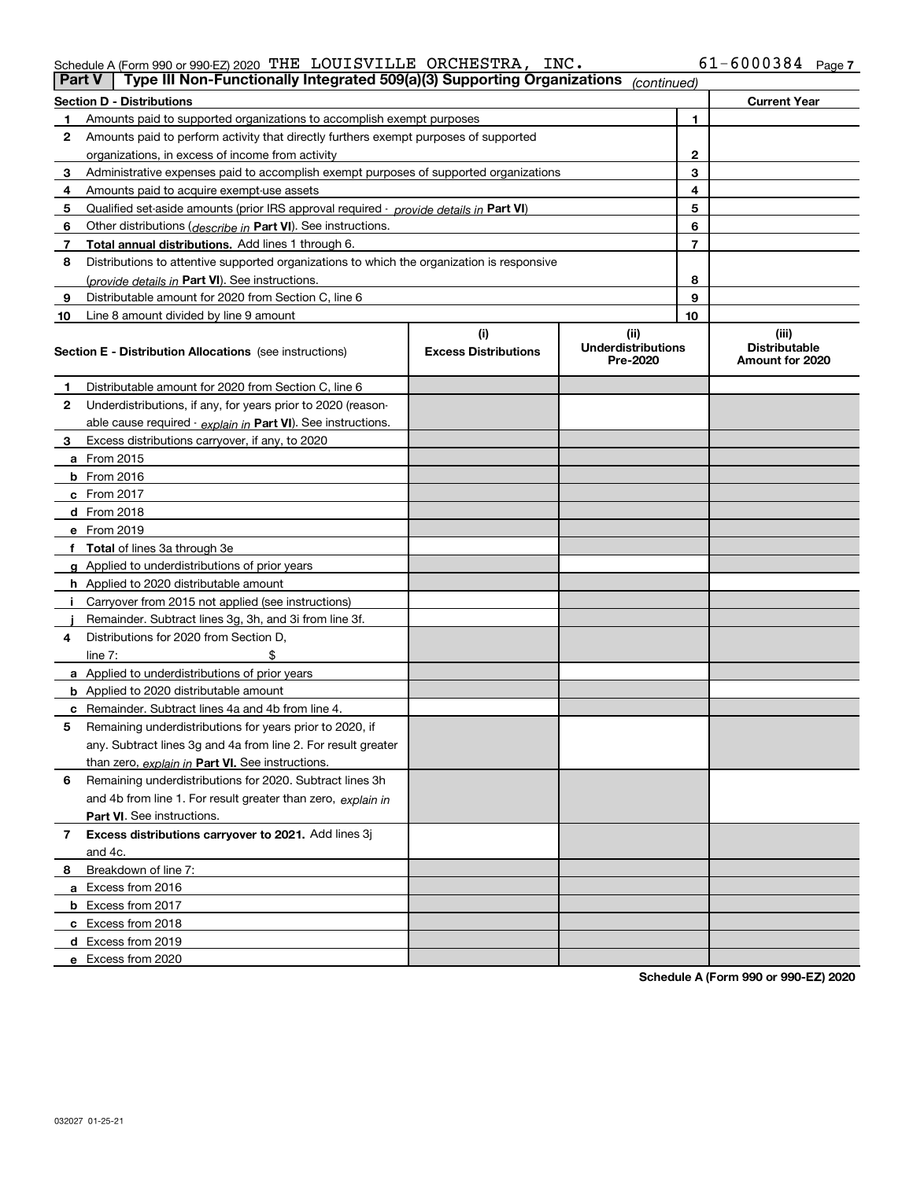Schedule A (Form 990 or 990-EZ) 2020 THE LOUISVILLE ORCHESTRA, INC. 61-6000384 Page 7

**Part V | Type III Non-Functionally Integrated 509(a)(3) Supporting Organizations** *(continued)*

| Section D - Distributions | | | Current Year |
|---|---|---|---|
| 1 | Amounts paid to supported organizations to accomplish exempt purposes | 1 | |
| 2 | Amounts paid to perform activity that directly furthers exempt purposes of supported organizations, in excess of income from activity | 2 | |
| 3 | Administrative expenses paid to accomplish exempt purposes of supported organizations | 3 | |
| 4 | Amounts paid to acquire exempt-use assets | 4 | |
| 5 | Qualified set-aside amounts (prior IRS approval required - *provide details in* **Part VI**) | 5 | |
| 6 | Other distributions (*describe in* **Part VI**). See instructions. | 6 | |
| 7 | **Total annual distributions.** Add lines 1 through 6. | 7 | |
| 8 | Distributions to attentive supported organizations to which the organization is responsive (*provide details in* **Part VI**). See instructions. | 8 | |
| 9 | Distributable amount for 2020 from Section C, line 6 | 9 | |
| 10 | Line 8 amount divided by line 9 amount | 10 | |

| Section E - Distribution Allocations (see instructions) | (i) Excess Distributions | (ii) Underdistributions Pre-2020 | (iii) Distributable Amount for 2020 |
|---|---|---|---|
| **1** Distributable amount for 2020 from Section C, line 6 | | | |
| **2** Underdistributions, if any, for years prior to 2020 (reasonable cause required - *explain in* **Part VI**). See instructions. | | | |
| **3** Excess distributions carryover, if any, to 2020 | | | |
| **a** From 2015 | | | |
| **b** From 2016 | | | |
| **c** From 2017 | | | |
| **d** From 2018 | | | |
| **e** From 2019 | | | |
| **f** **Total** of lines 3a through 3e | | | |
| **g** Applied to underdistributions of prior years | | | |
| **h** Applied to 2020 distributable amount | | | |
| **i** Carryover from 2015 not applied (see instructions) | | | |
| **j** Remainder. Subtract lines 3g, 3h, and 3i from line 3f. | | | |
| **4** Distributions for 2020 from Section D, line 7: $ | | | |
| **a** Applied to underdistributions of prior years | | | |
| **b** Applied to 2020 distributable amount | | | |
| **c** Remainder. Subtract lines 4a and 4b from line 4. | | | |
| **5** Remaining underdistributions for years prior to 2020, if any. Subtract lines 3g and 4a from line 2. For result greater than zero, *explain in* **Part VI.** See instructions. | | | |
| **6** Remaining underdistributions for 2020. Subtract lines 3h and 4b from line 1. For result greater than zero, *explain in* **Part VI**. See instructions. | | | |
| **7** **Excess distributions carryover to 2021.** Add lines 3j and 4c. | | | |
| **8** Breakdown of line 7: | | | |
| **a** Excess from 2016 | | | |
| **b** Excess from 2017 | | | |
| **c** Excess from 2018 | | | |
| **d** Excess from 2019 | | | |
| **e** Excess from 2020 | | | |

**Schedule A (Form 990 or 990-EZ) 2020**

032027 01-25-21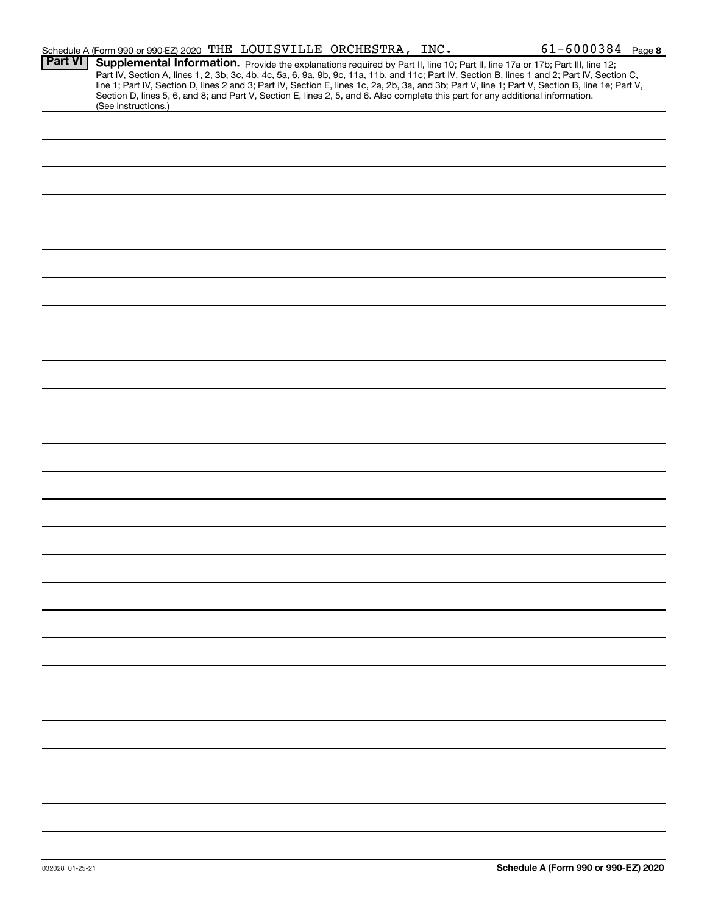Schedule A (Form 990 or 990-EZ) 2020 THE LOUISVILLE ORCHESTRA, INC. 61-6000384 Page **8**

## Part VI Supplemental Information.

Provide the explanations required by Part II, line 10; Part II, line 17a or 17b; Part III, line 12; Part IV, Section A, lines 1, 2, 3b, 3c, 4b, 4c, 5a, 6, 9a, 9b, 9c, 11a, 11b, and 11c; Part IV, Section B, lines 1 and 2; Part IV, Section C, line 1; Part IV, Section D, lines 2 and 3; Part IV, Section E, lines 1c, 2a, 2b, 3a, and 3b; Part V, line 1; Part V, Section B, line 1e; Part V, Section D, lines 5, 6, and 8; and Part V, Section E, lines 2, 5, and 6. Also complete this part for any additional information. (See instructions.)

032028 01-25-21

**Schedule A (Form 990 or 990-EZ) 2020**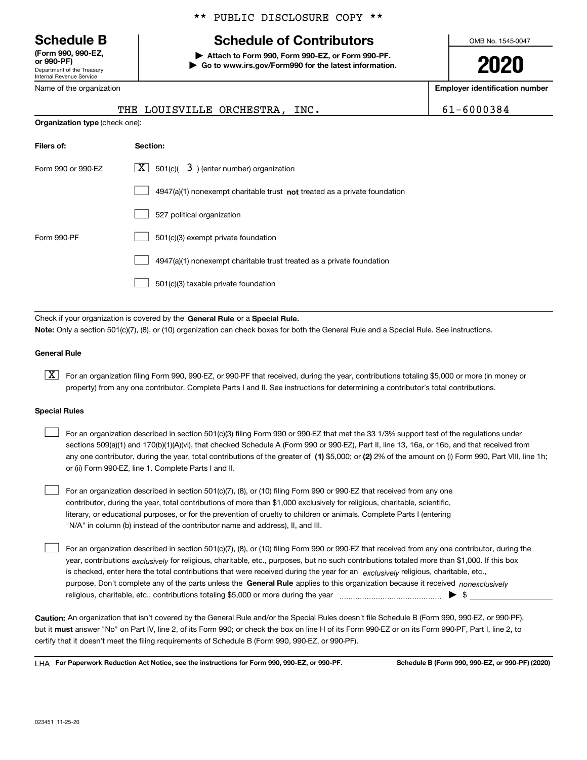** PUBLIC DISCLOSURE COPY **

**Schedule B**
**(Form 990, 990-EZ, or 990-PF)**
Department of the Treasury
Internal Revenue Service

# Schedule of Contributors

**▶ Attach to Form 990, Form 990-EZ, or Form 990-PF.**
**▶ Go to www.irs.gov/Form990 for the latest information.**

OMB No. 1545-0047

**2020**

Name of the organization: THE LOUISVILLE ORCHESTRA, INC.

**Employer identification number:** 61-6000384

**Organization type** (check one):

| **Filers of:** | **Section:** |
|---|---|
| Form 990 or 990-EZ | [X] 501(c)( 3 ) (enter number) organization |
| | [ ] 4947(a)(1) nonexempt charitable trust **not** treated as a private foundation |
| | [ ] 527 political organization |
| Form 990-PF | [ ] 501(c)(3) exempt private foundation |
| | [ ] 4947(a)(1) nonexempt charitable trust treated as a private foundation |
| | [ ] 501(c)(3) taxable private foundation |

Check if your organization is covered by the **General Rule** or a **Special Rule.**

**Note:** Only a section 501(c)(7), (8), or (10) organization can check boxes for both the General Rule and a Special Rule. See instructions.

**General Rule**

[X] For an organization filing Form 990, 990-EZ, or 990-PF that received, during the year, contributions totaling $5,000 or more (in money or property) from any one contributor. Complete Parts I and II. See instructions for determining a contributor's total contributions.

**Special Rules**

[ ] For an organization described in section 501(c)(3) filing Form 990 or 990-EZ that met the 33 1/3% support test of the regulations under sections 509(a)(1) and 170(b)(1)(A)(vi), that checked Schedule A (Form 990 or 990-EZ), Part II, line 13, 16a, or 16b, and that received from any one contributor, during the year, total contributions of the greater of **(1)** $5,000; or **(2)** 2% of the amount on (i) Form 990, Part VIII, line 1h; or (ii) Form 990-EZ, line 1. Complete Parts I and II.

[ ] For an organization described in section 501(c)(7), (8), or (10) filing Form 990 or 990-EZ that received from any one contributor, during the year, total contributions of more than $1,000 exclusively for religious, charitable, scientific, literary, or educational purposes, or for the prevention of cruelty to children or animals. Complete Parts I (entering "N/A" in column (b) instead of the contributor name and address), II, and III.

[ ] For an organization described in section 501(c)(7), (8), or (10) filing Form 990 or 990-EZ that received from any one contributor, during the year, contributions *exclusively* for religious, charitable, etc., purposes, but no such contributions totaled more than $1,000. If this box is checked, enter here the total contributions that were received during the year for an *exclusively* religious, charitable, etc., purpose. Don't complete any of the parts unless the **General Rule** applies to this organization because it received *nonexclusively* religious, charitable, etc., contributions totaling $5,000 or more during the year ▶ $

**Caution:** An organization that isn't covered by the General Rule and/or the Special Rules doesn't file Schedule B (Form 990, 990-EZ, or 990-PF), but it **must** answer "No" on Part IV, line 2, of its Form 990; or check the box on line H of its Form 990-EZ or on its Form 990-PF, Part I, line 2, to certify that it doesn't meet the filing requirements of Schedule B (Form 990, 990-EZ, or 990-PF).

LHA **For Paperwork Reduction Act Notice, see the instructions for Form 990, 990-EZ, or 990-PF.** **Schedule B (Form 990, 990-EZ, or 990-PF) (2020)**

023451 11-25-20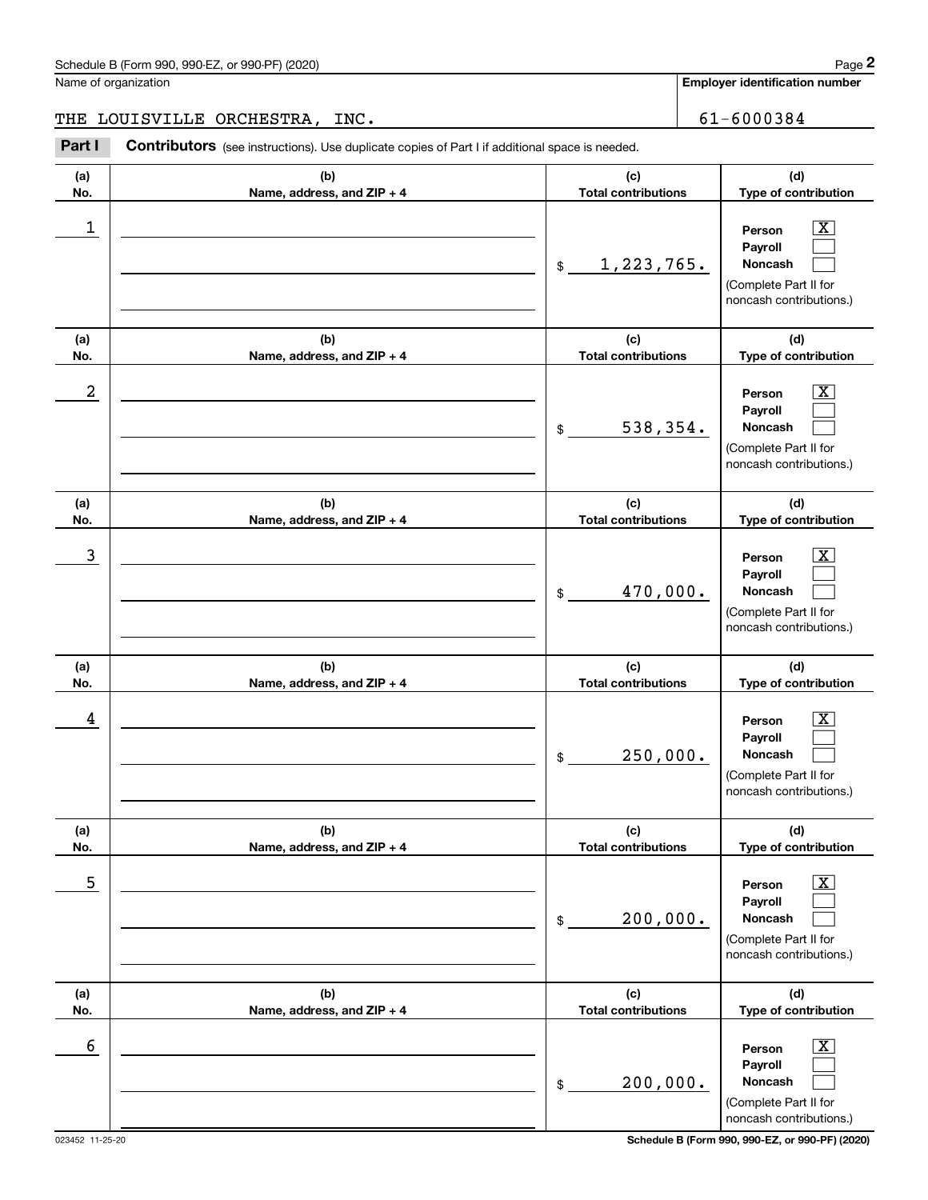Name of organization

THE LOUISVILLE ORCHESTRA, INC.

**Employer identification number**

61-6000384

**Part I** **Contributors** (see instructions). Use duplicate copies of Part I if additional space is needed.

| (a) No. | (b) Name, address, and ZIP + 4 | (c) Total contributions | (d) Type of contribution |
|---|---|---|---|
| 1 | | $ 1,223,765. | Person [X] Payroll [ ] Noncash [ ] (Complete Part II for noncash contributions.) |
| 2 | | $ 538,354. | Person [X] Payroll [ ] Noncash [ ] (Complete Part II for noncash contributions.) |
| 3 | | $ 470,000. | Person [X] Payroll [ ] Noncash [ ] (Complete Part II for noncash contributions.) |
| 4 | | $ 250,000. | Person [X] Payroll [ ] Noncash [ ] (Complete Part II for noncash contributions.) |
| 5 | | $ 200,000. | Person [X] Payroll [ ] Noncash [ ] (Complete Part II for noncash contributions.) |
| 6 | | $ 200,000. | Person [X] Payroll [ ] Noncash [ ] (Complete Part II for noncash contributions.) |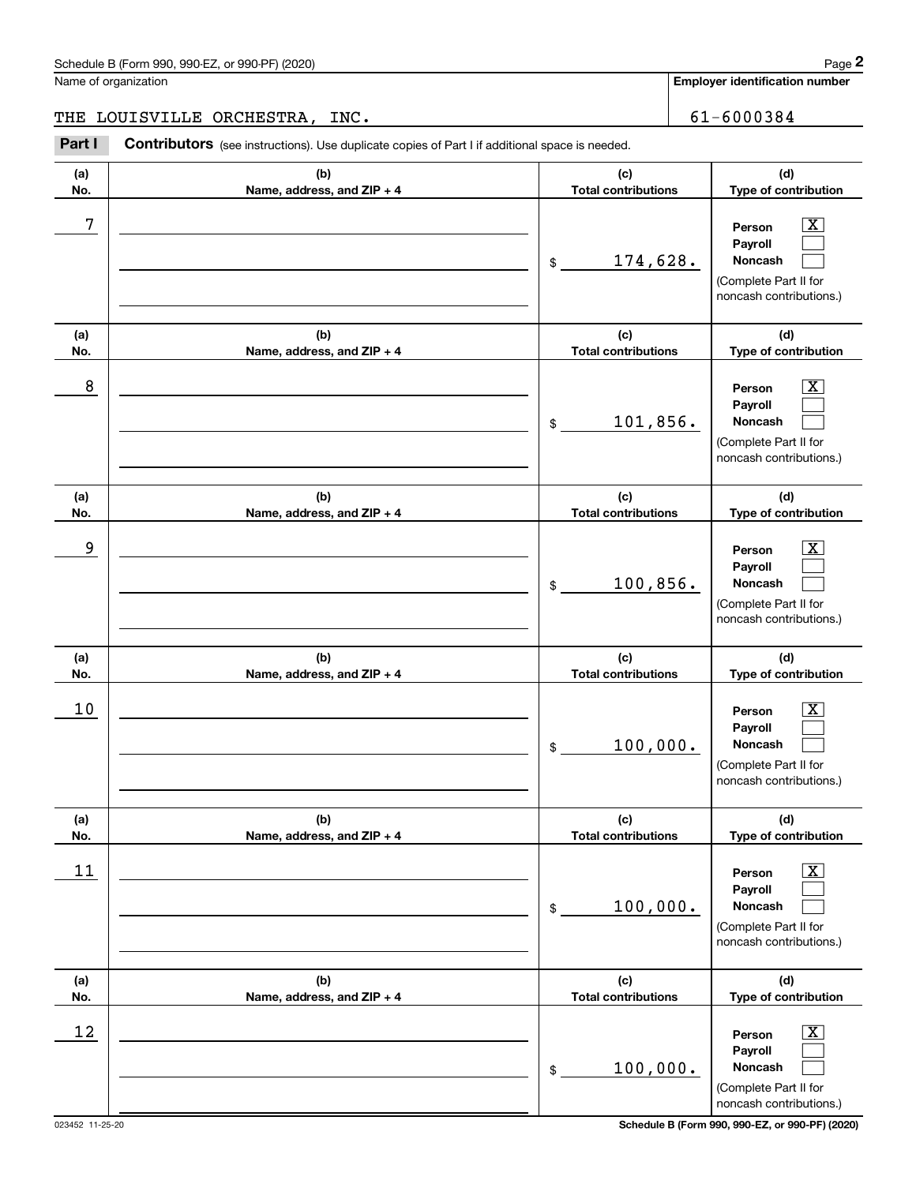Schedule B (Form 990, 990-EZ, or 990-PF) (2020) Page **2**

Name of organization: THE LOUISVILLE ORCHESTRA, INC.

**Employer identification number:** 61-6000384

**Part I** **Contributors** (see instructions). Use duplicate copies of Part I if additional space is needed.

| (a) No. | (b) Name, address, and ZIP + 4 | (c) Total contributions | (d) Type of contribution |
|---|---|---|---|
| 7 | | $ 174,628. | Person [X] Payroll [ ] Noncash [ ] (Complete Part II for noncash contributions.) |
| 8 | | $ 101,856. | Person [X] Payroll [ ] Noncash [ ] (Complete Part II for noncash contributions.) |
| 9 | | $ 100,856. | Person [X] Payroll [ ] Noncash [ ] (Complete Part II for noncash contributions.) |
| 10 | | $ 100,000. | Person [X] Payroll [ ] Noncash [ ] (Complete Part II for noncash contributions.) |
| 11 | | $ 100,000. | Person [X] Payroll [ ] Noncash [ ] (Complete Part II for noncash contributions.) |
| 12 | | $ 100,000. | Person [X] Payroll [ ] Noncash [ ] (Complete Part II for noncash contributions.) |

023452 11-25-20 **Schedule B (Form 990, 990-EZ, or 990-PF) (2020)**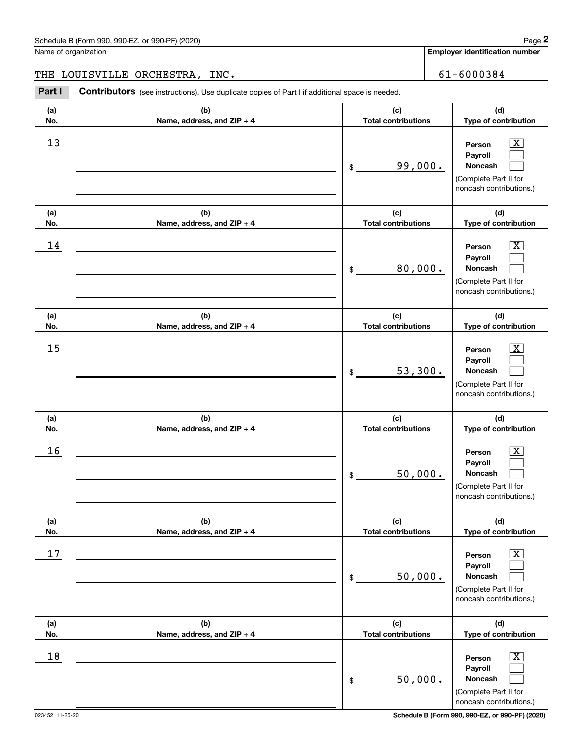Name of organization

THE LOUISVILLE ORCHESTRA, INC.

**Employer identification number**

61-6000384

**Part I** **Contributors** (see instructions). Use duplicate copies of Part I if additional space is needed.

| (a) No. | (b) Name, address, and ZIP + 4 | (c) Total contributions | (d) Type of contribution |
|---|---|---|---|
| 13 | | $ 99,000. | Person [X] Payroll [ ] Noncash [ ] (Complete Part II for noncash contributions.) |
| 14 | | $ 80,000. | Person [X] Payroll [ ] Noncash [ ] (Complete Part II for noncash contributions.) |
| 15 | | $ 53,300. | Person [X] Payroll [ ] Noncash [ ] (Complete Part II for noncash contributions.) |
| 16 | | $ 50,000. | Person [X] Payroll [ ] Noncash [ ] (Complete Part II for noncash contributions.) |
| 17 | | $ 50,000. | Person [X] Payroll [ ] Noncash [ ] (Complete Part II for noncash contributions.) |
| 18 | | $ 50,000. | Person [X] Payroll [ ] Noncash [ ] (Complete Part II for noncash contributions.) |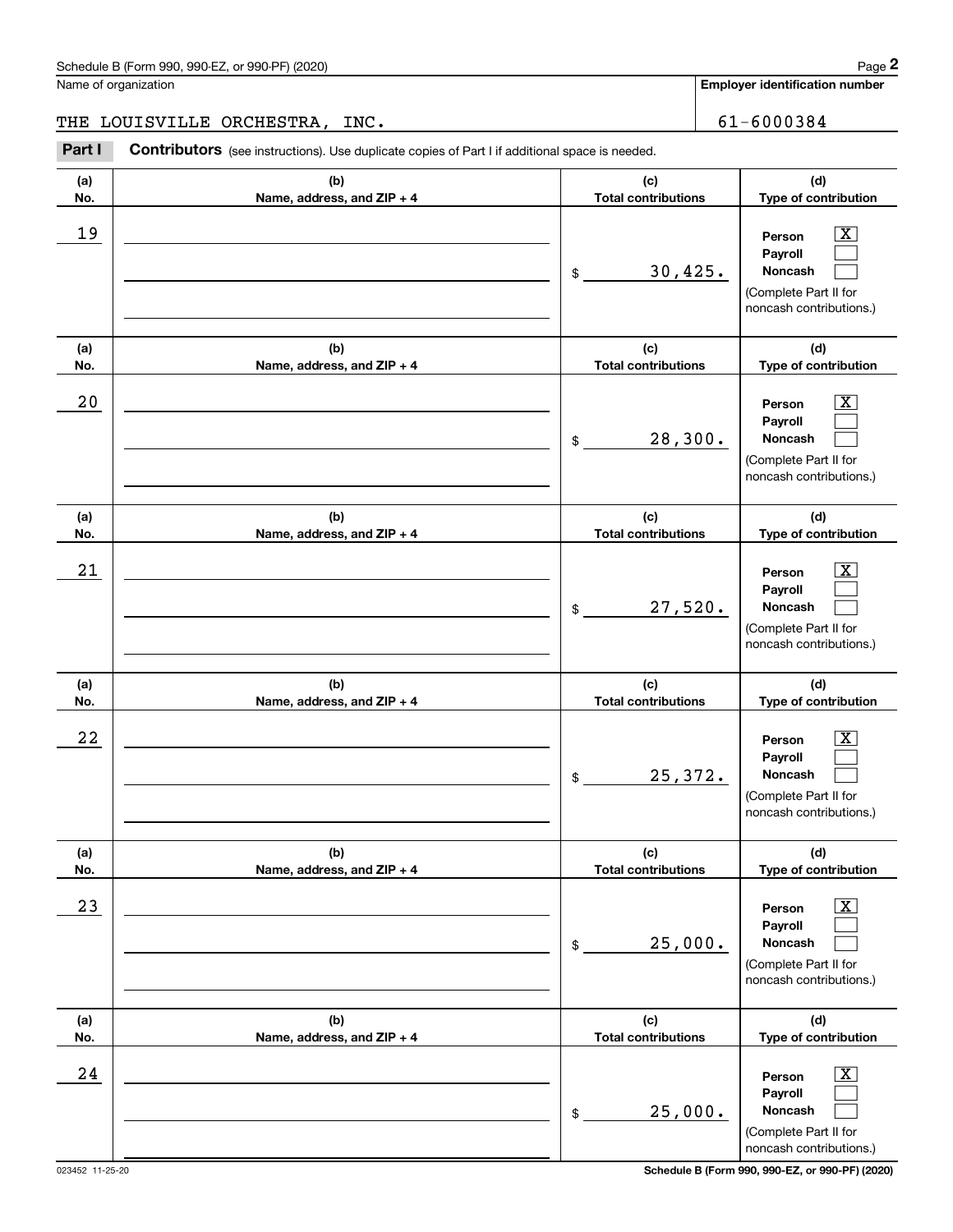Schedule B (Form 990, 990-EZ, or 990-PF) (2020)

Name of organization: THE LOUISVILLE ORCHESTRA, INC.

**Employer identification number:** 61-6000384

**Part I** **Contributors** (see instructions). Use duplicate copies of Part I if additional space is needed.

| (a) No. | (b) Name, address, and ZIP + 4 | (c) Total contributions | (d) Type of contribution |
|---|---|---|---|
| 19 | | $ 30,425. | Person [X] Payroll [ ] Noncash [ ] (Complete Part II for noncash contributions.) |
| 20 | | $ 28,300. | Person [X] Payroll [ ] Noncash [ ] (Complete Part II for noncash contributions.) |
| 21 | | $ 27,520. | Person [X] Payroll [ ] Noncash [ ] (Complete Part II for noncash contributions.) |
| 22 | | $ 25,372. | Person [X] Payroll [ ] Noncash [ ] (Complete Part II for noncash contributions.) |
| 23 | | $ 25,000. | Person [X] Payroll [ ] Noncash [ ] (Complete Part II for noncash contributions.) |
| 24 | | $ 25,000. | Person [X] Payroll [ ] Noncash [ ] (Complete Part II for noncash contributions.) |

023452 11-25-20 **Schedule B (Form 990, 990-EZ, or 990-PF) (2020)**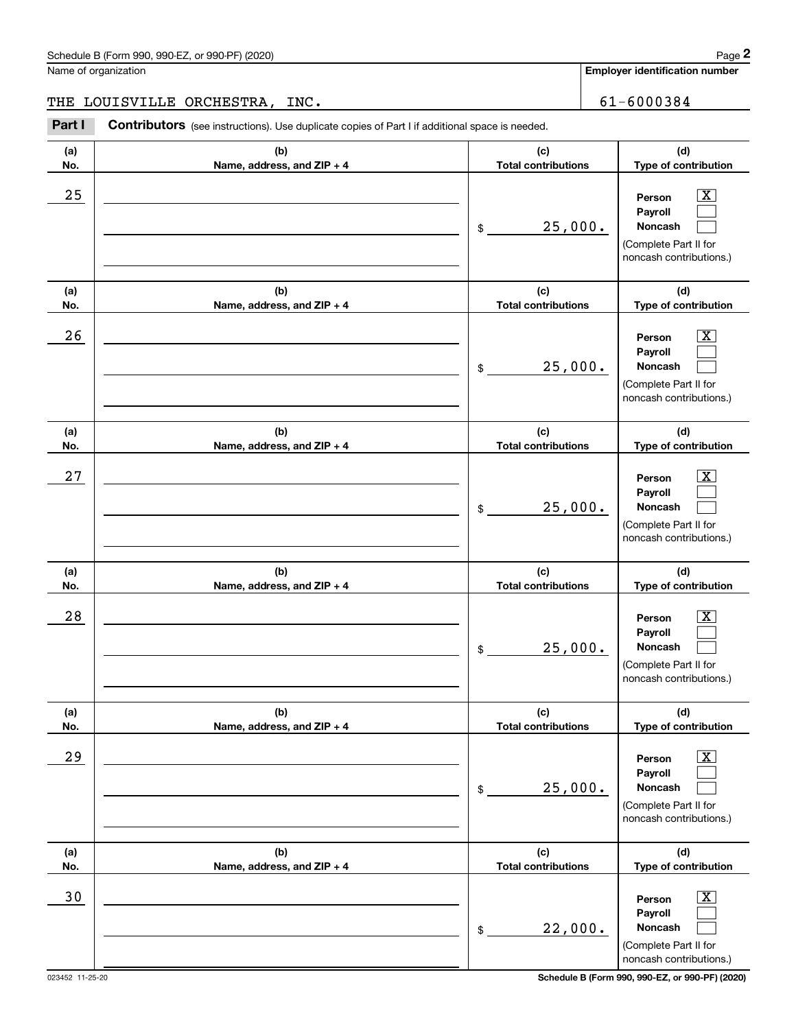Schedule B (Form 990, 990-EZ, or 990-PF) (2020)

Name of organization: THE LOUISVILLE ORCHESTRA, INC.

Employer identification number: 61-6000384

**Part I** **Contributors** (see instructions). Use duplicate copies of Part I if additional space is needed.

| (a) No. | (b) Name, address, and ZIP + 4 | (c) Total contributions | (d) Type of contribution |
|---|---|---|---|
| 25 | | $ 25,000. | Person [X] Payroll [ ] Noncash [ ] (Complete Part II for noncash contributions.) |
| 26 | | $ 25,000. | Person [X] Payroll [ ] Noncash [ ] (Complete Part II for noncash contributions.) |
| 27 | | $ 25,000. | Person [X] Payroll [ ] Noncash [ ] (Complete Part II for noncash contributions.) |
| 28 | | $ 25,000. | Person [X] Payroll [ ] Noncash [ ] (Complete Part II for noncash contributions.) |
| 29 | | $ 25,000. | Person [X] Payroll [ ] Noncash [ ] (Complete Part II for noncash contributions.) |
| 30 | | $ 22,000. | Person [X] Payroll [ ] Noncash [ ] (Complete Part II for noncash contributions.) |

023452 11-25-20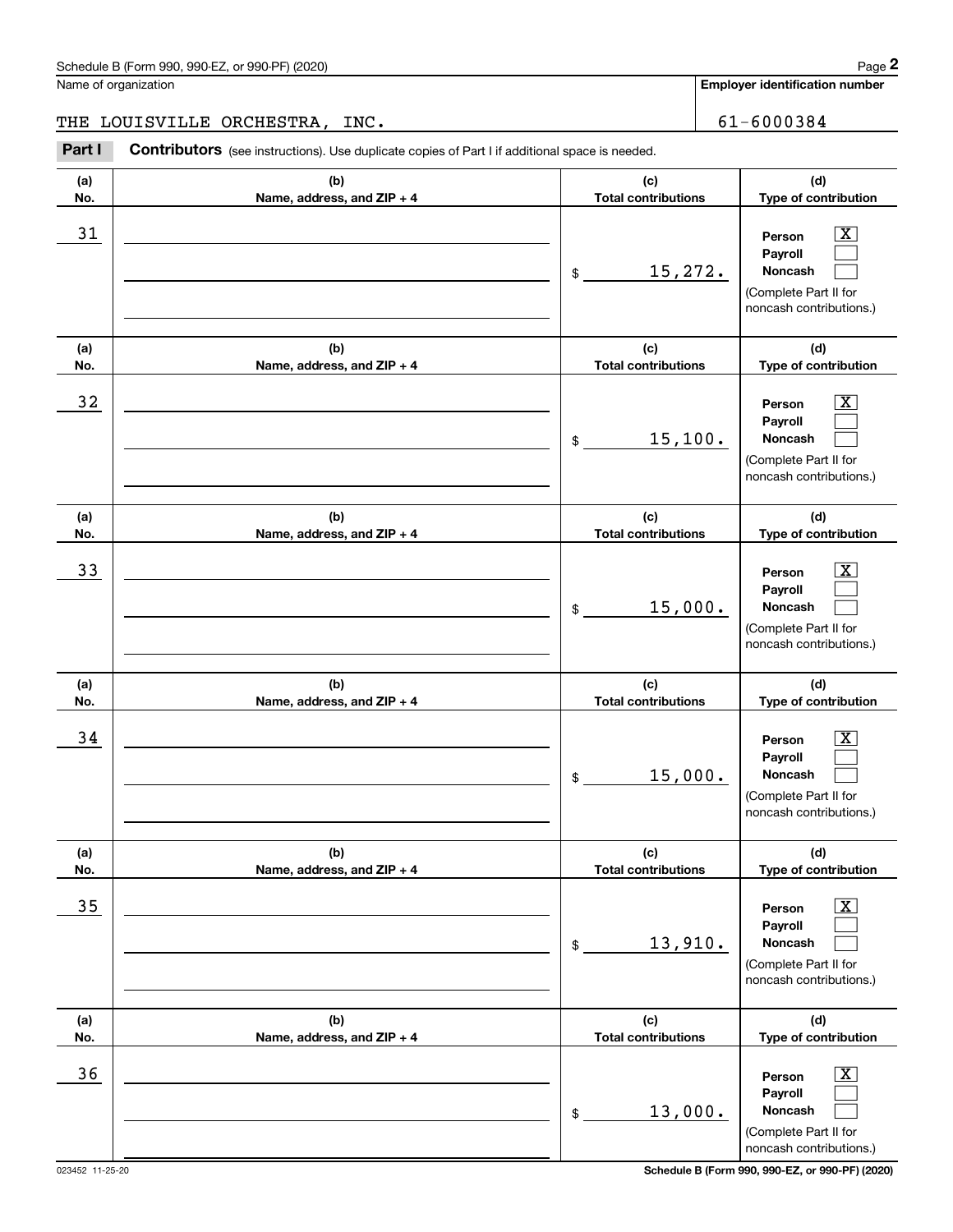Schedule B (Form 990, 990-EZ, or 990-PF) (2020)

Name of organization: THE LOUISVILLE ORCHESTRA, INC.

Employer identification number: 61-6000384

**Part I** **Contributors** (see instructions). Use duplicate copies of Part I if additional space is needed.

| (a) No. | (b) Name, address, and ZIP + 4 | (c) Total contributions | (d) Type of contribution |
|---|---|---|---|
| 31 | | $ 15,272. | Person [X] Payroll [ ] Noncash [ ] (Complete Part II for noncash contributions.) |
| 32 | | $ 15,100. | Person [X] Payroll [ ] Noncash [ ] (Complete Part II for noncash contributions.) |
| 33 | | $ 15,000. | Person [X] Payroll [ ] Noncash [ ] (Complete Part II for noncash contributions.) |
| 34 | | $ 15,000. | Person [X] Payroll [ ] Noncash [ ] (Complete Part II for noncash contributions.) |
| 35 | | $ 13,910. | Person [X] Payroll [ ] Noncash [ ] (Complete Part II for noncash contributions.) |
| 36 | | $ 13,000. | Person [X] Payroll [ ] Noncash [ ] (Complete Part II for noncash contributions.) |

023452 11-25-20

Schedule B (Form 990, 990-EZ, or 990-PF) (2020)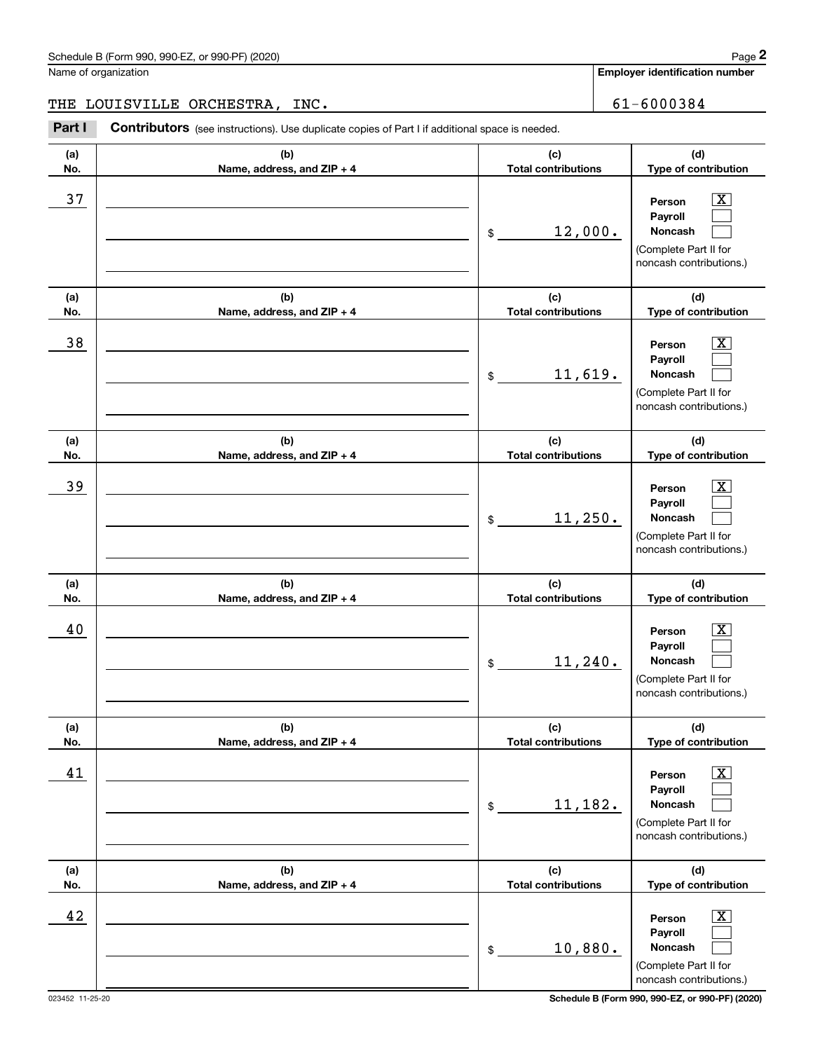Name of organization

THE LOUISVILLE ORCHESTRA, INC.

**Employer identification number**

61-6000384

**Part I** **Contributors** (see instructions). Use duplicate copies of Part I if additional space is needed.

| (a) No. | (b) Name, address, and ZIP + 4 | (c) Total contributions | (d) Type of contribution |
|---|---|---|---|
| 37 | | $ 12,000. | Person [X] Payroll [ ] Noncash [ ] (Complete Part II for noncash contributions.) |
| 38 | | $ 11,619. | Person [X] Payroll [ ] Noncash [ ] (Complete Part II for noncash contributions.) |
| 39 | | $ 11,250. | Person [X] Payroll [ ] Noncash [ ] (Complete Part II for noncash contributions.) |
| 40 | | $ 11,240. | Person [X] Payroll [ ] Noncash [ ] (Complete Part II for noncash contributions.) |
| 41 | | $ 11,182. | Person [X] Payroll [ ] Noncash [ ] (Complete Part II for noncash contributions.) |
| 42 | | $ 10,880. | Person [X] Payroll [ ] Noncash [ ] (Complete Part II for noncash contributions.) |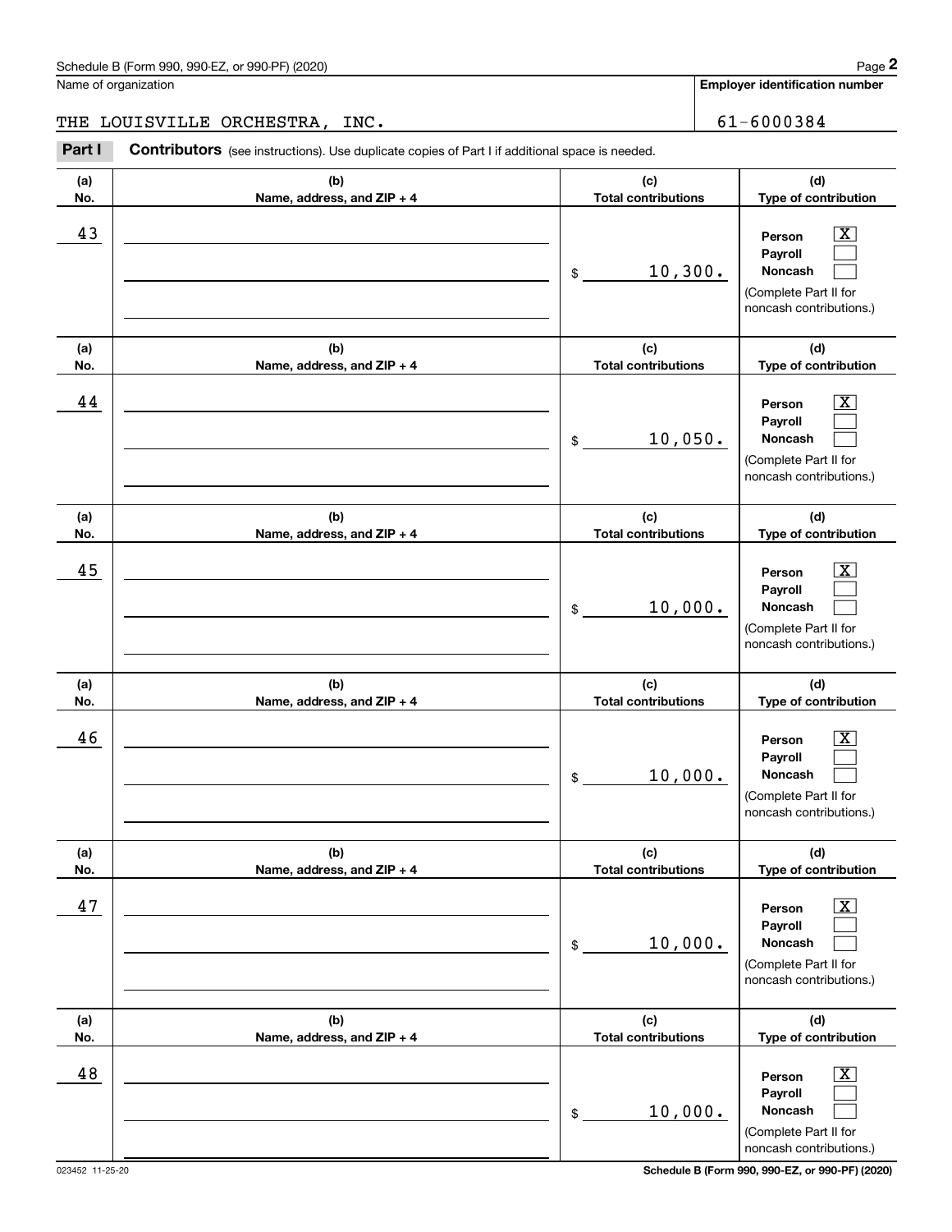Name of organization

THE LOUISVILLE ORCHESTRA, INC.

**Employer identification number**

61-6000384

**Part I** **Contributors** (see instructions). Use duplicate copies of Part I if additional space is needed.

| (a) No. | (b) Name, address, and ZIP + 4 | (c) Total contributions | (d) Type of contribution |
|---|---|---|---|
| 43 | | $ 10,300. | Person [X] Payroll [ ] Noncash [ ] (Complete Part II for noncash contributions.) |
| 44 | | $ 10,050. | Person [X] Payroll [ ] Noncash [ ] (Complete Part II for noncash contributions.) |
| 45 | | $ 10,000. | Person [X] Payroll [ ] Noncash [ ] (Complete Part II for noncash contributions.) |
| 46 | | $ 10,000. | Person [X] Payroll [ ] Noncash [ ] (Complete Part II for noncash contributions.) |
| 47 | | $ 10,000. | Person [X] Payroll [ ] Noncash [ ] (Complete Part II for noncash contributions.) |
| 48 | | $ 10,000. | Person [X] Payroll [ ] Noncash [ ] (Complete Part II for noncash contributions.) |

023452 11-25-20 **Schedule B (Form 990, 990-EZ, or 990-PF) (2020)**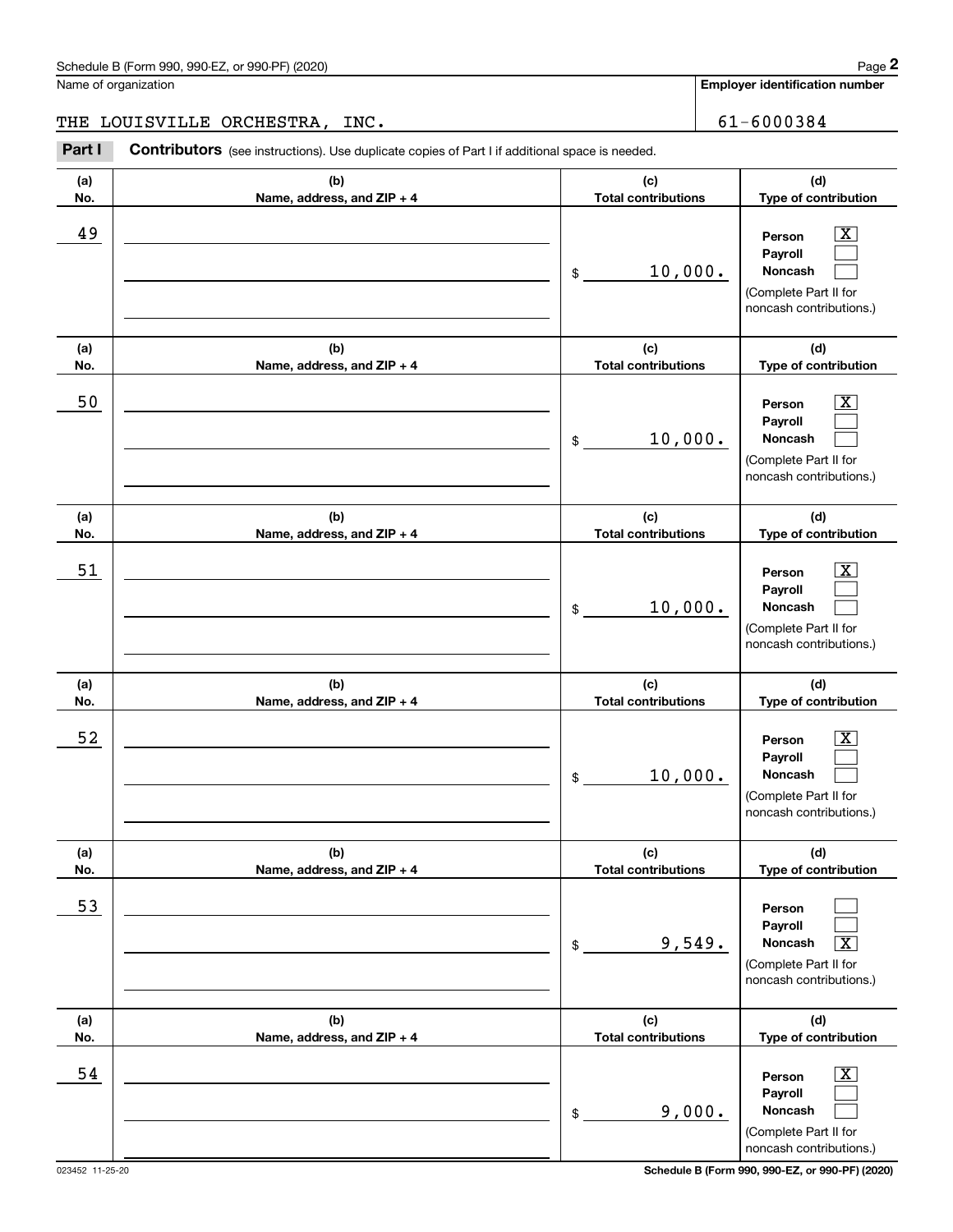Schedule B (Form 990, 990-EZ, or 990-PF) (2020)

Name of organization: THE LOUISVILLE ORCHESTRA, INC.

Employer identification number: 61-6000384

**Part I** **Contributors** (see instructions). Use duplicate copies of Part I if additional space is needed.

| (a) No. | (b) Name, address, and ZIP + 4 | (c) Total contributions | (d) Type of contribution |
|---|---|---|---|
| 49 | | $ 10,000. | Person [X] Payroll [ ] Noncash [ ] (Complete Part II for noncash contributions.) |
| 50 | | $ 10,000. | Person [X] Payroll [ ] Noncash [ ] (Complete Part II for noncash contributions.) |
| 51 | | $ 10,000. | Person [X] Payroll [ ] Noncash [ ] (Complete Part II for noncash contributions.) |
| 52 | | $ 10,000. | Person [X] Payroll [ ] Noncash [ ] (Complete Part II for noncash contributions.) |
| 53 | | $ 9,549. | Person [ ] Payroll [ ] Noncash [X] (Complete Part II for noncash contributions.) |
| 54 | | $ 9,000. | Person [X] Payroll [ ] Noncash [ ] (Complete Part II for noncash contributions.) |

023452 11-25-20

Schedule B (Form 990, 990-EZ, or 990-PF) (2020)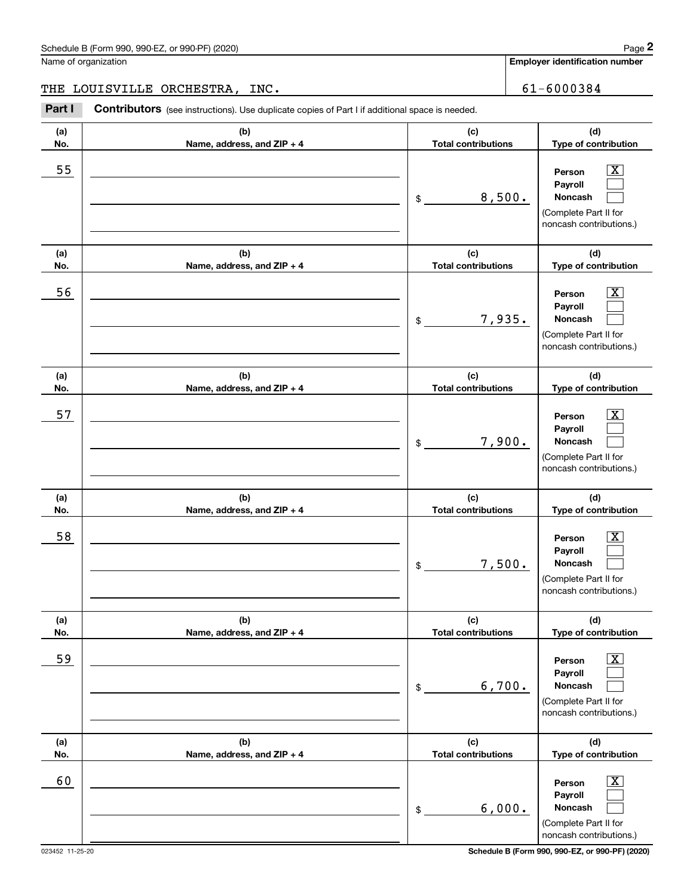Schedule B (Form 990, 990-EZ, or 990-PF) (2020)

Name of organization: THE LOUISVILLE ORCHESTRA, INC.

Employer identification number: 61-6000384

**Part I** **Contributors** (see instructions). Use duplicate copies of Part I if additional space is needed.

| (a) No. | (b) Name, address, and ZIP + 4 | (c) Total contributions | (d) Type of contribution |
|---|---|---|---|
| 55 | | $ 8,500. | Person [X] Payroll [ ] Noncash [ ] (Complete Part II for noncash contributions.) |
| 56 | | $ 7,935. | Person [X] Payroll [ ] Noncash [ ] (Complete Part II for noncash contributions.) |
| 57 | | $ 7,900. | Person [X] Payroll [ ] Noncash [ ] (Complete Part II for noncash contributions.) |
| 58 | | $ 7,500. | Person [X] Payroll [ ] Noncash [ ] (Complete Part II for noncash contributions.) |
| 59 | | $ 6,700. | Person [X] Payroll [ ] Noncash [ ] (Complete Part II for noncash contributions.) |
| 60 | | $ 6,000. | Person [X] Payroll [ ] Noncash [ ] (Complete Part II for noncash contributions.) |

023452 11-25-20

Schedule B (Form 990, 990-EZ, or 990-PF) (2020)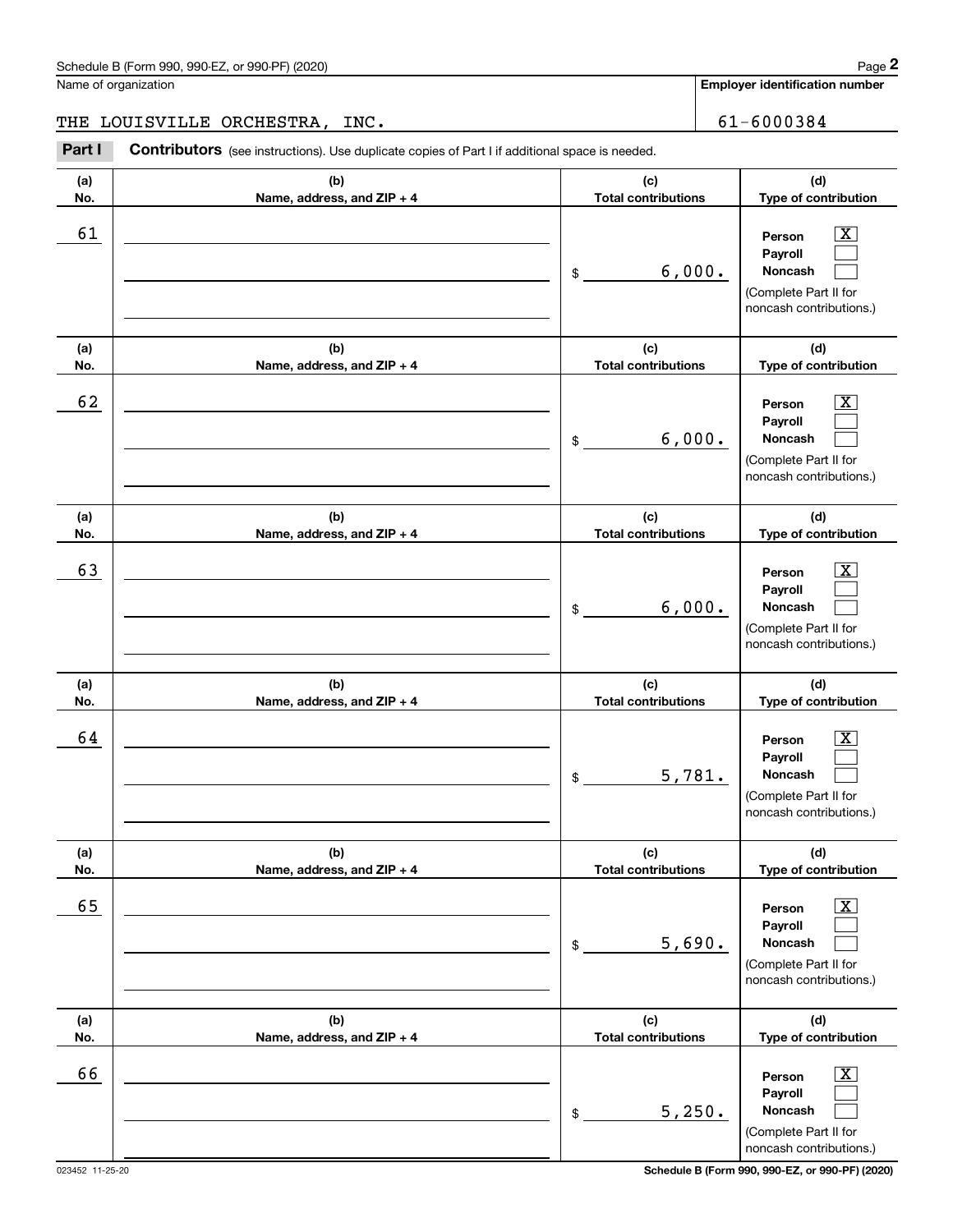Schedule B (Form 990, 990-EZ, or 990-PF) (2020)

Name of organization: THE LOUISVILLE ORCHESTRA, INC.

**Employer identification number:** 61-6000384

**Part I** **Contributors** (see instructions). Use duplicate copies of Part I if additional space is needed.

| (a) No. | (b) Name, address, and ZIP + 4 | (c) Total contributions | (d) Type of contribution |
|---|---|---|---|
| 61 | | $ 6,000. | Person [X] Payroll [ ] Noncash [ ] (Complete Part II for noncash contributions.) |
| 62 | | $ 6,000. | Person [X] Payroll [ ] Noncash [ ] (Complete Part II for noncash contributions.) |
| 63 | | $ 6,000. | Person [X] Payroll [ ] Noncash [ ] (Complete Part II for noncash contributions.) |
| 64 | | $ 5,781. | Person [X] Payroll [ ] Noncash [ ] (Complete Part II for noncash contributions.) |
| 65 | | $ 5,690. | Person [X] Payroll [ ] Noncash [ ] (Complete Part II for noncash contributions.) |
| 66 | | $ 5,250. | Person [X] Payroll [ ] Noncash [ ] (Complete Part II for noncash contributions.) |

023452 11-25-20

Schedule B (Form 990, 990-EZ, or 990-PF) (2020)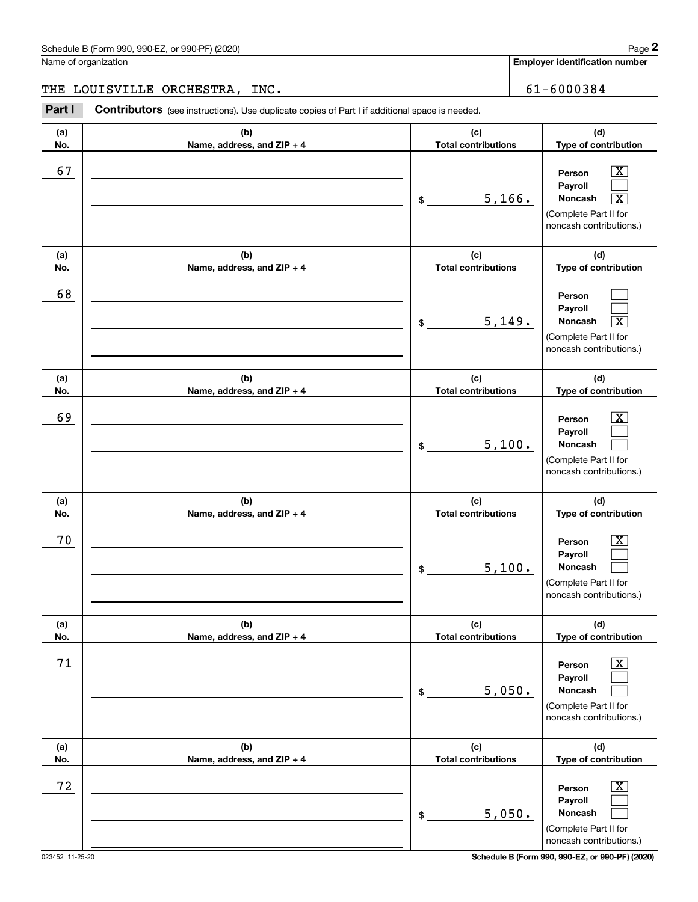Schedule B (Form 990, 990-EZ, or 990-PF) (2020)

Name of organization: THE LOUISVILLE ORCHESTRA, INC.

Employer identification number: 61-6000384

**Part I** **Contributors** (see instructions). Use duplicate copies of Part I if additional space is needed.

| (a) No. | (b) Name, address, and ZIP + 4 | (c) Total contributions | (d) Type of contribution |
|---|---|---|---|
| 67 | | $ 5,166. | Person [X] Payroll [ ] Noncash [X] (Complete Part II for noncash contributions.) |
| 68 | | $ 5,149. | Person [ ] Payroll [ ] Noncash [X] (Complete Part II for noncash contributions.) |
| 69 | | $ 5,100. | Person [X] Payroll [ ] Noncash [ ] (Complete Part II for noncash contributions.) |
| 70 | | $ 5,100. | Person [X] Payroll [ ] Noncash [ ] (Complete Part II for noncash contributions.) |
| 71 | | $ 5,050. | Person [X] Payroll [ ] Noncash [ ] (Complete Part II for noncash contributions.) |
| 72 | | $ 5,050. | Person [X] Payroll [ ] Noncash [ ] (Complete Part II for noncash contributions.) |

023452 11-25-20 Schedule B (Form 990, 990-EZ, or 990-PF) (2020)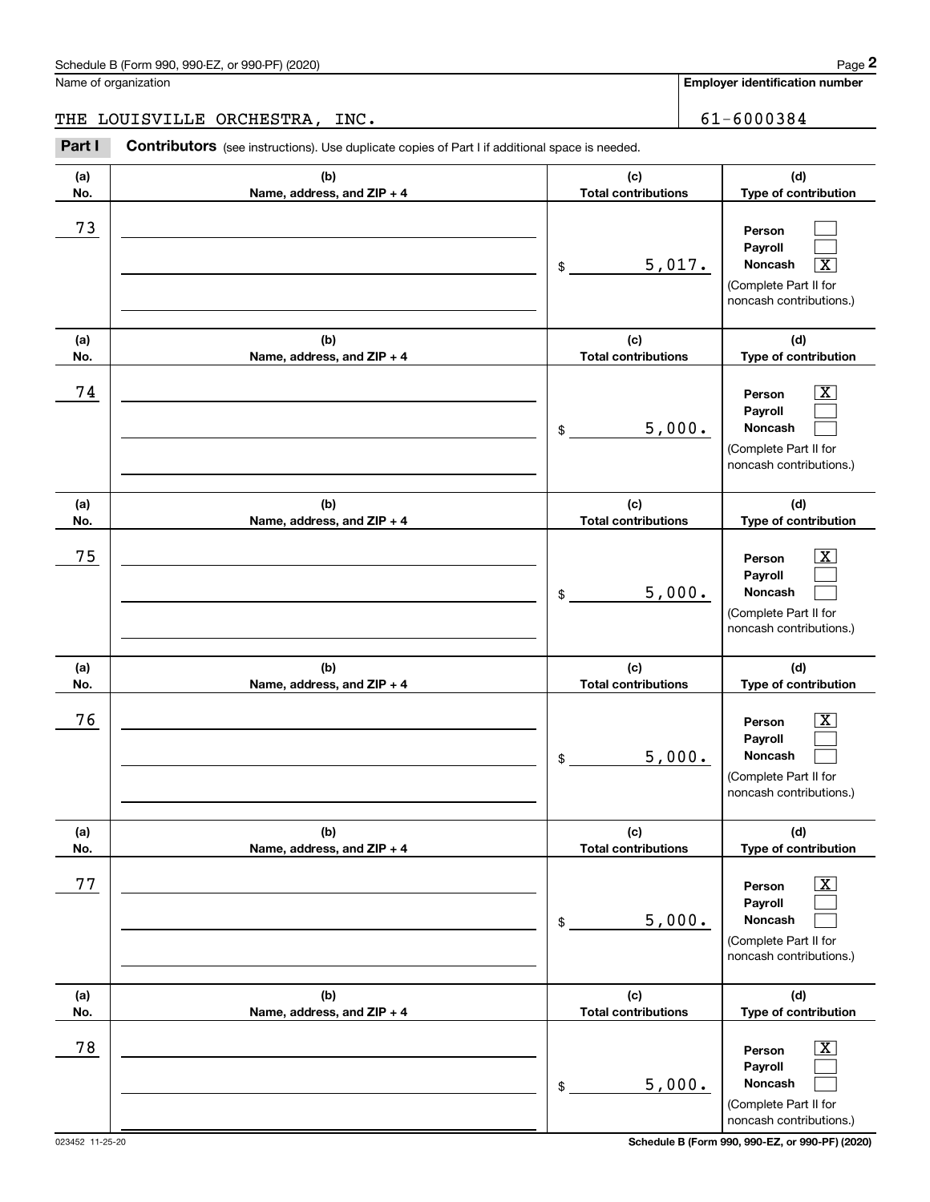Schedule B (Form 990, 990-EZ, or 990-PF) (2020) Page **2**

Name of organization: THE LOUISVILLE ORCHESTRA, INC.

**Employer identification number:** 61-6000384

**Part I** **Contributors** (see instructions). Use duplicate copies of Part I if additional space is needed.

| (a) No. | (b) Name, address, and ZIP + 4 | (c) Total contributions | (d) Type of contribution |
|---|---|---|---|
| 73 | | $ 5,017. | Person [ ] Payroll [ ] Noncash [X] (Complete Part II for noncash contributions.) |
| 74 | | $ 5,000. | Person [X] Payroll [ ] Noncash [ ] (Complete Part II for noncash contributions.) |
| 75 | | $ 5,000. | Person [X] Payroll [ ] Noncash [ ] (Complete Part II for noncash contributions.) |
| 76 | | $ 5,000. | Person [X] Payroll [ ] Noncash [ ] (Complete Part II for noncash contributions.) |
| 77 | | $ 5,000. | Person [X] Payroll [ ] Noncash [ ] (Complete Part II for noncash contributions.) |
| 78 | | $ 5,000. | Person [X] Payroll [ ] Noncash [ ] (Complete Part II for noncash contributions.) |

023452 11-25-20 **Schedule B (Form 990, 990-EZ, or 990-PF) (2020)**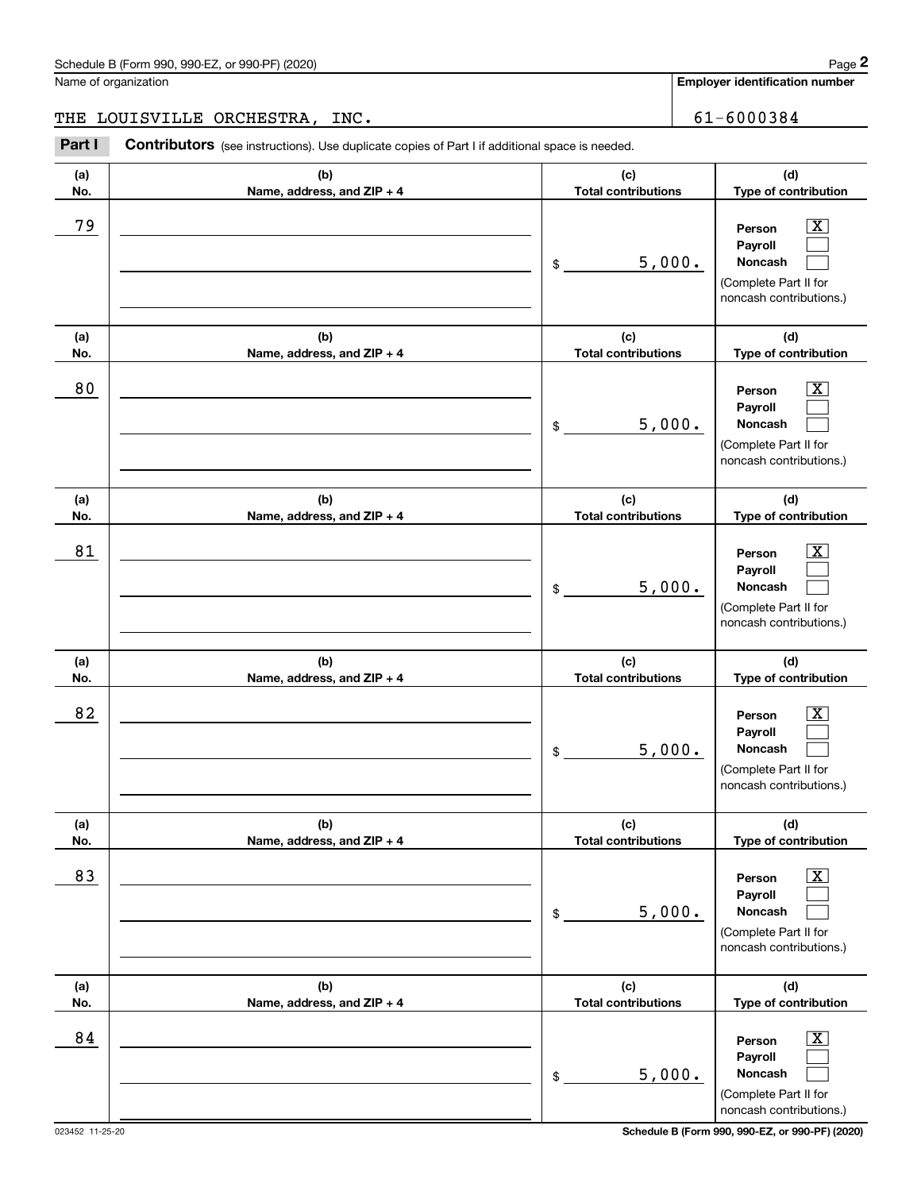Schedule B (Form 990, 990-EZ, or 990-PF) (2020)

Name of organization: THE LOUISVILLE ORCHESTRA, INC.

Employer identification number: 61-6000384

**Part I** **Contributors** (see instructions). Use duplicate copies of Part I if additional space is needed.

| (a) No. | (b) Name, address, and ZIP + 4 | (c) Total contributions | (d) Type of contribution |
|---|---|---|---|
| 79 | | $ 5,000. | Person [X] Payroll [ ] Noncash [ ] (Complete Part II for noncash contributions.) |
| 80 | | $ 5,000. | Person [X] Payroll [ ] Noncash [ ] (Complete Part II for noncash contributions.) |
| 81 | | $ 5,000. | Person [X] Payroll [ ] Noncash [ ] (Complete Part II for noncash contributions.) |
| 82 | | $ 5,000. | Person [X] Payroll [ ] Noncash [ ] (Complete Part II for noncash contributions.) |
| 83 | | $ 5,000. | Person [X] Payroll [ ] Noncash [ ] (Complete Part II for noncash contributions.) |
| 84 | | $ 5,000. | Person [X] Payroll [ ] Noncash [ ] (Complete Part II for noncash contributions.) |

023452 11-25-20

Schedule B (Form 990, 990-EZ, or 990-PF) (2020)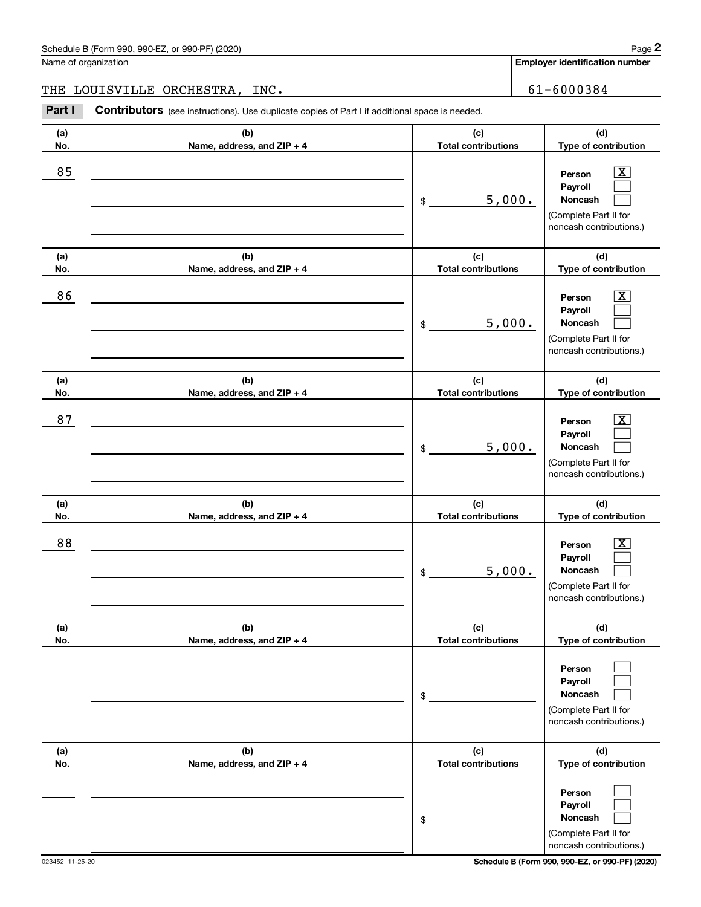Schedule B (Form 990, 990-EZ, or 990-PF) (2020)

Name of organization: THE LOUISVILLE ORCHESTRA, INC.

Employer identification number: 61-6000384

**Part I** **Contributors** (see instructions). Use duplicate copies of Part I if additional space is needed.

| (a) No. | (b) Name, address, and ZIP + 4 | (c) Total contributions | (d) Type of contribution |
|---|---|---|---|
| 85 | | $ 5,000. | Person [X] Payroll [ ] Noncash [ ] (Complete Part II for noncash contributions.) |
| 86 | | $ 5,000. | Person [X] Payroll [ ] Noncash [ ] (Complete Part II for noncash contributions.) |
| 87 | | $ 5,000. | Person [X] Payroll [ ] Noncash [ ] (Complete Part II for noncash contributions.) |
| 88 | | $ 5,000. | Person [X] Payroll [ ] Noncash [ ] (Complete Part II for noncash contributions.) |
| | | $ | Person [ ] Payroll [ ] Noncash [ ] (Complete Part II for noncash contributions.) |
| | | $ | Person [ ] Payroll [ ] Noncash [ ] (Complete Part II for noncash contributions.) |

023452 11-25-20

Schedule B (Form 990, 990-EZ, or 990-PF) (2020)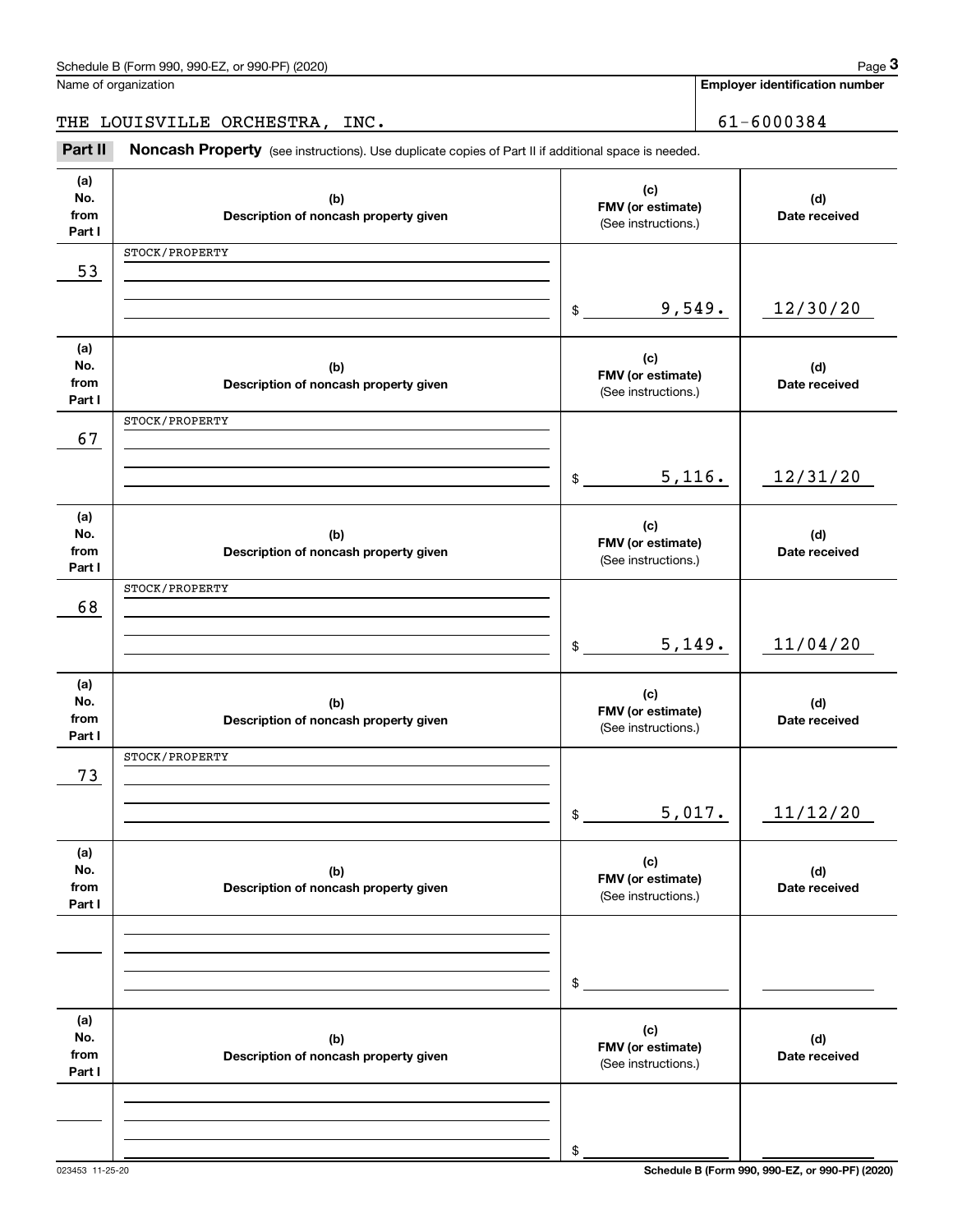Name of organization

THE LOUISVILLE ORCHESTRA, INC.

Employer identification number

61-6000384

## Part II Noncash Property

(see instructions). Use duplicate copies of Part II if additional space is needed.

| (a) No. from Part I | (b) Description of noncash property given | (c) FMV (or estimate) (See instructions.) | (d) Date received |
|---|---|---|---|
| 53 | STOCK/PROPERTY | $ 9,549. | 12/30/20 |
| 67 | STOCK/PROPERTY | $ 5,116. | 12/31/20 |
| 68 | STOCK/PROPERTY | $ 5,149. | 11/04/20 |
| 73 | STOCK/PROPERTY | $ 5,017. | 11/12/20 |
| | | $ | |
| | | $ | |

023453 11-25-20

Schedule B (Form 990, 990-EZ, or 990-PF) (2020)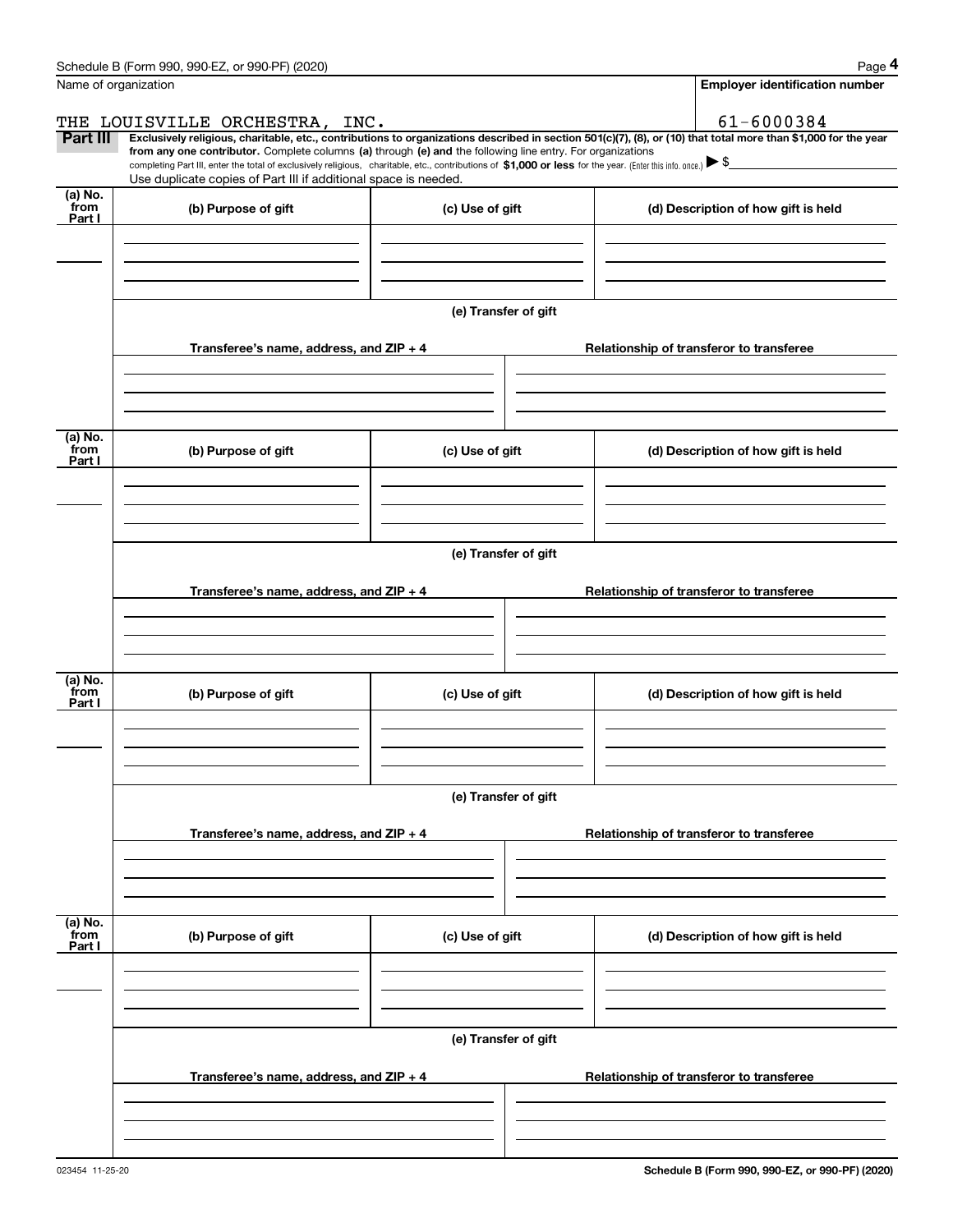Name of organization

**Employer identification number**

THE LOUISVILLE ORCHESTRA, INC.

61-6000384

**Part III** **Exclusively religious, charitable, etc., contributions to organizations described in section 501(c)(7), (8), or (10) that total more than $1,000 for the year from any one contributor.** Complete columns **(a)** through **(e) and** the following line entry. For organizations completing Part III, enter the total of exclusively religious, charitable, etc., contributions of **$1,000 or less** for the year. (Enter this info. once.) ▶ $

Use duplicate copies of Part III if additional space is needed.

| (a) No. from Part I | (b) Purpose of gift | (c) Use of gift | (d) Description of how gift is held |
|---|---|---|---|
| | | | |

**(e) Transfer of gift**

| Transferee's name, address, and ZIP + 4 | Relationship of transferor to transferee |
|---|---|
| | |

| (a) No. from Part I | (b) Purpose of gift | (c) Use of gift | (d) Description of how gift is held |
|---|---|---|---|
| | | | |

**(e) Transfer of gift**

| Transferee's name, address, and ZIP + 4 | Relationship of transferor to transferee |
|---|---|
| | |

| (a) No. from Part I | (b) Purpose of gift | (c) Use of gift | (d) Description of how gift is held |
|---|---|---|---|
| | | | |

**(e) Transfer of gift**

| Transferee's name, address, and ZIP + 4 | Relationship of transferor to transferee |
|---|---|
| | |

| (a) No. from Part I | (b) Purpose of gift | (c) Use of gift | (d) Description of how gift is held |
|---|---|---|---|
| | | | |

**(e) Transfer of gift**

| Transferee's name, address, and ZIP + 4 | Relationship of transferor to transferee |
|---|---|
| | |

023454 11-25-20

**Schedule B (Form 990, 990-EZ, or 990-PF) (2020)**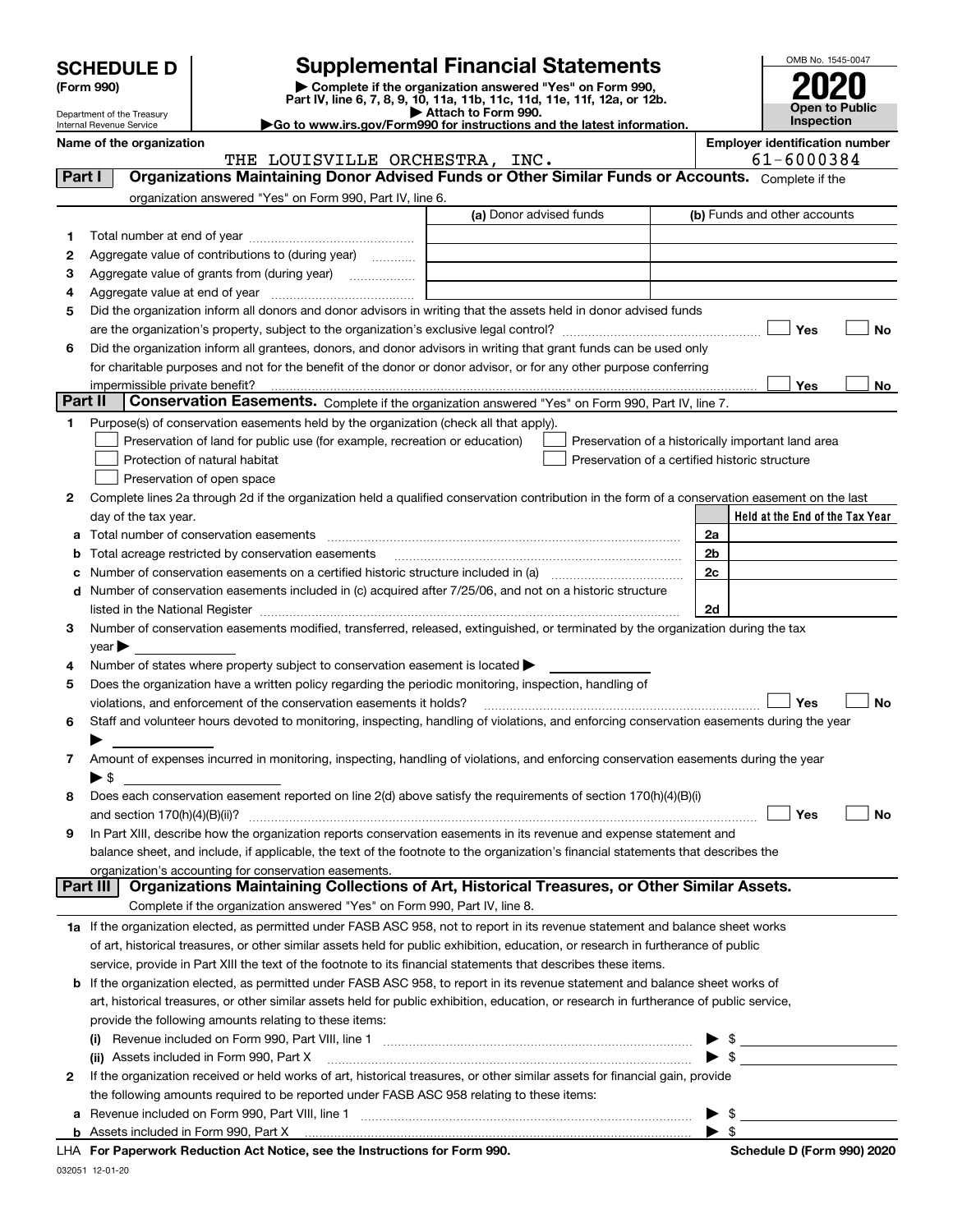# SCHEDULE D (Form 990)

Department of the Treasury
Internal Revenue Service

## Supplemental Financial Statements

▶ Complete if the organization answered "Yes" on Form 990, Part IV, line 6, 7, 8, 9, 10, 11a, 11b, 11c, 11d, 11e, 11f, 12a, or 12b.
▶ Attach to Form 990.
▶Go to www.irs.gov/Form990 for instructions and the latest information.

OMB No. 1545-0047

**2020**

**Open to Public Inspection**

**Name of the organization**
THE LOUISVILLE ORCHESTRA, INC.

**Employer identification number**
61-6000384

**Part I — Organizations Maintaining Donor Advised Funds or Other Similar Funds or Accounts.** Complete if the organization answered "Yes" on Form 990, Part IV, line 6.

| | | (a) Donor advised funds | (b) Funds and other accounts |
|---|---|---|---|
| 1 | Total number at end of year | | |
| 2 | Aggregate value of contributions to (during year) | | |
| 3 | Aggregate value of grants from (during year) | | |
| 4 | Aggregate value at end of year | | |

5 Did the organization inform all donors and donor advisors in writing that the assets held in donor advised funds are the organization's property, subject to the organization's exclusive legal control? ☐ Yes ☐ No

6 Did the organization inform all grantees, donors, and donor advisors in writing that grant funds can be used only for charitable purposes and not for the benefit of the donor or donor advisor, or for any other purpose conferring impermissible private benefit? ☐ Yes ☐ No

**Part II — Conservation Easements.** Complete if the organization answered "Yes" on Form 990, Part IV, line 7.

1 Purpose(s) of conservation easements held by the organization (check all that apply).
- ☐ Preservation of land for public use (for example, recreation or education)
- ☐ Protection of natural habitat
- ☐ Preservation of open space
- ☐ Preservation of a historically important land area
- ☐ Preservation of a certified historic structure

2 Complete lines 2a through 2d if the organization held a qualified conservation contribution in the form of a conservation easement on the last day of the tax year.

| | | | Held at the End of the Tax Year |
|---|---|---|---|
| a | Total number of conservation easements | 2a | |
| b | Total acreage restricted by conservation easements | 2b | |
| c | Number of conservation easements on a certified historic structure included in (a) | 2c | |
| d | Number of conservation easements included in (c) acquired after 7/25/06, and not on a historic structure listed in the National Register | 2d | |

3 Number of conservation easements modified, transferred, released, extinguished, or terminated by the organization during the tax year ▶

4 Number of states where property subject to conservation easement is located ▶

5 Does the organization have a written policy regarding the periodic monitoring, inspection, handling of violations, and enforcement of the conservation easements it holds? ☐ Yes ☐ No

6 Staff and volunteer hours devoted to monitoring, inspecting, handling of violations, and enforcing conservation easements during the year ▶

7 Amount of expenses incurred in monitoring, inspecting, handling of violations, and enforcing conservation easements during the year ▶ $

8 Does each conservation easement reported on line 2(d) above satisfy the requirements of section 170(h)(4)(B)(i) and section 170(h)(4)(B)(ii)? ☐ Yes ☐ No

9 In Part XIII, describe how the organization reports conservation easements in its revenue and expense statement and balance sheet, and include, if applicable, the text of the footnote to the organization's financial statements that describes the organization's accounting for conservation easements.

**Part III — Organizations Maintaining Collections of Art, Historical Treasures, or Other Similar Assets.** Complete if the organization answered "Yes" on Form 990, Part IV, line 8.

1a If the organization elected, as permitted under FASB ASC 958, not to report in its revenue statement and balance sheet works of art, historical treasures, or other similar assets held for public exhibition, education, or research in furtherance of public service, provide in Part XIII the text of the footnote to its financial statements that describes these items.

b If the organization elected, as permitted under FASB ASC 958, to report in its revenue statement and balance sheet works of art, historical treasures, or other similar assets held for public exhibition, education, or research in furtherance of public service, provide the following amounts relating to these items:

(i) Revenue included on Form 990, Part VIII, line 1 ▶ $

(ii) Assets included in Form 990, Part X ▶ $

2 If the organization received or held works of art, historical treasures, or other similar assets for financial gain, provide the following amounts required to be reported under FASB ASC 958 relating to these items:

a Revenue included on Form 990, Part VIII, line 1 ▶ $

b Assets included in Form 990, Part X ▶ $

LHA **For Paperwork Reduction Act Notice, see the Instructions for Form 990.** **Schedule D (Form 990) 2020**

032051 12-01-20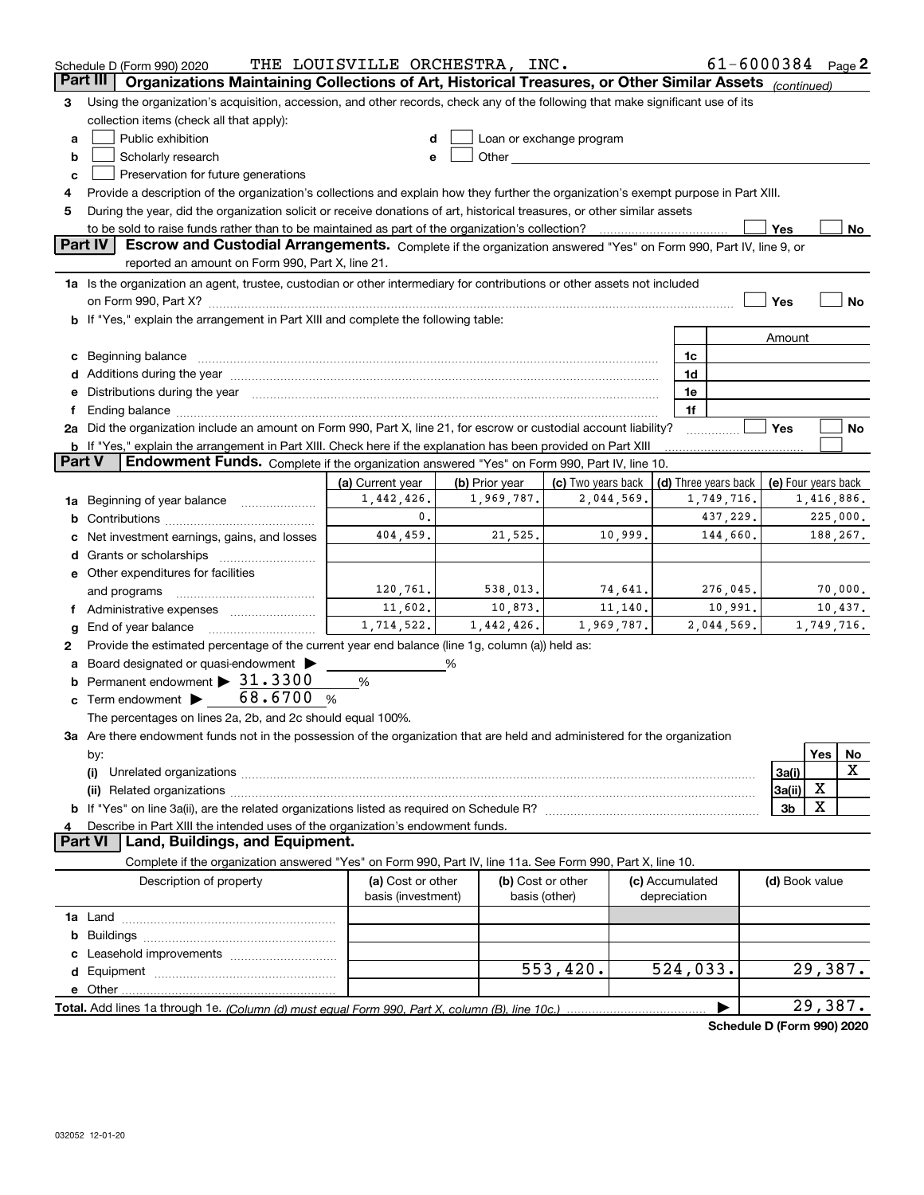Schedule D (Form 990) 2020 THE LOUISVILLE ORCHESTRA, INC. 61-6000384 Page 2

## Part III Organizations Maintaining Collections of Art, Historical Treasures, or Other Similar Assets *(continued)*

3 Using the organization's acquisition, accession, and other records, check any of the following that make significant use of its collection items (check all that apply):

- a ☐ Public exhibition
- b ☐ Scholarly research
- c ☐ Preservation for future generations
- d ☐ Loan or exchange program
- e ☐ Other

4 Provide a description of the organization's collections and explain how they further the organization's exempt purpose in Part XIII.

5 During the year, did the organization solicit or receive donations of art, historical treasures, or other similar assets to be sold to raise funds rather than to be maintained as part of the organization's collection? ☐ Yes ☐ No

## Part IV Escrow and Custodial Arrangements.

Complete if the organization answered "Yes" on Form 990, Part IV, line 9, or reported an amount on Form 990, Part X, line 21.

1a Is the organization an agent, trustee, custodian or other intermediary for contributions or other assets not included on Form 990, Part X? ☐ Yes ☐ No

b If "Yes," explain the arrangement in Part XIII and complete the following table:

| | | Amount |
|---|---|---|
| c Beginning balance | 1c | |
| d Additions during the year | 1d | |
| e Distributions during the year | 1e | |
| f Ending balance | 1f | |

2a Did the organization include an amount on Form 990, Part X, line 21, for escrow or custodial account liability? ☐ Yes ☐ No

b If "Yes," explain the arrangement in Part XIII. Check here if the explanation has been provided on Part XIII ☐

## Part V Endowment Funds.

Complete if the organization answered "Yes" on Form 990, Part IV, line 10.

| | (a) Current year | (b) Prior year | (c) Two years back | (d) Three years back | (e) Four years back |
|---|---|---|---|---|---|
| 1a Beginning of year balance | 1,442,426. | 1,969,787. | 2,044,569. | 1,749,716. | 1,416,886. |
| b Contributions | 0. | | | 437,229. | 225,000. |
| c Net investment earnings, gains, and losses | 404,459. | 21,525. | 10,999. | 144,660. | 188,267. |
| d Grants or scholarships | | | | | |
| e Other expenditures for facilities and programs | 120,761. | 538,013. | 74,641. | 276,045. | 70,000. |
| f Administrative expenses | 11,602. | 10,873. | 11,140. | 10,991. | 10,437. |
| g End of year balance | 1,714,522. | 1,442,426. | 1,969,787. | 2,044,569. | 1,749,716. |

2 Provide the estimated percentage of the current year end balance (line 1g, column (a)) held as:

- a Board designated or quasi-endowment ▶ ______ %
- b Permanent endowment ▶ 31.3300 %
- c Term endowment ▶ 68.6700 %

The percentages on lines 2a, 2b, and 2c should equal 100%.

3a Are there endowment funds not in the possession of the organization that are held and administered for the organization by:

| | | Yes | No |
|---|---|---|---|
| (i) Unrelated organizations | 3a(i) | | X |
| (ii) Related organizations | 3a(ii) | X | |
| b If "Yes" on line 3a(ii), are the related organizations listed as required on Schedule R? | 3b | X | |

4 Describe in Part XIII the intended uses of the organization's endowment funds.

## Part VI Land, Buildings, and Equipment.

Complete if the organization answered "Yes" on Form 990, Part IV, line 11a. See Form 990, Part X, line 10.

| Description of property | (a) Cost or other basis (investment) | (b) Cost or other basis (other) | (c) Accumulated depreciation | (d) Book value |
|---|---|---|---|---|
| 1a Land | | | | |
| b Buildings | | | | |
| c Leasehold improvements | | | | |
| d Equipment | | 553,420. | 524,033. | 29,387. |
| e Other | | | | |
| **Total.** Add lines 1a through 1e. *(Column (d) must equal Form 990, Part X, column (B), line 10c.)* | | | | 29,387. |

**Schedule D (Form 990) 2020**

032052 12-01-20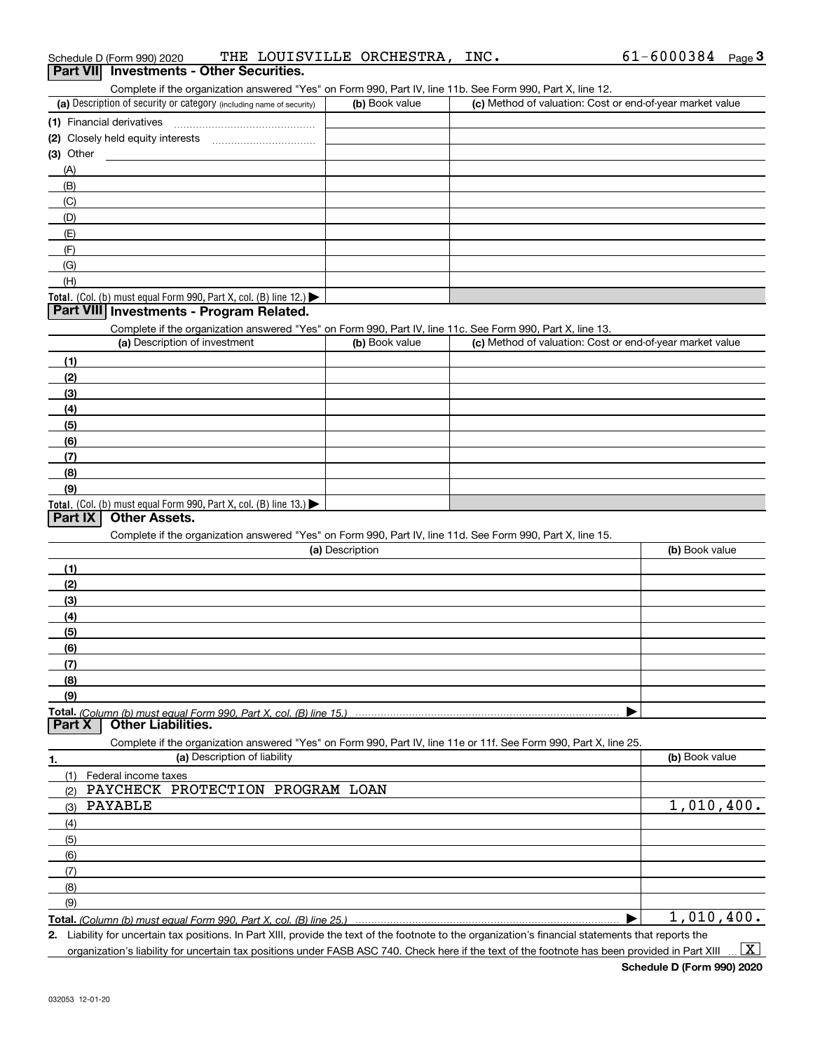Schedule D (Form 990) 2020 THE LOUISVILLE ORCHESTRA, INC. 61-6000384 Page 3

## Part VII Investments - Other Securities.

Complete if the organization answered "Yes" on Form 990, Part IV, line 11b. See Form 990, Part X, line 12.

| (a) Description of security or category (including name of security) | (b) Book value | (c) Method of valuation: Cost or end-of-year market value |
|---|---|---|
| (1) Financial derivatives | | |
| (2) Closely held equity interests | | |
| (3) Other | | |
| (A) | | |
| (B) | | |
| (C) | | |
| (D) | | |
| (E) | | |
| (F) | | |
| (G) | | |
| (H) | | |
| Total. (Col. (b) must equal Form 990, Part X, col. (B) line 12.) | | |

## Part VIII Investments - Program Related.

Complete if the organization answered "Yes" on Form 990, Part IV, line 11c. See Form 990, Part X, line 13.

| (a) Description of investment | (b) Book value | (c) Method of valuation: Cost or end-of-year market value |
|---|---|---|
| (1) | | |
| (2) | | |
| (3) | | |
| (4) | | |
| (5) | | |
| (6) | | |
| (7) | | |
| (8) | | |
| (9) | | |
| Total. (Col. (b) must equal Form 990, Part X, col. (B) line 13.) | | |

## Part IX Other Assets.

Complete if the organization answered "Yes" on Form 990, Part IV, line 11d. See Form 990, Part X, line 15.

| (a) Description | (b) Book value |
|---|---|
| (1) | |
| (2) | |
| (3) | |
| (4) | |
| (5) | |
| (6) | |
| (7) | |
| (8) | |
| (9) | |
| Total. (Column (b) must equal Form 990, Part X, col. (B) line 15.) | |

## Part X Other Liabilities.

Complete if the organization answered "Yes" on Form 990, Part IV, line 11e or 11f. See Form 990, Part X, line 25.

| 1. (a) Description of liability | (b) Book value |
|---|---|
| (1) Federal income taxes | |
| (2) PAYCHECK PROTECTION PROGRAM LOAN | |
| (3) PAYABLE | 1,010,400. |
| (4) | |
| (5) | |
| (6) | |
| (7) | |
| (8) | |
| (9) | |
| Total. (Column (b) must equal Form 990, Part X, col. (B) line 25.) | 1,010,400. |

2. Liability for uncertain tax positions. In Part XIII, provide the text of the footnote to the organization's financial statements that reports the organization's liability for uncertain tax positions under FASB ASC 740. Check here if the text of the footnote has been provided in Part XIII [X]

Schedule D (Form 990) 2020

032053 12-01-20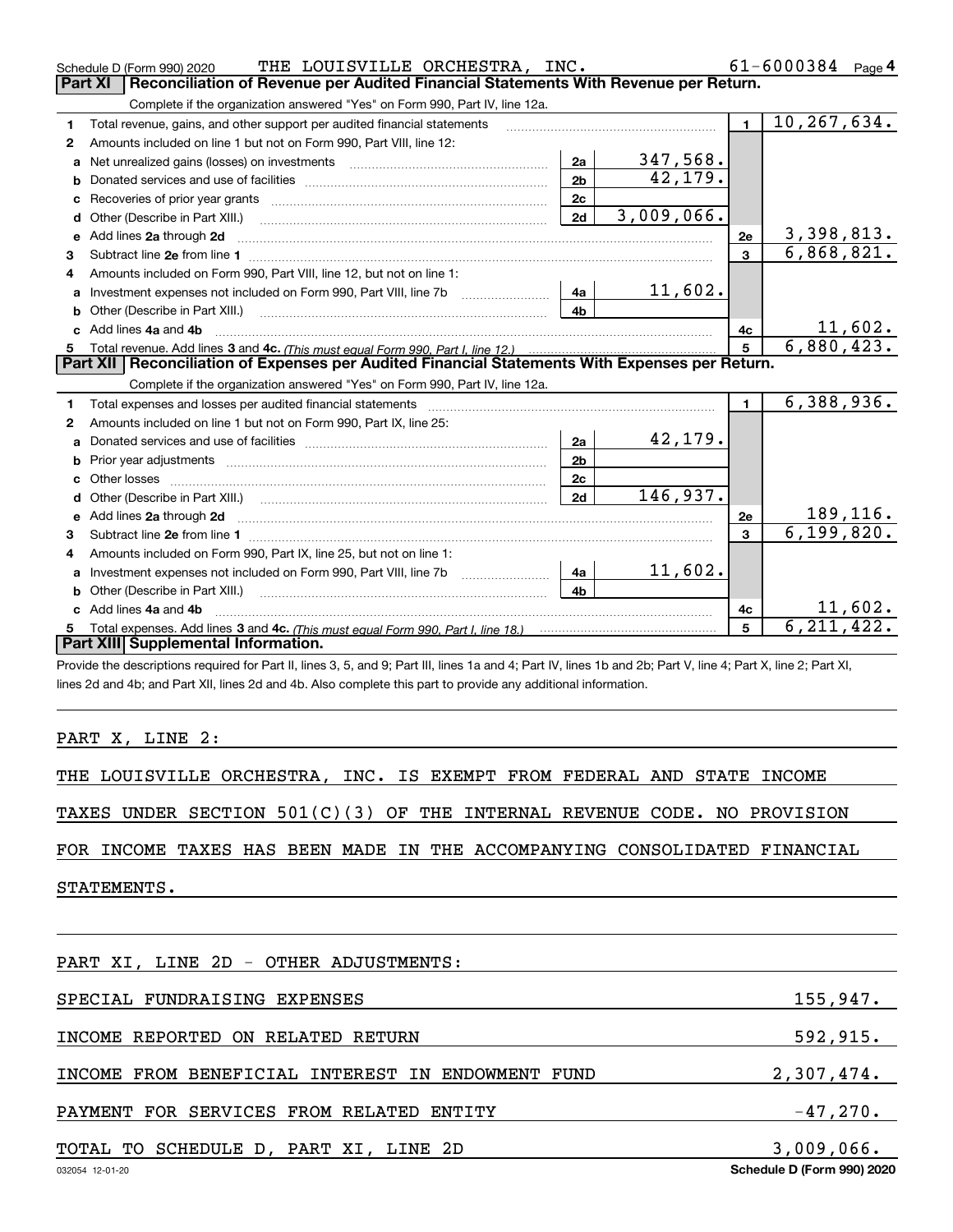Schedule D (Form 990) 2020 THE LOUISVILLE ORCHESTRA, INC. 61-6000384 Page 4

## Part XI Reconciliation of Revenue per Audited Financial Statements With Revenue per Return.

Complete if the organization answered "Yes" on Form 990, Part IV, line 12a.

| | | | | | |
|---|---|---|---|---|---|
| 1 | Total revenue, gains, and other support per audited financial statements | | | 1 | 10,267,634. |
| 2 | Amounts included on line 1 but not on Form 990, Part VIII, line 12: | | | | |
| a | Net unrealized gains (losses) on investments | 2a | 347,568. | | |
| b | Donated services and use of facilities | 2b | 42,179. | | |
| c | Recoveries of prior year grants | 2c | | | |
| d | Other (Describe in Part XIII.) | 2d | 3,009,066. | | |
| e | Add lines 2a through 2d | | | 2e | 3,398,813. |
| 3 | Subtract line 2e from line 1 | | | 3 | 6,868,821. |
| 4 | Amounts included on Form 990, Part VIII, line 12, but not on line 1: | | | | |
| a | Investment expenses not included on Form 990, Part VIII, line 7b | 4a | 11,602. | | |
| b | Other (Describe in Part XIII.) | 4b | | | |
| c | Add lines 4a and 4b | | | 4c | 11,602. |
| 5 | Total revenue. Add lines 3 and 4c. *(This must equal Form 990, Part I, line 12.)* | | | 5 | 6,880,423. |

## Part XII Reconciliation of Expenses per Audited Financial Statements With Expenses per Return.

Complete if the organization answered "Yes" on Form 990, Part IV, line 12a.

| | | | | | |
|---|---|---|---|---|---|
| 1 | Total expenses and losses per audited financial statements | | | 1 | 6,388,936. |
| 2 | Amounts included on line 1 but not on Form 990, Part IX, line 25: | | | | |
| a | Donated services and use of facilities | 2a | 42,179. | | |
| b | Prior year adjustments | 2b | | | |
| c | Other losses | 2c | | | |
| d | Other (Describe in Part XIII.) | 2d | 146,937. | | |
| e | Add lines 2a through 2d | | | 2e | 189,116. |
| 3 | Subtract line 2e from line 1 | | | 3 | 6,199,820. |
| 4 | Amounts included on Form 990, Part IX, line 25, but not on line 1: | | | | |
| a | Investment expenses not included on Form 990, Part VIII, line 7b | 4a | 11,602. | | |
| b | Other (Describe in Part XIII.) | 4b | | | |
| c | Add lines 4a and 4b | | | 4c | 11,602. |
| 5 | Total expenses. Add lines 3 and 4c. *(This must equal Form 990, Part I, line 18.)* | | | 5 | 6,211,422. |

## Part XIII Supplemental Information.

Provide the descriptions required for Part II, lines 3, 5, and 9; Part III, lines 1a and 4; Part IV, lines 1b and 2b; Part V, line 4; Part X, line 2; Part XI, lines 2d and 4b; and Part XII, lines 2d and 4b. Also complete this part to provide any additional information.

PART X, LINE 2:

THE LOUISVILLE ORCHESTRA, INC. IS EXEMPT FROM FEDERAL AND STATE INCOME TAXES UNDER SECTION 501(C)(3) OF THE INTERNAL REVENUE CODE. NO PROVISION FOR INCOME TAXES HAS BEEN MADE IN THE ACCOMPANYING CONSOLIDATED FINANCIAL STATEMENTS.

PART XI, LINE 2D - OTHER ADJUSTMENTS:

| | |
|---|---|
| SPECIAL FUNDRAISING EXPENSES | 155,947. |
| INCOME REPORTED ON RELATED RETURN | 592,915. |
| INCOME FROM BENEFICIAL INTEREST IN ENDOWMENT FUND | 2,307,474. |
| PAYMENT FOR SERVICES FROM RELATED ENTITY | -47,270. |
| TOTAL TO SCHEDULE D, PART XI, LINE 2D | 3,009,066. |

032054 12-01-20 Schedule D (Form 990) 2020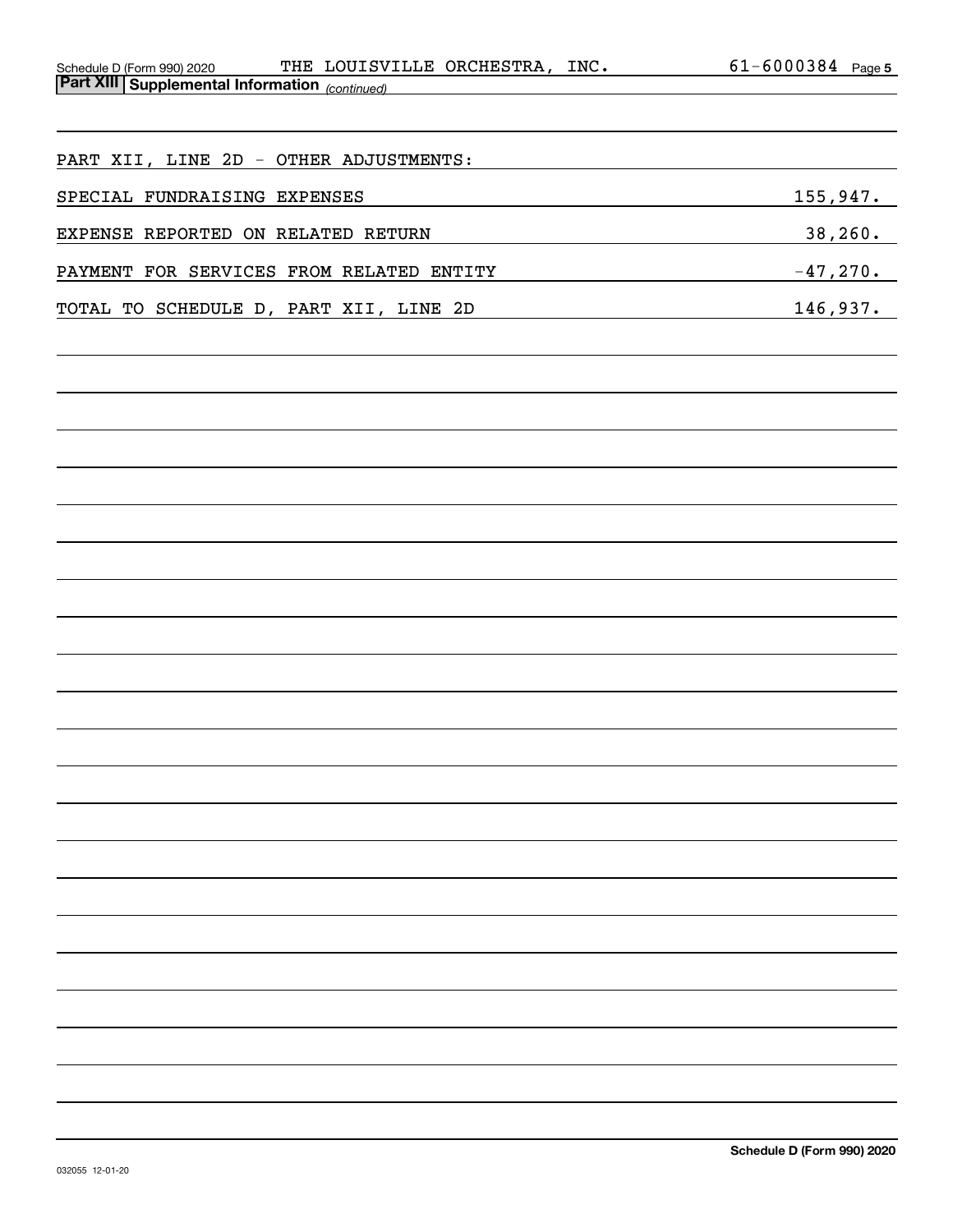Schedule D (Form 990) 2020 THE LOUISVILLE ORCHESTRA, INC. 61-6000384 Page 5

**Part XIII | Supplemental Information** *(continued)*

| | |
|---|---|
| PART XII, LINE 2D - OTHER ADJUSTMENTS: | |
| SPECIAL FUNDRAISING EXPENSES | 155,947. |
| EXPENSE REPORTED ON RELATED RETURN | 38,260. |
| PAYMENT FOR SERVICES FROM RELATED ENTITY | -47,270. |
| TOTAL TO SCHEDULE D, PART XII, LINE 2D | 146,937. |

Schedule D (Form 990) 2020

032055 12-01-20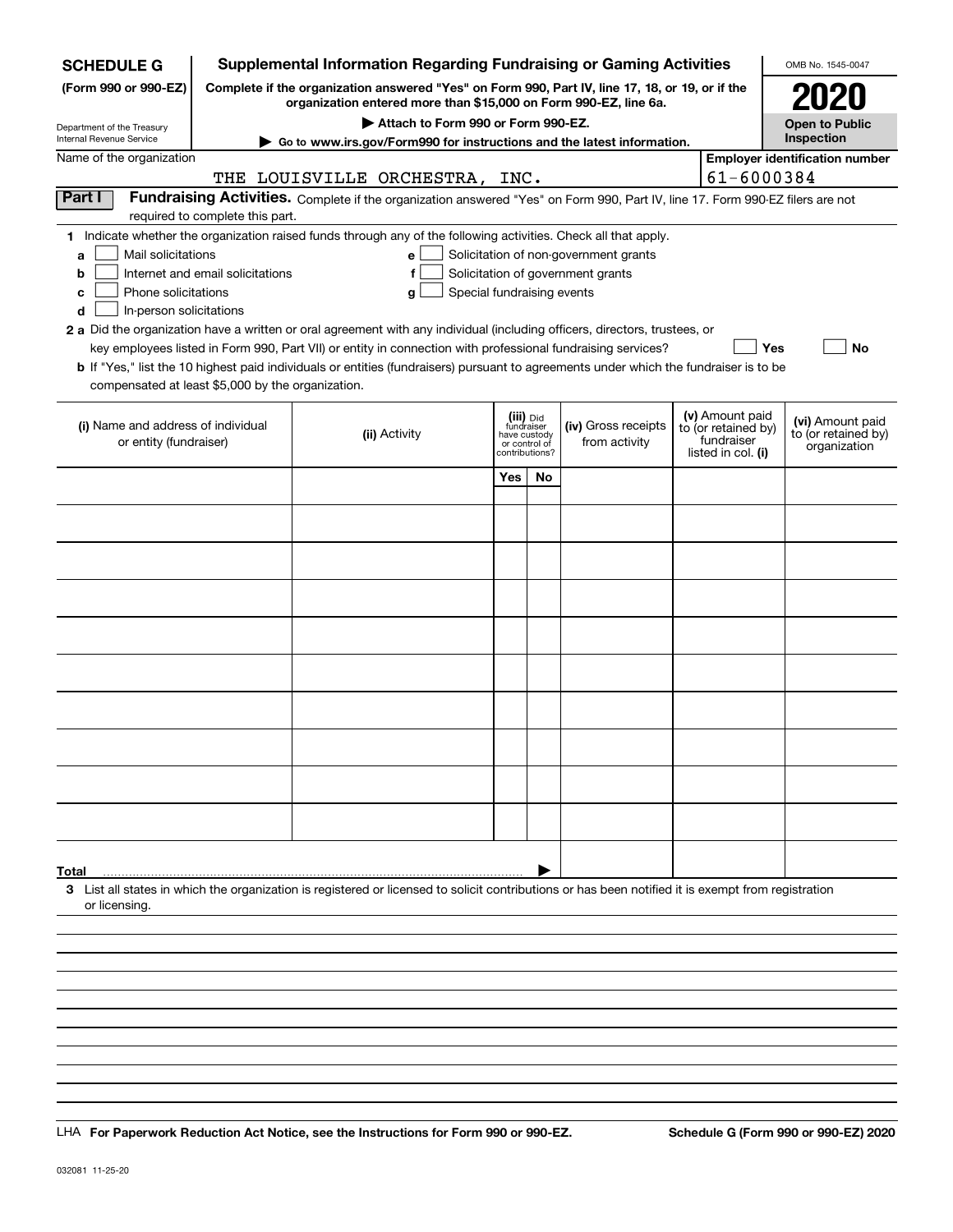**SCHEDULE G**
**(Form 990 or 990-EZ)**

Department of the Treasury
Internal Revenue Service

# Supplemental Information Regarding Fundraising or Gaming Activities

**Complete if the organization answered "Yes" on Form 990, Part IV, line 17, 18, or 19, or if the organization entered more than $15,000 on Form 990-EZ, line 6a.**

▶ Attach to Form 990 or Form 990-EZ.

▶ Go to www.irs.gov/Form990 for instructions and the latest information.

OMB No. 1545-0047

**2020**

**Open to Public Inspection**

Name of the organization: THE LOUISVILLE ORCHESTRA, INC.

Employer identification number: 61-6000384

## Part I Fundraising Activities.

Complete if the organization answered "Yes" on Form 990, Part IV, line 17. Form 990-EZ filers are not required to complete this part.

**1** Indicate whether the organization raised funds through any of the following activities. Check all that apply.

- **a** ☐ Mail solicitations
- **b** ☐ Internet and email solicitations
- **c** ☐ Phone solicitations
- **d** ☐ In-person solicitations
- **e** ☐ Solicitation of non-government grants
- **f** ☐ Solicitation of government grants
- **g** ☐ Special fundraising events

**2 a** Did the organization have a written or oral agreement with any individual (including officers, directors, trustees, or key employees listed in Form 990, Part VII) or entity in connection with professional fundraising services? ☐ Yes ☐ No

**b** If "Yes," list the 10 highest paid individuals or entities (fundraisers) pursuant to agreements under which the fundraiser is to be compensated at least $5,000 by the organization.

| (i) Name and address of individual or entity (fundraiser) | (ii) Activity | (iii) Did fundraiser have custody or control of contributions? Yes | No | (iv) Gross receipts from activity | (v) Amount paid to (or retained by) fundraiser listed in col. (i) | (vi) Amount paid to (or retained by) organization |
|---|---|---|---|---|---|---|
| | | | | | | |
| | | | | | | |
| | | | | | | |
| | | | | | | |
| | | | | | | |
| | | | | | | |
| | | | | | | |
| | | | | | | |
| | | | | | | |
| | | | | | | |
| **Total** ▶ | | | | | | |

**3** List all states in which the organization is registered or licensed to solicit contributions or has been notified it is exempt from registration or licensing.

LHA **For Paperwork Reduction Act Notice, see the Instructions for Form 990 or 990-EZ.** **Schedule G (Form 990 or 990-EZ) 2020**

032081 11-25-20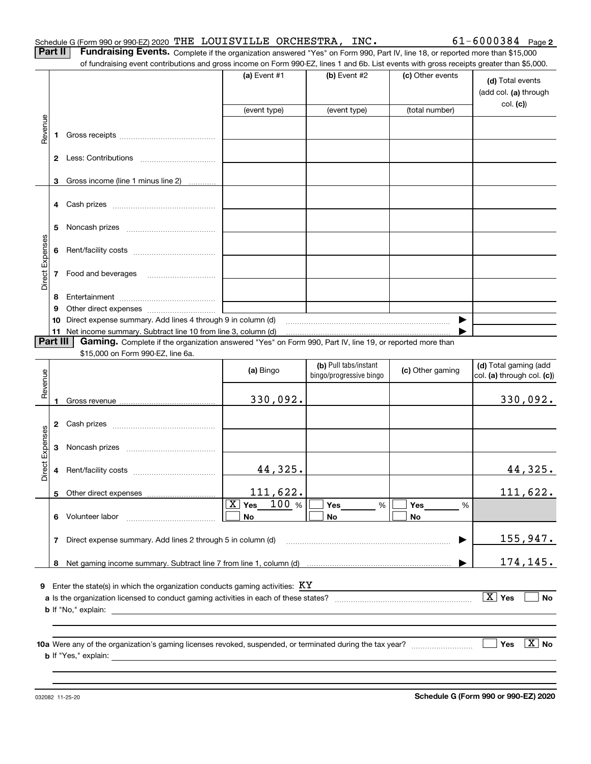Schedule G (Form 990 or 990-EZ) 2020 THE LOUISVILLE ORCHESTRA, INC. 61-6000384 Page 2

**Part II** **Fundraising Events.** Complete if the organization answered "Yes" on Form 990, Part IV, line 18, or reported more than $15,000 of fundraising event contributions and gross income on Form 990-EZ, lines 1 and 6b. List events with gross receipts greater than $5,000.

| | | (a) Event #1 (event type) | (b) Event #2 (event type) | (c) Other events (total number) | (d) Total events (add col. (a) through col. (c)) |
|---|---|---|---|---|---|
| Revenue | 1 Gross receipts | | | | |
| | 2 Less: Contributions | | | | |
| | 3 Gross income (line 1 minus line 2) | | | | |
| Direct Expenses | 4 Cash prizes | | | | |
| | 5 Noncash prizes | | | | |
| | 6 Rent/facility costs | | | | |
| | 7 Food and beverages | | | | |
| | 8 Entertainment | | | | |
| | 9 Other direct expenses | | | | |
| | 10 Direct expense summary. Add lines 4 through 9 in column (d) | | | | |
| | 11 Net income summary. Subtract line 10 from line 3, column (d) | | | | |

**Part III** **Gaming.** Complete if the organization answered "Yes" on Form 990, Part IV, line 19, or reported more than $15,000 on Form 990-EZ, line 6a.

| | | (a) Bingo | (b) Pull tabs/instant bingo/progressive bingo | (c) Other gaming | (d) Total gaming (add col. (a) through col. (c)) |
|---|---|---|---|---|---|
| Revenue | 1 Gross revenue | 330,092. | | | 330,092. |
| Direct Expenses | 2 Cash prizes | | | | |
| | 3 Noncash prizes | | | | |
| | 4 Rent/facility costs | 44,325. | | | 44,325. |
| | 5 Other direct expenses | 111,622. | | | 111,622. |
| | 6 Volunteer labor | [X] Yes 100 % [ ] No | [ ] Yes ___ % [ ] No | [ ] Yes ___ % [ ] No | |
| | 7 Direct expense summary. Add lines 2 through 5 in column (d) | | | | 155,947. |
| | 8 Net gaming income summary. Subtract line 7 from line 1, column (d) | | | | 174,145. |

**9** Enter the state(s) in which the organization conducts gaming activities: KY

**a** Is the organization licensed to conduct gaming activities in each of these states? [X] Yes [ ] No

**b** If "No," explain:

**10a** Were any of the organization's gaming licenses revoked, suspended, or terminated during the tax year? [ ] Yes [X] No

**b** If "Yes," explain:

032082 11-25-20 **Schedule G (Form 990 or 990-EZ) 2020**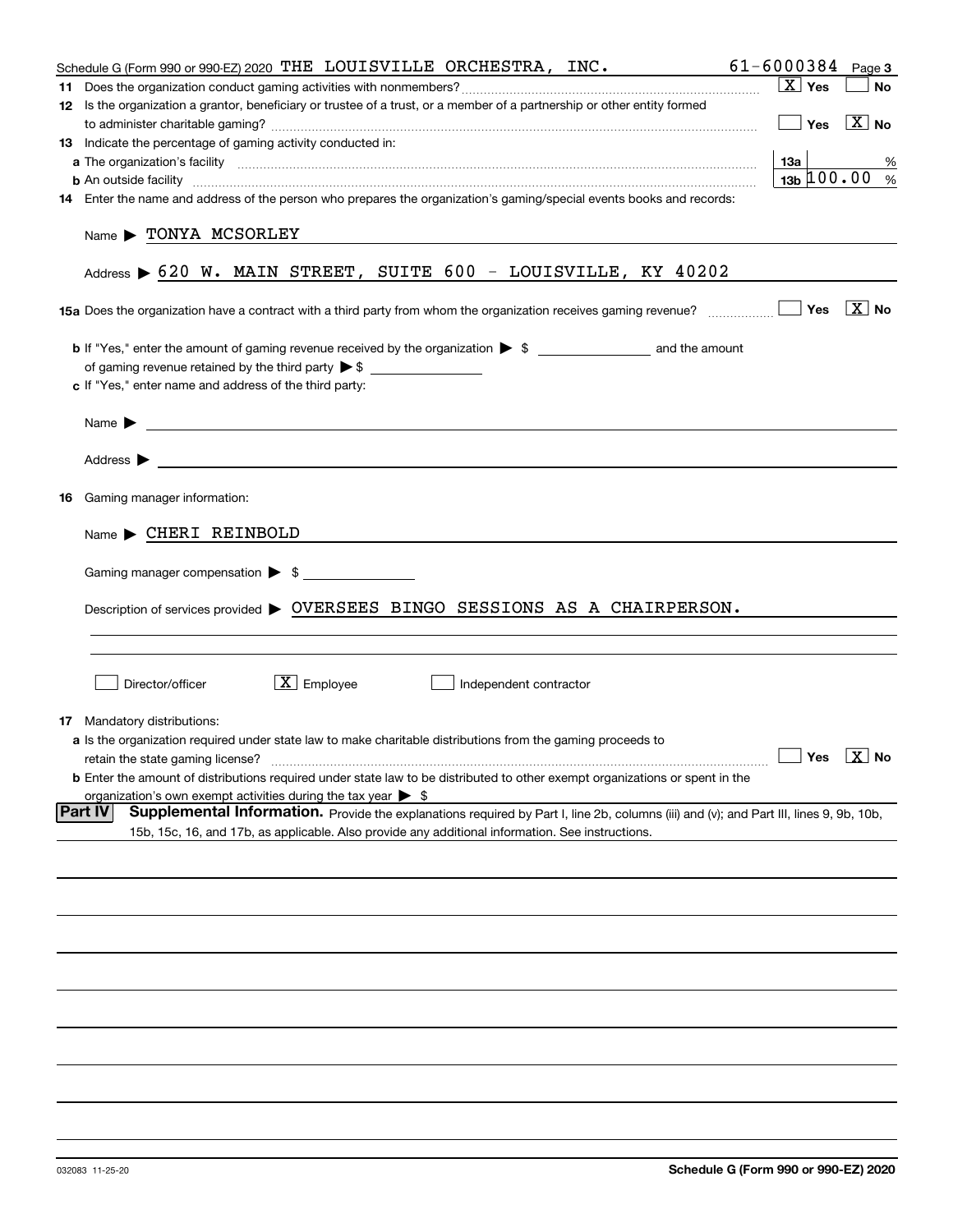Schedule G (Form 990 or 990-EZ) 2020 THE LOUISVILLE ORCHESTRA, INC. 61-6000384 Page 3

**11** Does the organization conduct gaming activities with nonmembers? [X] Yes [ ] No

**12** Is the organization a grantor, beneficiary or trustee of a trust, or a member of a partnership or other entity formed to administer charitable gaming? [ ] Yes [X] No

**13** Indicate the percentage of gaming activity conducted in:

**a** The organization's facility — **13a** %

**b** An outside facility — **13b** 100.00 %

**14** Enter the name and address of the person who prepares the organization's gaming/special events books and records:

Name ▶ TONYA MCSORLEY

Address ▶ 620 W. MAIN STREET, SUITE 600 - LOUISVILLE, KY 40202

**15a** Does the organization have a contract with a third party from whom the organization receives gaming revenue? [ ] Yes [X] No

**b** If "Yes," enter the amount of gaming revenue received by the organization ▶ $ ________ and the amount of gaming revenue retained by the third party ▶ $ ________

**c** If "Yes," enter name and address of the third party:

Name ▶

Address ▶

**16** Gaming manager information:

Name ▶ CHERI REINBOLD

Gaming manager compensation ▶ $

Description of services provided ▶ OVERSEES BINGO SESSIONS AS A CHAIRPERSON.

[ ] Director/officer [X] Employee [ ] Independent contractor

**17** Mandatory distributions:

**a** Is the organization required under state law to make charitable distributions from the gaming proceeds to retain the state gaming license? [ ] Yes [X] No

**b** Enter the amount of distributions required under state law to be distributed to other exempt organizations or spent in the organization's own exempt activities during the tax year ▶ $

## Part IV Supplemental Information.

Provide the explanations required by Part I, line 2b, columns (iii) and (v); and Part III, lines 9, 9b, 10b, 15b, 15c, 16, and 17b, as applicable. Also provide any additional information. See instructions.

032083 11-25-20 **Schedule G (Form 990 or 990-EZ) 2020**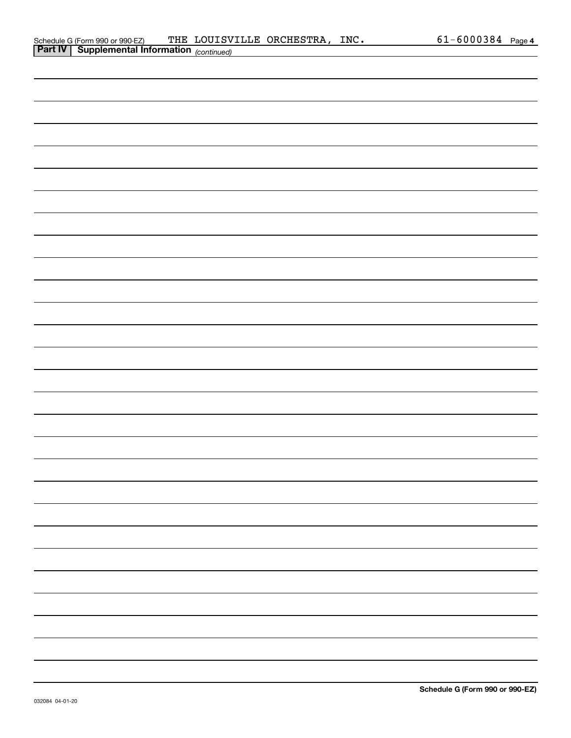Schedule G (Form 990 or 990-EZ) THE LOUISVILLE ORCHESTRA, INC. 61-6000384 Page 4

**Part IV | Supplemental Information** *(continued)*

**Schedule G (Form 990 or 990-EZ)**

032084 04-01-20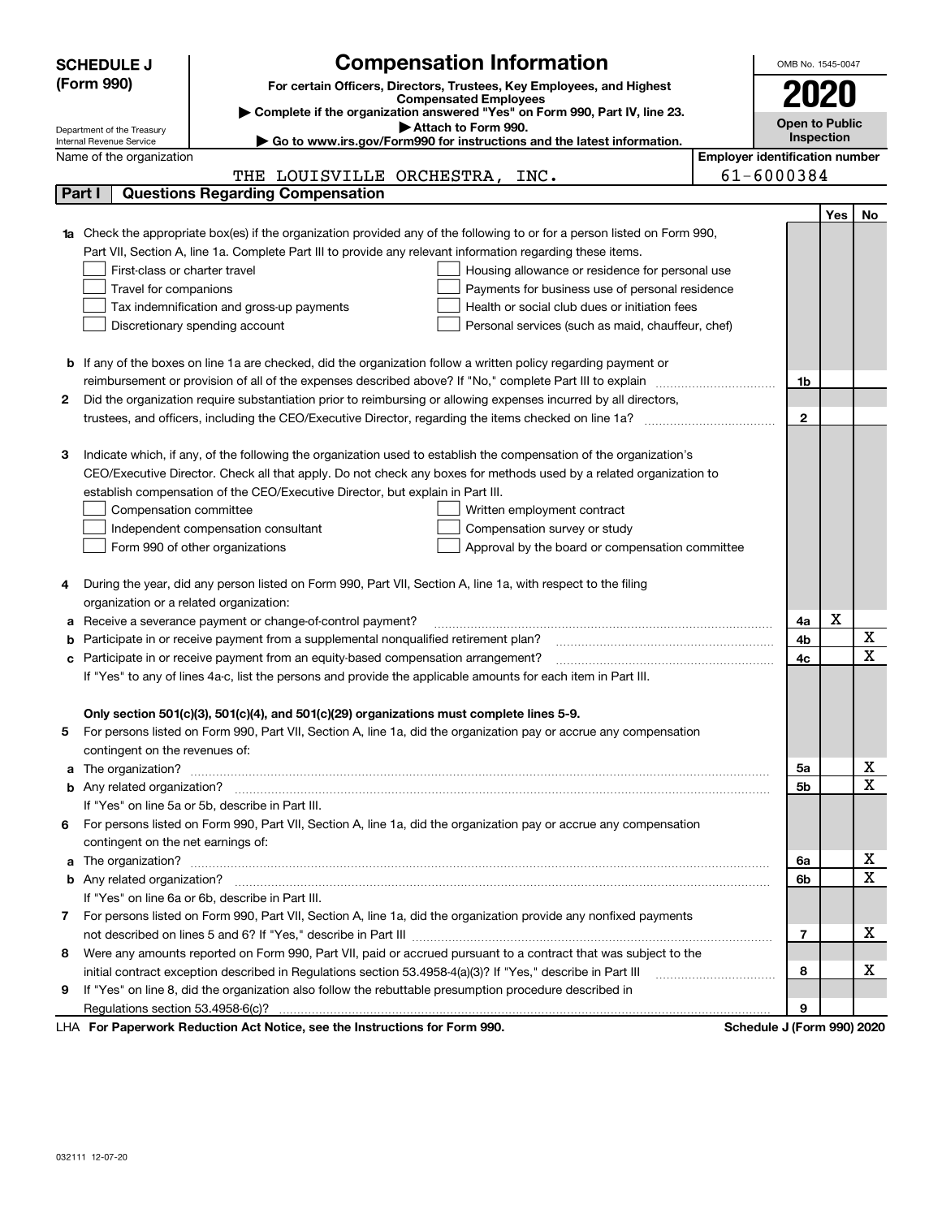**SCHEDULE J (Form 990)**

Department of the Treasury
Internal Revenue Service

# Compensation Information

**For certain Officers, Directors, Trustees, Key Employees, and Highest Compensated Employees**

▶ Complete if the organization answered "Yes" on Form 990, Part IV, line 23.
▶ Attach to Form 990.
▶ Go to www.irs.gov/Form990 for instructions and the latest information.

OMB No. 1545-0047

**2020**

**Open to Public Inspection**

Name of the organization: THE LOUISVILLE ORCHESTRA, INC.

Employer identification number: 61-6000384

## Part I Questions Regarding Compensation

| | | | Yes | No |
|---|---|---|---|---|
| **1a** | Check the appropriate box(es) if the organization provided any of the following to or for a person listed on Form 990, Part VII, Section A, line 1a. Complete Part III to provide any relevant information regarding these items.<br>☐ First-class or charter travel ☐ Housing allowance or residence for personal use<br>☐ Travel for companions ☐ Payments for business use of personal residence<br>☐ Tax indemnification and gross-up payments ☐ Health or social club dues or initiation fees<br>☐ Discretionary spending account ☐ Personal services (such as maid, chauffeur, chef) | | | |
| **b** | If any of the boxes on line 1a are checked, did the organization follow a written policy regarding payment or reimbursement or provision of all of the expenses described above? If "No," complete Part III to explain | 1b | | |
| **2** | Did the organization require substantiation prior to reimbursing or allowing expenses incurred by all directors, trustees, and officers, including the CEO/Executive Director, regarding the items checked on line 1a? | 2 | | |
| **3** | Indicate which, if any, of the following the organization used to establish the compensation of the organization's CEO/Executive Director. Check all that apply. Do not check any boxes for methods used by a related organization to establish compensation of the CEO/Executive Director, but explain in Part III.<br>☐ Compensation committee ☐ Written employment contract<br>☐ Independent compensation consultant ☐ Compensation survey or study<br>☐ Form 990 of other organizations ☐ Approval by the board or compensation committee | | | |
| **4** | During the year, did any person listed on Form 990, Part VII, Section A, line 1a, with respect to the filing organization or a related organization: | | | |
| **a** | Receive a severance payment or change-of-control payment? | 4a | X | |
| **b** | Participate in or receive payment from a supplemental nonqualified retirement plan? | 4b | | X |
| **c** | Participate in or receive payment from an equity-based compensation arrangement? | 4c | | X |
| | If "Yes" to any of lines 4a-c, list the persons and provide the applicable amounts for each item in Part III. | | | |
| | **Only section 501(c)(3), 501(c)(4), and 501(c)(29) organizations must complete lines 5-9.** | | | |
| **5** | For persons listed on Form 990, Part VII, Section A, line 1a, did the organization pay or accrue any compensation contingent on the revenues of: | | | |
| **a** | The organization? | 5a | | X |
| **b** | Any related organization? | 5b | | X |
| | If "Yes" on line 5a or 5b, describe in Part III. | | | |
| **6** | For persons listed on Form 990, Part VII, Section A, line 1a, did the organization pay or accrue any compensation contingent on the net earnings of: | | | |
| **a** | The organization? | 6a | | X |
| **b** | Any related organization? | 6b | | X |
| | If "Yes" on line 6a or 6b, describe in Part III. | | | |
| **7** | For persons listed on Form 990, Part VII, Section A, line 1a, did the organization provide any nonfixed payments not described on lines 5 and 6? If "Yes," describe in Part III | 7 | | X |
| **8** | Were any amounts reported on Form 990, Part VII, paid or accrued pursuant to a contract that was subject to the initial contract exception described in Regulations section 53.4958-4(a)(3)? If "Yes," describe in Part III | 8 | | X |
| **9** | If "Yes" on line 8, did the organization also follow the rebuttable presumption procedure described in Regulations section 53.4958-6(c)? | 9 | | |

LHA **For Paperwork Reduction Act Notice, see the Instructions for Form 990.** **Schedule J (Form 990) 2020**

032111 12-07-20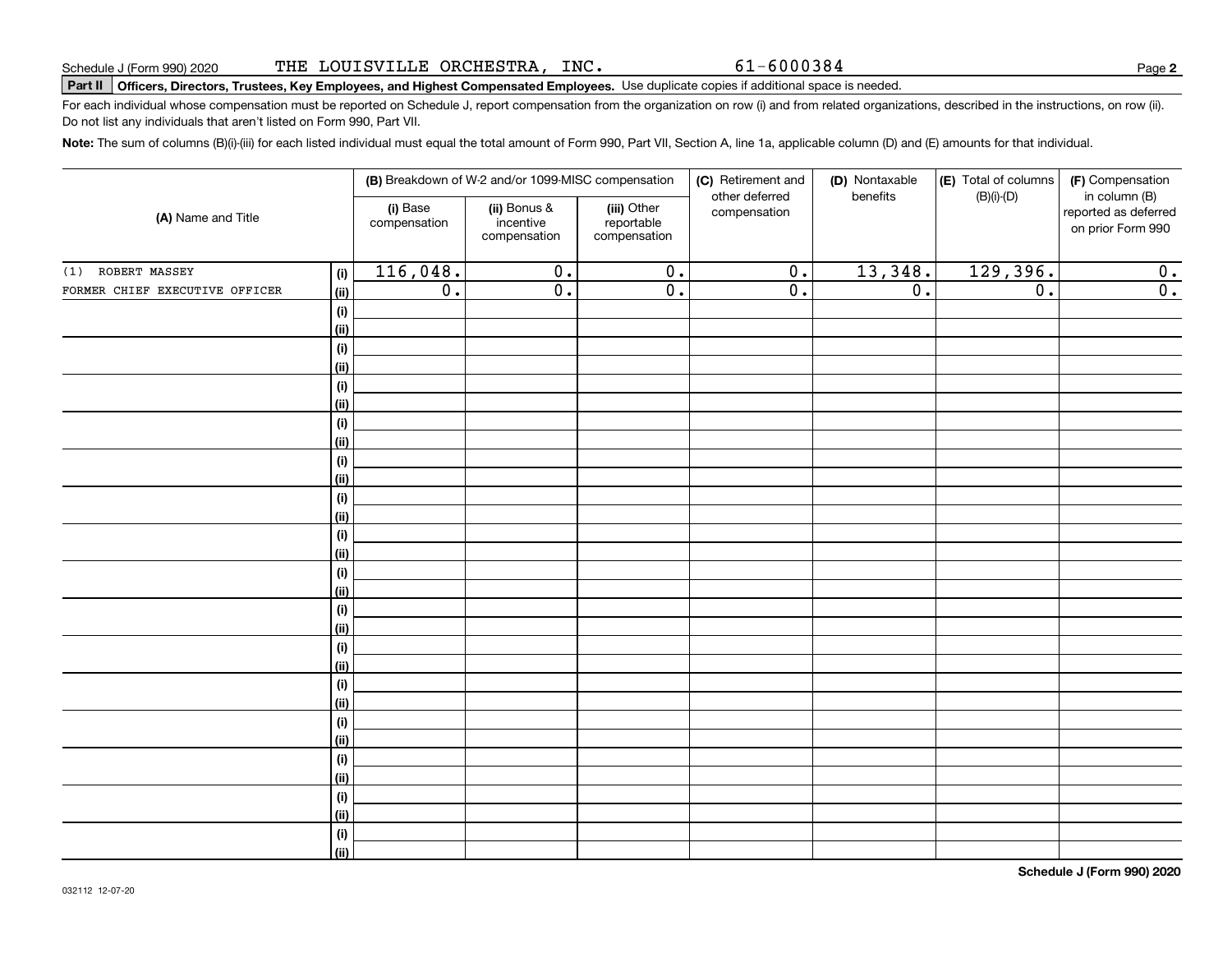Schedule J (Form 990) 2020 THE LOUISVILLE ORCHESTRA, INC. 61-6000384

**Part II Officers, Directors, Trustees, Key Employees, and Highest Compensated Employees.** Use duplicate copies if additional space is needed.

For each individual whose compensation must be reported on Schedule J, report compensation from the organization on row (i) and from related organizations, described in the instructions, on row (ii). Do not list any individuals that aren't listed on Form 990, Part VII.

**Note:** The sum of columns (B)(i)-(iii) for each listed individual must equal the total amount of Form 990, Part VII, Section A, line 1a, applicable column (D) and (E) amounts for that individual.

| (A) Name and Title | | (B) Breakdown of W-2 and/or 1099-MISC compensation | | | (C) Retirement and other deferred compensation | (D) Nontaxable benefits | (E) Total of columns (B)(i)-(D) | (F) Compensation in column (B) reported as deferred on prior Form 990 |
|---|---|---|---|---|---|---|---|---|
| | | (i) Base compensation | (ii) Bonus & incentive compensation | (iii) Other reportable compensation | | | | |
| (1) ROBERT MASSEY | (i) | 116,048. | 0. | 0. | 0. | 13,348. | 129,396. | 0. |
| FORMER CHIEF EXECUTIVE OFFICER | (ii) | 0. | 0. | 0. | 0. | 0. | 0. | 0. |
| | (i) | | | | | | | |
| | (ii) | | | | | | | |
| | (i) | | | | | | | |
| | (ii) | | | | | | | |
| | (i) | | | | | | | |
| | (ii) | | | | | | | |
| | (i) | | | | | | | |
| | (ii) | | | | | | | |
| | (i) | | | | | | | |
| | (ii) | | | | | | | |
| | (i) | | | | | | | |
| | (ii) | | | | | | | |
| | (i) | | | | | | | |
| | (ii) | | | | | | | |
| | (i) | | | | | | | |
| | (ii) | | | | | | | |
| | (i) | | | | | | | |
| | (ii) | | | | | | | |
| | (i) | | | | | | | |
| | (ii) | | | | | | | |
| | (i) | | | | | | | |
| | (ii) | | | | | | | |
| | (i) | | | | | | | |
| | (ii) | | | | | | | |
| | (i) | | | | | | | |
| | (ii) | | | | | | | |
| | (i) | | | | | | | |
| | (ii) | | | | | | | |
| | (i) | | | | | | | |
| | (ii) | | | | | | | |

**Schedule J (Form 990) 2020**

032112 12-07-20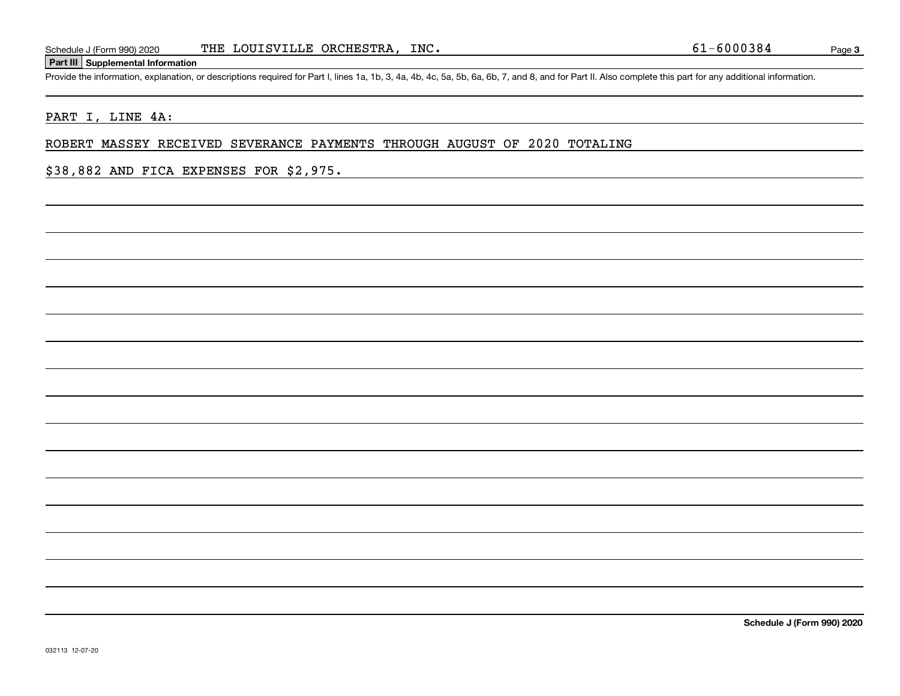## Part III Supplemental Information

Provide the information, explanation, or descriptions required for Part I, lines 1a, 1b, 3, 4a, 4b, 4c, 5a, 5b, 6a, 6b, 7, and 8, and for Part II. Also complete this part for any additional information.

PART I, LINE 4A:

ROBERT MASSEY RECEIVED SEVERANCE PAYMENTS THROUGH AUGUST OF 2020 TOTALING $38,882 AND FICA EXPENSES FOR $2,975.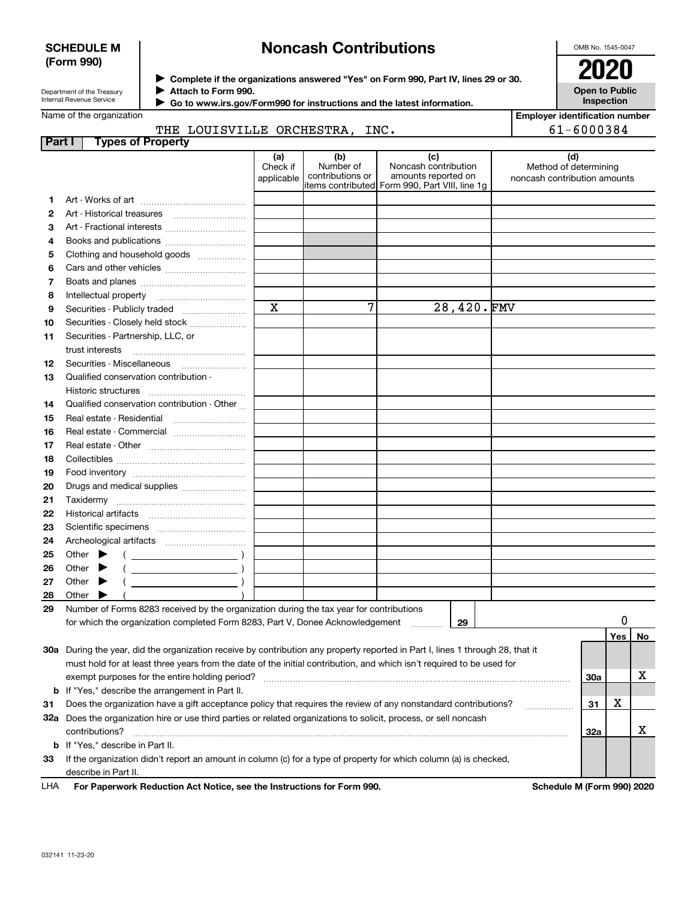**SCHEDULE M (Form 990)**

Department of the Treasury
Internal Revenue Service

# Noncash Contributions

▶ Complete if the organizations answered "Yes" on Form 990, Part IV, lines 29 or 30.
▶ Attach to Form 990.
▶ Go to www.irs.gov/Form990 for instructions and the latest information.

OMB No. 1545-0047

**2020**

**Open to Public Inspection**

Name of the organization: THE LOUISVILLE ORCHESTRA, INC.

Employer identification number: 61-6000384

## Part I Types of Property

| | | (a) Check if applicable | (b) Number of contributions or items contributed | (c) Noncash contribution amounts reported on Form 990, Part VIII, line 1g | (d) Method of determining noncash contribution amounts |
|---|---|---|---|---|---|
| 1 | Art - Works of art | | | | |
| 2 | Art - Historical treasures | | | | |
| 3 | Art - Fractional interests | | | | |
| 4 | Books and publications | | | | |
| 5 | Clothing and household goods | | | | |
| 6 | Cars and other vehicles | | | | |
| 7 | Boats and planes | | | | |
| 8 | Intellectual property | | | | |
| 9 | Securities - Publicly traded | X | 7 | 28,420. | FMV |
| 10 | Securities - Closely held stock | | | | |
| 11 | Securities - Partnership, LLC, or trust interests | | | | |
| 12 | Securities - Miscellaneous | | | | |
| 13 | Qualified conservation contribution - Historic structures | | | | |
| 14 | Qualified conservation contribution - Other | | | | |
| 15 | Real estate - Residential | | | | |
| 16 | Real estate - Commercial | | | | |
| 17 | Real estate - Other | | | | |
| 18 | Collectibles | | | | |
| 19 | Food inventory | | | | |
| 20 | Drugs and medical supplies | | | | |
| 21 | Taxidermy | | | | |
| 22 | Historical artifacts | | | | |
| 23 | Scientific specimens | | | | |
| 24 | Archeological artifacts | | | | |
| 25 | Other ▶ ( ) | | | | |
| 26 | Other ▶ ( ) | | | | |
| 27 | Other ▶ ( ) | | | | |
| 28 | Other ▶ ( ) | | | | |

29 Number of Forms 8283 received by the organization during the tax year for contributions for which the organization completed Form 8283, Part V, Donee Acknowledgement ..... **29** 0

| | | | Yes | No |
|---|---|---|---|---|
| 30a | During the year, did the organization receive by contribution any property reported in Part I, lines 1 through 28, that it must hold for at least three years from the date of the initial contribution, and which isn't required to be used for exempt purposes for the entire holding period? | 30a | | X |
| b | If "Yes," describe the arrangement in Part II. | | | |
| 31 | Does the organization have a gift acceptance policy that requires the review of any nonstandard contributions? | 31 | X | |
| 32a | Does the organization hire or use third parties or related organizations to solicit, process, or sell noncash contributions? | 32a | | X |
| b | If "Yes," describe in Part II. | | | |
| 33 | If the organization didn't report an amount in column (c) for a type of property for which column (a) is checked, describe in Part II. | | | |

LHA **For Paperwork Reduction Act Notice, see the Instructions for Form 990.** **Schedule M (Form 990) 2020**

032141 11-23-20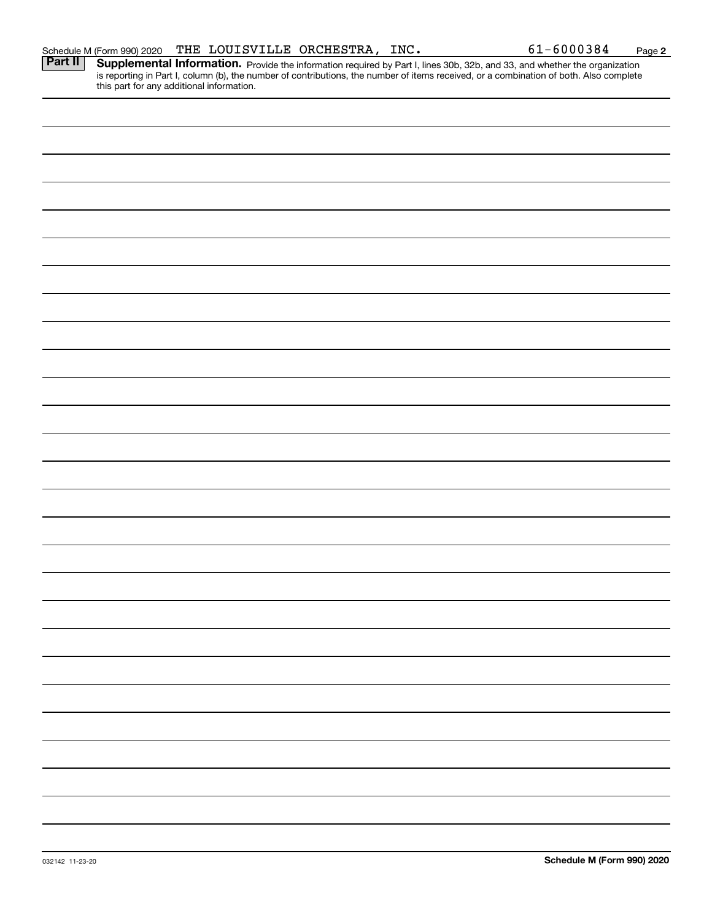Schedule M (Form 990) 2020 THE LOUISVILLE ORCHESTRA, INC. 61-6000384

**Part II** **Supplemental Information.** Provide the information required by Part I, lines 30b, 32b, and 33, and whether the organization is reporting in Part I, column (b), the number of contributions, the number of items received, or a combination of both. Also complete this part for any additional information.

032142 11-23-20

**Schedule M (Form 990) 2020**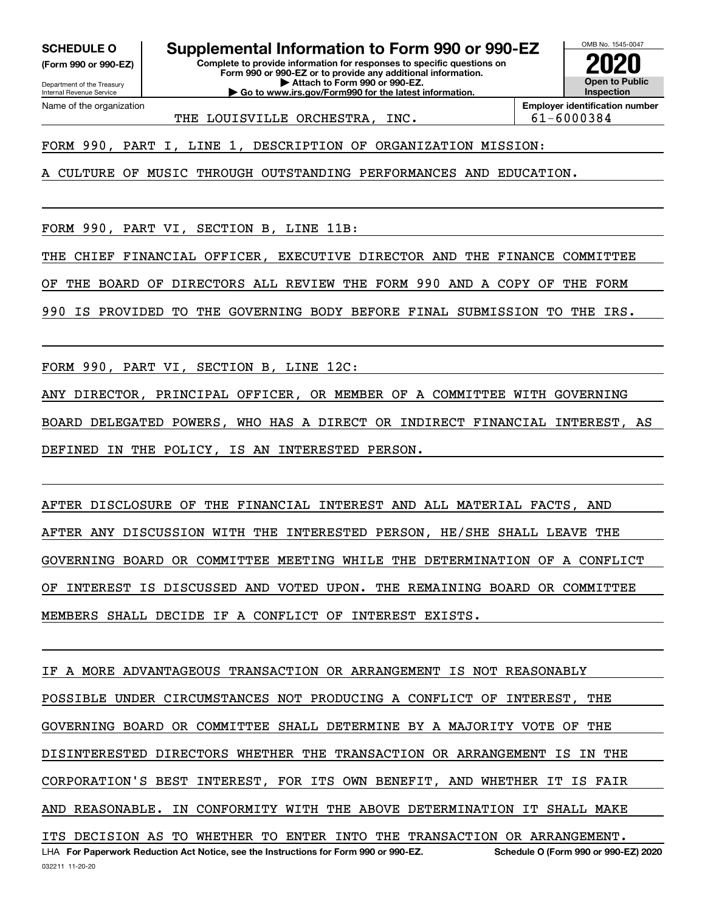**SCHEDULE O**
**(Form 990 or 990-EZ)**

Department of the Treasury
Internal Revenue Service

# Supplemental Information to Form 990 or 990-EZ

**Complete to provide information for responses to specific questions on Form 990 or 990-EZ or to provide any additional information.**
**▶ Attach to Form 990 or 990-EZ.**
**▶ Go to www.irs.gov/Form990 for the latest information.**

OMB No. 1545-0047

**2020**

**Open to Public Inspection**

Name of the organization: THE LOUISVILLE ORCHESTRA, INC.

**Employer identification number:** 61-6000384

FORM 990, PART I, LINE 1, DESCRIPTION OF ORGANIZATION MISSION:

A CULTURE OF MUSIC THROUGH OUTSTANDING PERFORMANCES AND EDUCATION.

FORM 990, PART VI, SECTION B, LINE 11B:

THE CHIEF FINANCIAL OFFICER, EXECUTIVE DIRECTOR AND THE FINANCE COMMITTEE OF THE BOARD OF DIRECTORS ALL REVIEW THE FORM 990 AND A COPY OF THE FORM 990 IS PROVIDED TO THE GOVERNING BODY BEFORE FINAL SUBMISSION TO THE IRS.

FORM 990, PART VI, SECTION B, LINE 12C:

ANY DIRECTOR, PRINCIPAL OFFICER, OR MEMBER OF A COMMITTEE WITH GOVERNING BOARD DELEGATED POWERS, WHO HAS A DIRECT OR INDIRECT FINANCIAL INTEREST, AS DEFINED IN THE POLICY, IS AN INTERESTED PERSON.

AFTER DISCLOSURE OF THE FINANCIAL INTEREST AND ALL MATERIAL FACTS, AND AFTER ANY DISCUSSION WITH THE INTERESTED PERSON, HE/SHE SHALL LEAVE THE GOVERNING BOARD OR COMMITTEE MEETING WHILE THE DETERMINATION OF A CONFLICT OF INTEREST IS DISCUSSED AND VOTED UPON. THE REMAINING BOARD OR COMMITTEE MEMBERS SHALL DECIDE IF A CONFLICT OF INTEREST EXISTS.

IF A MORE ADVANTAGEOUS TRANSACTION OR ARRANGEMENT IS NOT REASONABLY POSSIBLE UNDER CIRCUMSTANCES NOT PRODUCING A CONFLICT OF INTEREST, THE GOVERNING BOARD OR COMMITTEE SHALL DETERMINE BY A MAJORITY VOTE OF THE DISINTERESTED DIRECTORS WHETHER THE TRANSACTION OR ARRANGEMENT IS IN THE CORPORATION'S BEST INTEREST, FOR ITS OWN BENEFIT, AND WHETHER IT IS FAIR AND REASONABLE. IN CONFORMITY WITH THE ABOVE DETERMINATION IT SHALL MAKE ITS DECISION AS TO WHETHER TO ENTER INTO THE TRANSACTION OR ARRANGEMENT.

LHA **For Paperwork Reduction Act Notice, see the Instructions for Form 990 or 990-EZ.** **Schedule O (Form 990 or 990-EZ) 2020**

032211 11-20-20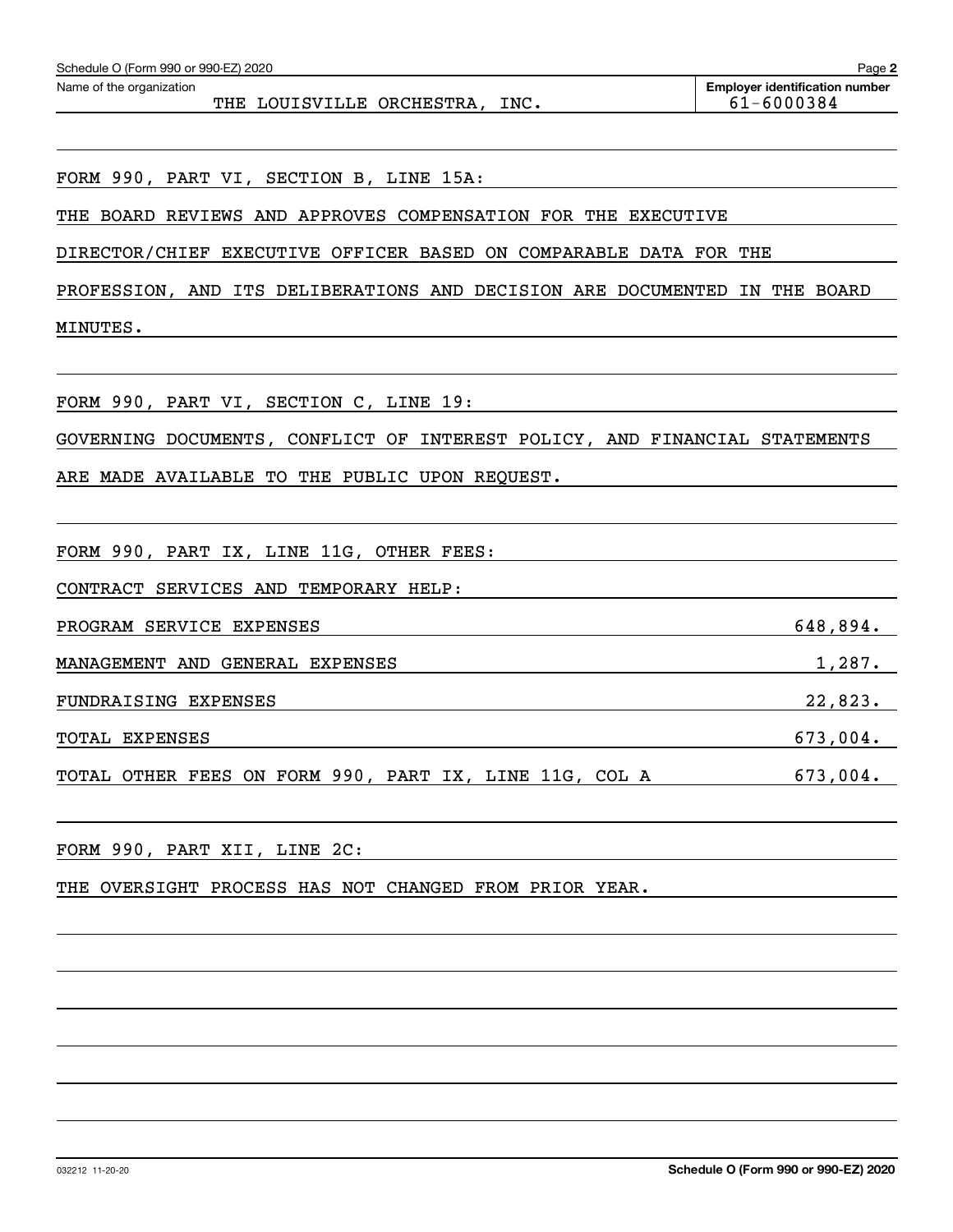Schedule O (Form 990 or 990-EZ) 2020

Name of the organization: THE LOUISVILLE ORCHESTRA, INC.

**Employer identification number** 61-6000384

FORM 990, PART VI, SECTION B, LINE 15A:

THE BOARD REVIEWS AND APPROVES COMPENSATION FOR THE EXECUTIVE DIRECTOR/CHIEF EXECUTIVE OFFICER BASED ON COMPARABLE DATA FOR THE PROFESSION, AND ITS DELIBERATIONS AND DECISION ARE DOCUMENTED IN THE BOARD MINUTES.

FORM 990, PART VI, SECTION C, LINE 19:

GOVERNING DOCUMENTS, CONFLICT OF INTEREST POLICY, AND FINANCIAL STATEMENTS ARE MADE AVAILABLE TO THE PUBLIC UPON REQUEST.

FORM 990, PART IX, LINE 11G, OTHER FEES:

CONTRACT SERVICES AND TEMPORARY HELP:

| | |
|---|---|
| PROGRAM SERVICE EXPENSES | 648,894. |
| MANAGEMENT AND GENERAL EXPENSES | 1,287. |
| FUNDRAISING EXPENSES | 22,823. |
| TOTAL EXPENSES | 673,004. |
| TOTAL OTHER FEES ON FORM 990, PART IX, LINE 11G, COL A | 673,004. |

FORM 990, PART XII, LINE 2C:

THE OVERSIGHT PROCESS HAS NOT CHANGED FROM PRIOR YEAR.

032212 11-20-20 **Schedule O (Form 990 or 990-EZ) 2020**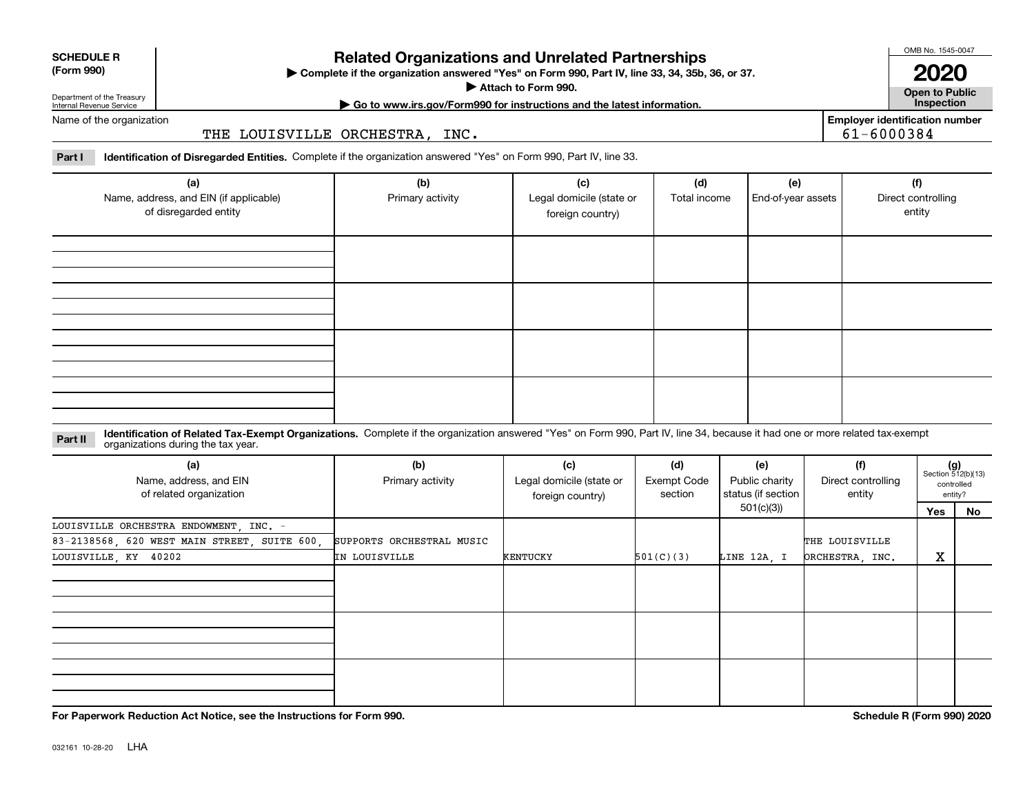**SCHEDULE R (Form 990)**

Department of the Treasury
Internal Revenue Service

# Related Organizations and Unrelated Partnerships

▶ Complete if the organization answered "Yes" on Form 990, Part IV, line 33, 34, 35b, 36, or 37.
▶ Attach to Form 990.
▶ Go to www.irs.gov/Form990 for instructions and the latest information.

OMB No. 1545-0047

**2020**

**Open to Public Inspection**

Name of the organization: THE LOUISVILLE ORCHESTRA, INC.

Employer identification number: 61-6000384

**Part I** **Identification of Disregarded Entities.** Complete if the organization answered "Yes" on Form 990, Part IV, line 33.

| (a) Name, address, and EIN (if applicable) of disregarded entity | (b) Primary activity | (c) Legal domicile (state or foreign country) | (d) Total income | (e) End-of-year assets | (f) Direct controlling entity |
|---|---|---|---|---|---|
| | | | | | |
| | | | | | |
| | | | | | |
| | | | | | |

**Part II** **Identification of Related Tax-Exempt Organizations.** Complete if the organization answered "Yes" on Form 990, Part IV, line 34, because it had one or more related tax-exempt organizations during the tax year.

| (a) Name, address, and EIN of related organization | (b) Primary activity | (c) Legal domicile (state or foreign country) | (d) Exempt Code section | (e) Public charity status (if section 501(c)(3)) | (f) Direct controlling entity | (g) Section 512(b)(13) controlled entity? Yes | No |
|---|---|---|---|---|---|---|---|
| LOUISVILLE ORCHESTRA ENDOWMENT, INC. - 83-2138568, 620 WEST MAIN STREET, SUITE 600, LOUISVILLE, KY 40202 | SUPPORTS ORCHESTRAL MUSIC IN LOUISVILLE | KENTUCKY | 501(C)(3) | LINE 12A, I | THE LOUISVILLE ORCHESTRA, INC. | X | |
| | | | | | | | |
| | | | | | | | |
| | | | | | | | |

**For Paperwork Reduction Act Notice, see the Instructions for Form 990.**

**Schedule R (Form 990) 2020**

032161 10-28-20 LHA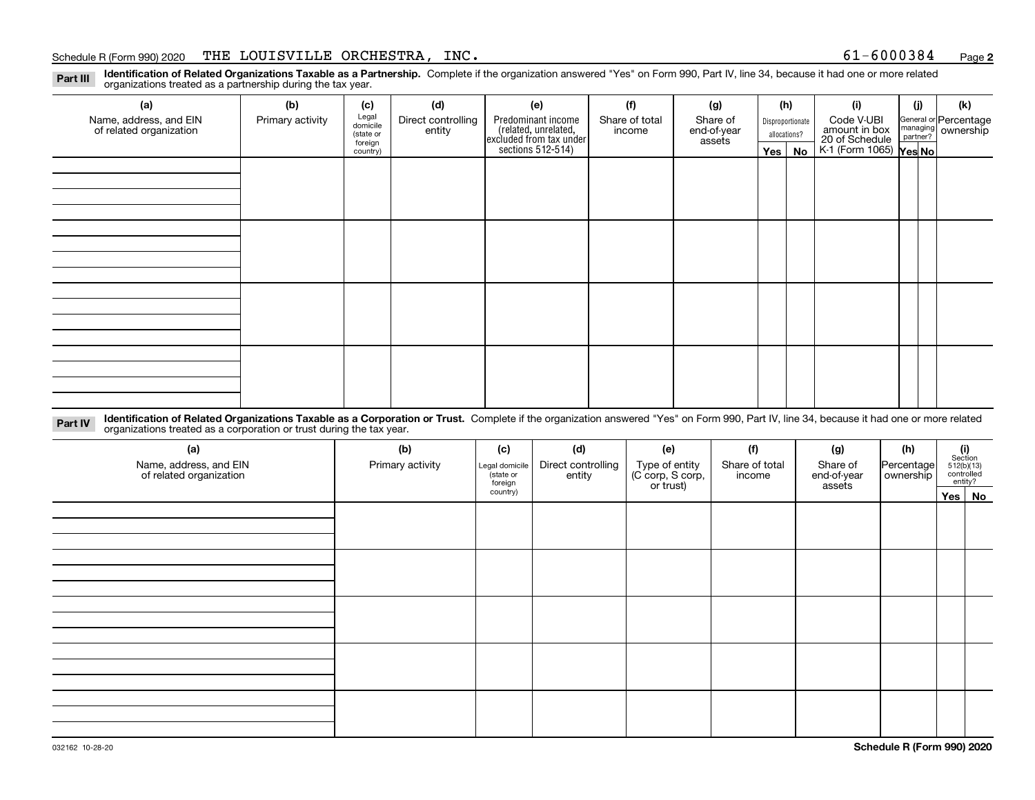Schedule R (Form 990) 2020 THE LOUISVILLE ORCHESTRA, INC. 61-6000384 Page **2**

**Part III** **Identification of Related Organizations Taxable as a Partnership.** Complete if the organization answered "Yes" on Form 990, Part IV, line 34, because it had one or more related organizations treated as a partnership during the tax year.

| (a) Name, address, and EIN of related organization | (b) Primary activity | (c) Legal domicile (state or foreign country) | (d) Direct controlling entity | (e) Predominant income (related, unrelated, excluded from tax under sections 512-514) | (f) Share of total income | (g) Share of end-of-year assets | (h) Disproportionate allocations? | | (i) Code V-UBI amount in box 20 of Schedule K-1 (Form 1065) | (j) General or managing partner? | | (k) Percentage ownership |
|---|---|---|---|---|---|---|---|---|---|---|---|---|
| | | | | | | | Yes | No | | Yes | No | |
| | | | | | | | | | | | | |
| | | | | | | | | | | | | |
| | | | | | | | | | | | | |
| | | | | | | | | | | | | |

**Part IV** **Identification of Related Organizations Taxable as a Corporation or Trust.** Complete if the organization answered "Yes" on Form 990, Part IV, line 34, because it had one or more related organizations treated as a corporation or trust during the tax year.

| (a) Name, address, and EIN of related organization | (b) Primary activity | (c) Legal domicile (state or foreign country) | (d) Direct controlling entity | (e) Type of entity (C corp, S corp, or trust) | (f) Share of total income | (g) Share of end-of-year assets | (h) Percentage ownership | (i) Section 512(b)(13) controlled entity? | |
|---|---|---|---|---|---|---|---|---|---|
| | | | | | | | | Yes | No |
| | | | | | | | | | |
| | | | | | | | | | |
| | | | | | | | | | |
| | | | | | | | | | |
| | | | | | | | | | |

032162 10-28-20 **Schedule R (Form 990) 2020**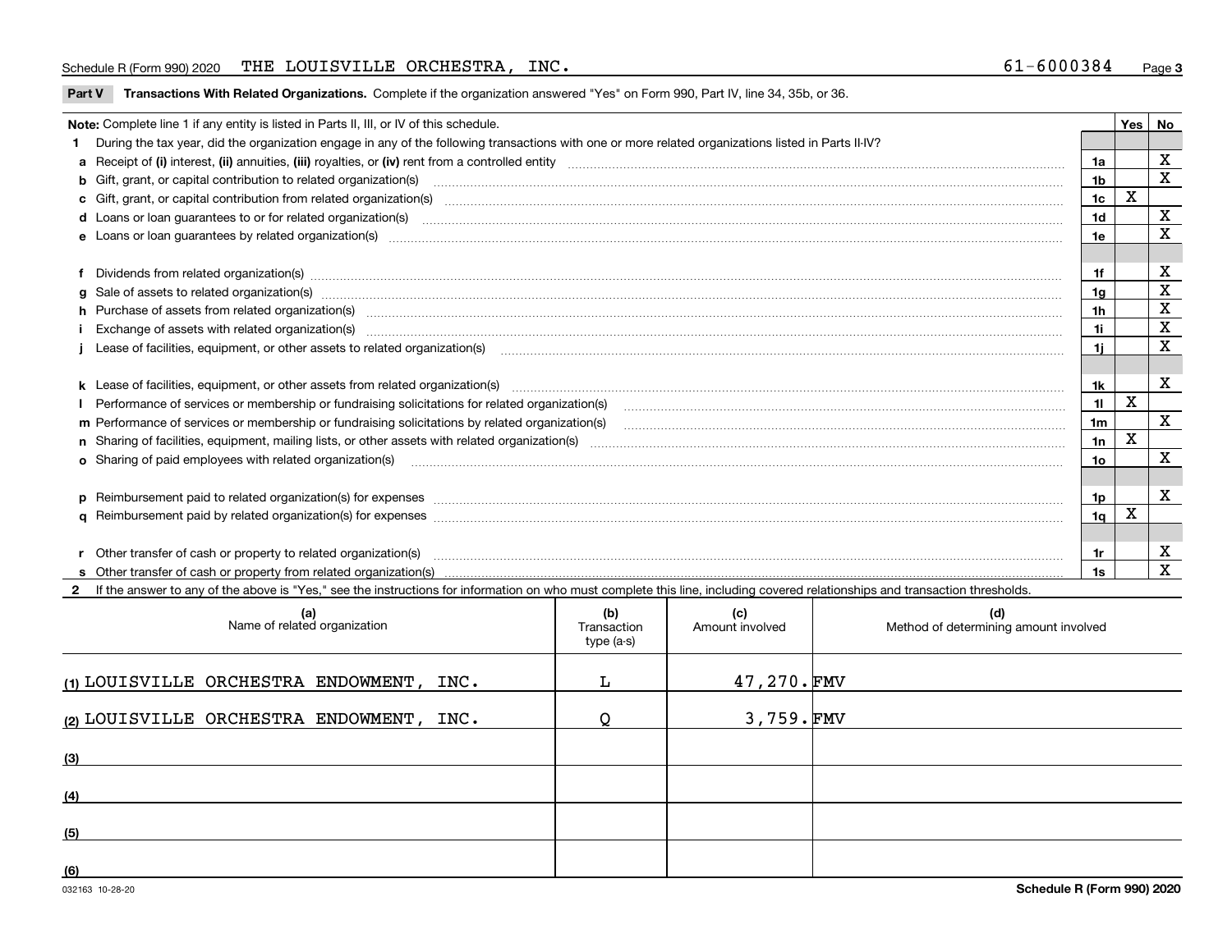Schedule R (Form 990) 2020 THE LOUISVILLE ORCHESTRA, INC. 61-6000384

**Part V Transactions With Related Organizations.** Complete if the organization answered "Yes" on Form 990, Part IV, line 34, 35b, or 36.

| Note: Complete line 1 if any entity is listed in Parts II, III, or IV of this schedule. | | Yes | No |
|---|---|---|---|
| **1** During the tax year, did the organization engage in any of the following transactions with one or more related organizations listed in Parts II-IV? | | | |
| **a** Receipt of **(i)** interest, **(ii)** annuities, **(iii)** royalties, or **(iv)** rent from a controlled entity | 1a | | X |
| **b** Gift, grant, or capital contribution to related organization(s) | 1b | | X |
| **c** Gift, grant, or capital contribution from related organization(s) | 1c | X | |
| **d** Loans or loan guarantees to or for related organization(s) | 1d | | X |
| **e** Loans or loan guarantees by related organization(s) | 1e | | X |
| **f** Dividends from related organization(s) | 1f | | X |
| **g** Sale of assets to related organization(s) | 1g | | X |
| **h** Purchase of assets from related organization(s) | 1h | | X |
| **i** Exchange of assets with related organization(s) | 1i | | X |
| **j** Lease of facilities, equipment, or other assets to related organization(s) | 1j | | X |
| **k** Lease of facilities, equipment, or other assets from related organization(s) | 1k | | X |
| **l** Performance of services or membership or fundraising solicitations for related organization(s) | 1l | X | |
| **m** Performance of services or membership or fundraising solicitations by related organization(s) | 1m | | X |
| **n** Sharing of facilities, equipment, mailing lists, or other assets with related organization(s) | 1n | X | |
| **o** Sharing of paid employees with related organization(s) | 1o | | X |
| **p** Reimbursement paid to related organization(s) for expenses | 1p | | X |
| **q** Reimbursement paid by related organization(s) for expenses | 1q | X | |
| **r** Other transfer of cash or property to related organization(s) | 1r | | X |
| **s** Other transfer of cash or property from related organization(s) | 1s | | X |

**2** If the answer to any of the above is "Yes," see the instructions for information on who must complete this line, including covered relationships and transaction thresholds.

| | (a) Name of related organization | (b) Transaction type (a-s) | (c) Amount involved | (d) Method of determining amount involved |
|---|---|---|---|---|
| (1) | LOUISVILLE ORCHESTRA ENDOWMENT, INC. | L | 47,270. | FMV |
| (2) | LOUISVILLE ORCHESTRA ENDOWMENT, INC. | Q | 3,759. | FMV |
| (3) | | | | |
| (4) | | | | |
| (5) | | | | |
| (6) | | | | |

032163 10-28-20 **Schedule R (Form 990) 2020**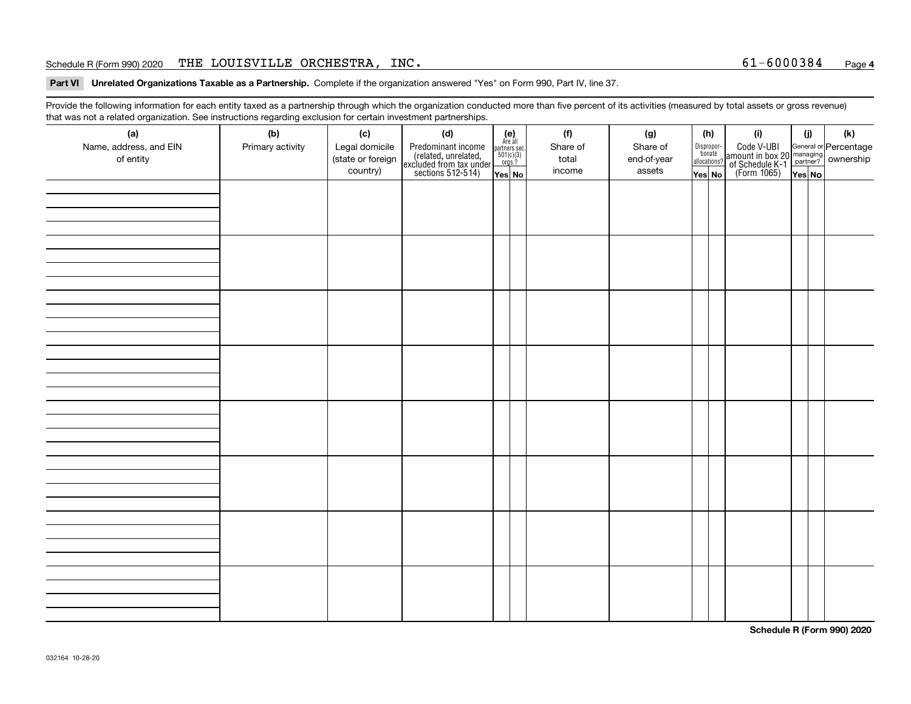Schedule R (Form 990) 2020 THE LOUISVILLE ORCHESTRA, INC. 61-6000384 Page 4

**Part VI Unrelated Organizations Taxable as a Partnership.** Complete if the organization answered "Yes" on Form 990, Part IV, line 37.

Provide the following information for each entity taxed as a partnership through which the organization conducted more than five percent of its activities (measured by total assets or gross revenue) that was not a related organization. See instructions regarding exclusion for certain investment partnerships.

| (a) Name, address, and EIN of entity | (b) Primary activity | (c) Legal domicile (state or foreign country) | (d) Predominant income (related, unrelated, excluded from tax under sections 512-514) | (e) Are all partners sec. 501(c)(3) orgs.? Yes | No | (f) Share of total income | (g) Share of end-of-year assets | (h) Disproportionate allocations? Yes | No | (i) Code V-UBI amount in box 20 of Schedule K-1 (Form 1065) | (j) General or managing partner? Yes | No | (k) Percentage ownership |
|---|---|---|---|---|---|---|---|---|---|---|---|---|---|
| | | | | | | | | | | | | | |
| | | | | | | | | | | | | | |
| | | | | | | | | | | | | | |
| | | | | | | | | | | | | | |
| | | | | | | | | | | | | | |
| | | | | | | | | | | | | | |
| | | | | | | | | | | | | | |
| | | | | | | | | | | | | | |

Schedule R (Form 990) 2020

032164 10-28-20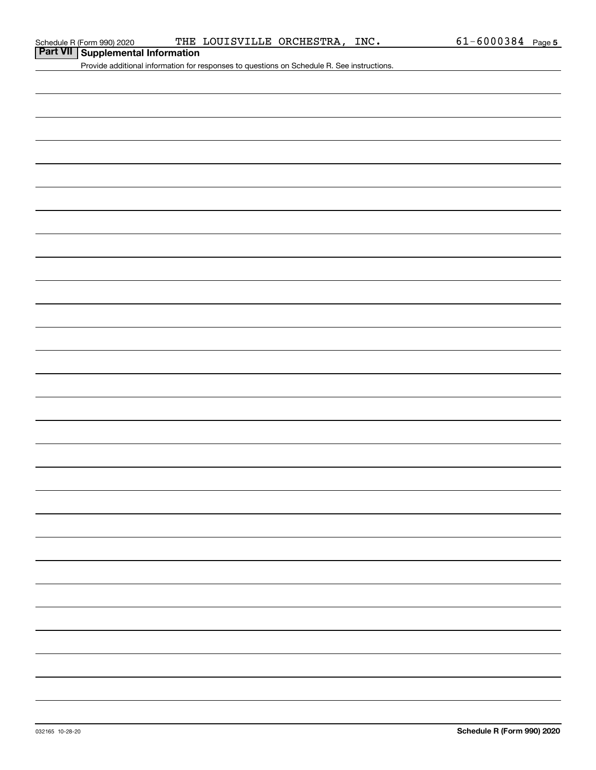Schedule R (Form 990) 2020 THE LOUISVILLE ORCHESTRA, INC. 61-6000384 Page 5

## Part VII Supplemental Information

Provide additional information for responses to questions on Schedule R. See instructions.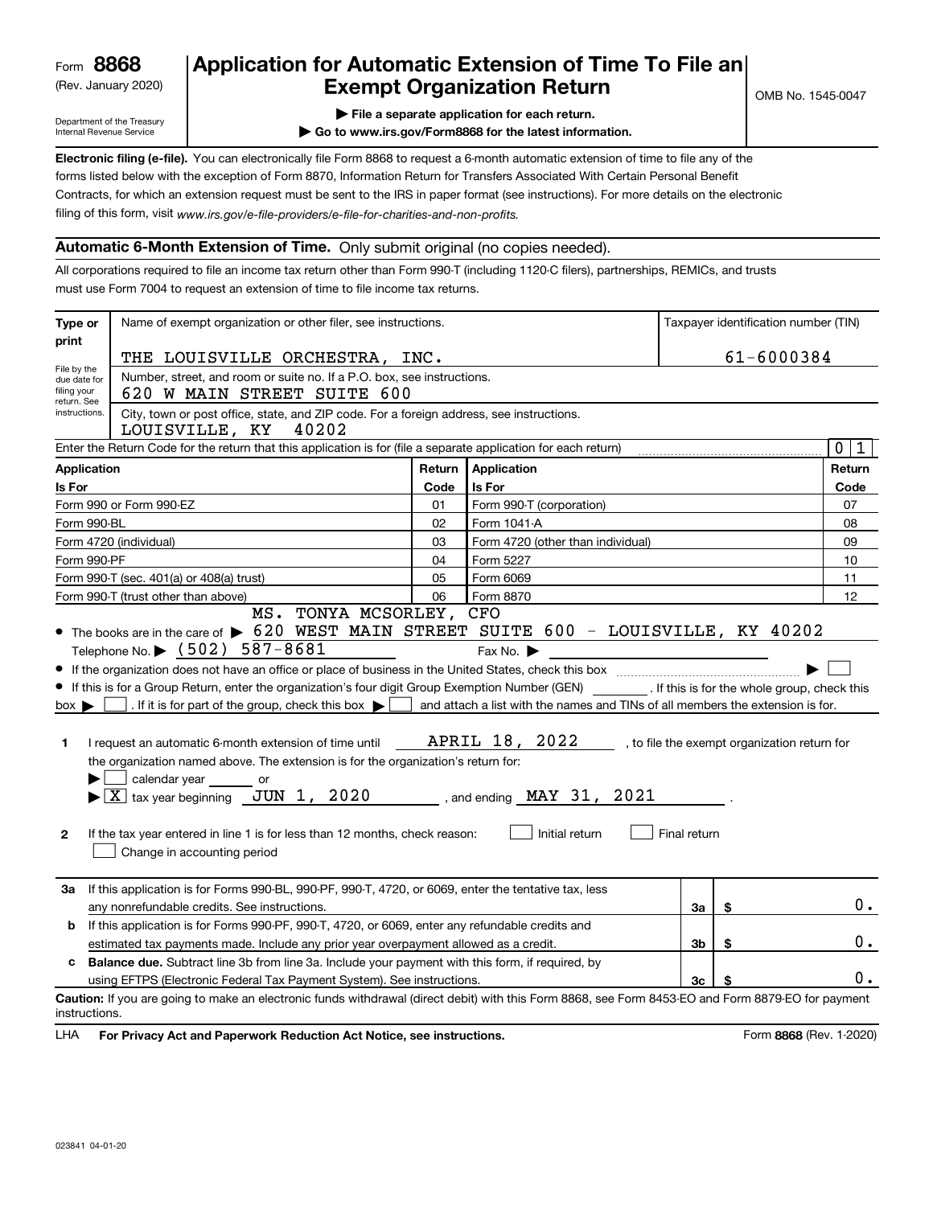Form **8868**
(Rev. January 2020)

Department of the Treasury
Internal Revenue Service

# Application for Automatic Extension of Time To File an Exempt Organization Return

▶ File a separate application for each return.

▶ Go to www.irs.gov/Form8868 for the latest information.

OMB No. 1545-0047

**Electronic filing (e-file).** You can electronically file Form 8868 to request a 6-month automatic extension of time to file any of the forms listed below with the exception of Form 8870, Information Return for Transfers Associated With Certain Personal Benefit Contracts, for which an extension request must be sent to the IRS in paper format (see instructions). For more details on the electronic filing of this form, visit *www.irs.gov/e-file-providers/e-file-for-charities-and-non-profits.*

## Automatic 6-Month Extension of Time. Only submit original (no copies needed).

All corporations required to file an income tax return other than Form 990-T (including 1120-C filers), partnerships, REMICs, and trusts must use Form 7004 to request an extension of time to file income tax returns.

| Type or print | | |
|---|---|---|
| File by the due date for filing your return. See instructions. | Name of exempt organization or other filer, see instructions.<br>THE LOUISVILLE ORCHESTRA, INC. | Taxpayer identification number (TIN)<br>61-6000384 |
| | Number, street, and room or suite no. If a P.O. box, see instructions.<br>620 W MAIN STREET SUITE 600 | |
| | City, town or post office, state, and ZIP code. For a foreign address, see instructions.<br>LOUISVILLE, KY 40202 | |

Enter the Return Code for the return that this application is for (file a separate application for each return) ..... 0 1

| Application Is For | Return Code | Application Is For | Return Code |
|---|---|---|---|
| Form 990 or Form 990-EZ | 01 | Form 990-T (corporation) | 07 |
| Form 990-BL | 02 | Form 1041-A | 08 |
| Form 4720 (individual) | 03 | Form 4720 (other than individual) | 09 |
| Form 990-PF | 04 | Form 5227 | 10 |
| Form 990-T (sec. 401(a) or 408(a) trust) | 05 | Form 6069 | 11 |
| Form 990-T (trust other than above) | 06 | Form 8870 | 12 |

- The books are in the care of ▶ MS. TONYA MCSORLEY, CFO 620 WEST MAIN STREET SUITE 600 - LOUISVILLE, KY 40202
  Telephone No. ▶ (502) 587-8681 Fax No. ▶
- If the organization does not have an office or place of business in the United States, check this box ..... ▶ ☐
- If this is for a Group Return, enter the organization's four digit Group Exemption Number (GEN) ________ . If this is for the whole group, check this box ▶ ☐ . If it is for part of the group, check this box ▶ ☐ and attach a list with the names and TINs of all members the extension is for.

**1** I request an automatic 6-month extension of time until APRIL 18, 2022 , to file the exempt organization return for the organization named above. The extension is for the organization's return for:

▶ ☐ calendar year ______ or

▶ ☒ tax year beginning JUN 1, 2020 , and ending MAY 31, 2021 .

**2** If the tax year entered in line 1 is for less than 12 months, check reason: ☐ Initial return ☐ Final return ☐ Change in accounting period

| | | | |
|---|---|---|---|
| **3a** If this application is for Forms 990-BL, 990-PF, 990-T, 4720, or 6069, enter the tentative tax, less any nonrefundable credits. See instructions. | 3a | $ | 0. |
| **b** If this application is for Forms 990-PF, 990-T, 4720, or 6069, enter any refundable credits and estimated tax payments made. Include any prior year overpayment allowed as a credit. | 3b | $ | 0. |
| **c** **Balance due.** Subtract line 3b from line 3a. Include your payment with this form, if required, by using EFTPS (Electronic Federal Tax Payment System). See instructions. | 3c | $ | 0. |

**Caution:** If you are going to make an electronic funds withdrawal (direct debit) with this Form 8868, see Form 8453-EO and Form 8879-EO for payment instructions.

LHA **For Privacy Act and Paperwork Reduction Act Notice, see instructions.** Form **8868** (Rev. 1-2020)

023841 04-01-20